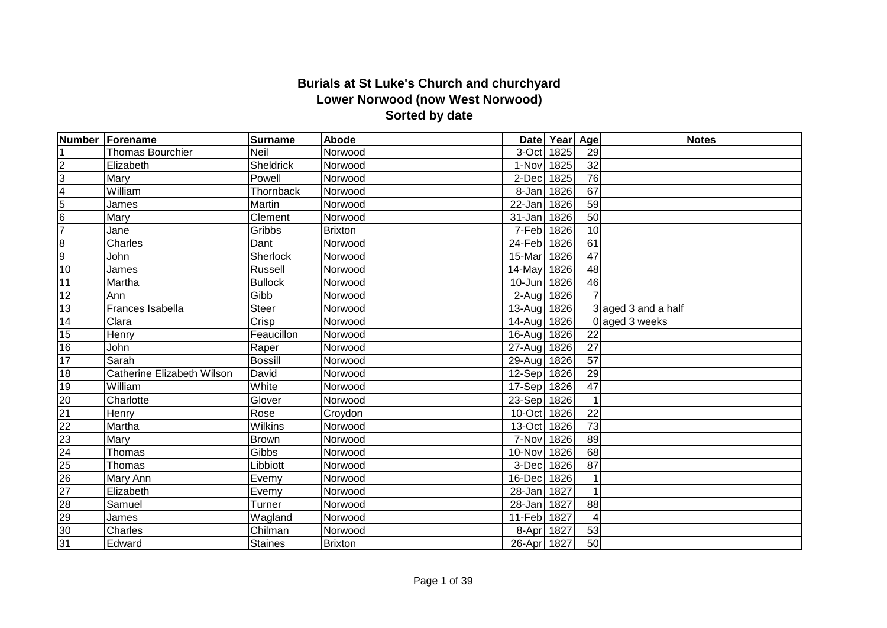# Burials at St Luke's Church and churchyard
## Lower Norwood (now West Norwood)
## Sorted by date

| Number | Forename | Surname | Abode | Date | Year | Age | Notes |
|---|---|---|---|---|---|---|---|
| 1 | Thomas Bourchier | Neil | Norwood | 3-Oct | 1825 | 29 | |
| 2 | Elizabeth | Sheldrick | Norwood | 1-Nov | 1825 | 32 | |
| 3 | Mary | Powell | Norwood | 2-Dec | 1825 | 76 | |
| 4 | William | Thornback | Norwood | 8-Jan | 1826 | 67 | |
| 5 | James | Martin | Norwood | 22-Jan | 1826 | 59 | |
| 6 | Mary | Clement | Norwood | 31-Jan | 1826 | 50 | |
| 7 | Jane | Gribbs | Brixton | 7-Feb | 1826 | 10 | |
| 8 | Charles | Dant | Norwood | 24-Feb | 1826 | 61 | |
| 9 | John | Sherlock | Norwood | 15-Mar | 1826 | 47 | |
| 10 | James | Russell | Norwood | 14-May | 1826 | 48 | |
| 11 | Martha | Bullock | Norwood | 10-Jun | 1826 | 46 | |
| 12 | Ann | Gibb | Norwood | 2-Aug | 1826 | 7 | |
| 13 | Frances Isabella | Steer | Norwood | 13-Aug | 1826 | 3 | aged 3 and a half |
| 14 | Clara | Crisp | Norwood | 14-Aug | 1826 | 0 | aged 3 weeks |
| 15 | Henry | Feaucillon | Norwood | 16-Aug | 1826 | 22 | |
| 16 | John | Raper | Norwood | 27-Aug | 1826 | 27 | |
| 17 | Sarah | Bossill | Norwood | 29-Aug | 1826 | 57 | |
| 18 | Catherine Elizabeth Wilson | David | Norwood | 12-Sep | 1826 | 29 | |
| 19 | William | White | Norwood | 17-Sep | 1826 | 47 | |
| 20 | Charlotte | Glover | Norwood | 23-Sep | 1826 | 1 | |
| 21 | Henry | Rose | Croydon | 10-Oct | 1826 | 22 | |
| 22 | Martha | Wilkins | Norwood | 13-Oct | 1826 | 73 | |
| 23 | Mary | Brown | Norwood | 7-Nov | 1826 | 89 | |
| 24 | Thomas | Gibbs | Norwood | 10-Nov | 1826 | 68 | |
| 25 | Thomas | Libbiott | Norwood | 3-Dec | 1826 | 87 | |
| 26 | Mary Ann | Evemy | Norwood | 16-Dec | 1826 | 1 | |
| 27 | Elizabeth | Evemy | Norwood | 28-Jan | 1827 | 1 | |
| 28 | Samuel | Turner | Norwood | 28-Jan | 1827 | 88 | |
| 29 | James | Wagland | Norwood | 11-Feb | 1827 | 4 | |
| 30 | Charles | Chilman | Norwood | 8-Apr | 1827 | 53 | |
| 31 | Edward | Staines | Brixton | 26-Apr | 1827 | 50 | |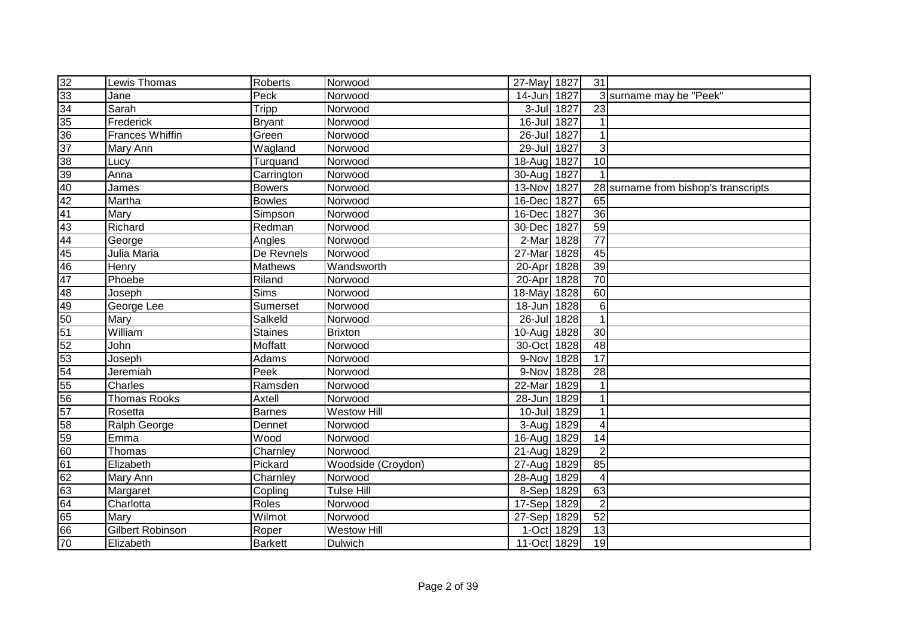| | | | | | | | |
|---|---|---|---|---|---|---|---|
| 32 | Lewis Thomas | Roberts | Norwood | 27-May | 1827 | 31 | |
| 33 | Jane | Peck | Norwood | 14-Jun | 1827 | 3 | surname may be "Peek" |
| 34 | Sarah | Tripp | Norwood | 3-Jul | 1827 | 23 | |
| 35 | Frederick | Bryant | Norwood | 16-Jul | 1827 | 1 | |
| 36 | Frances Whiffin | Green | Norwood | 26-Jul | 1827 | 1 | |
| 37 | Mary Ann | Wagland | Norwood | 29-Jul | 1827 | 3 | |
| 38 | Lucy | Turquand | Norwood | 18-Aug | 1827 | 10 | |
| 39 | Anna | Carrington | Norwood | 30-Aug | 1827 | 1 | |
| 40 | James | Bowers | Norwood | 13-Nov | 1827 | 28 | surname from bishop's transcripts |
| 42 | Martha | Bowles | Norwood | 16-Dec | 1827 | 65 | |
| 41 | Mary | Simpson | Norwood | 16-Dec | 1827 | 36 | |
| 43 | Richard | Redman | Norwood | 30-Dec | 1827 | 59 | |
| 44 | George | Angles | Norwood | 2-Mar | 1828 | 77 | |
| 45 | Julia Maria | De Revnels | Norwood | 27-Mar | 1828 | 45 | |
| 46 | Henry | Mathews | Wandsworth | 20-Apr | 1828 | 39 | |
| 47 | Phoebe | Riland | Norwood | 20-Apr | 1828 | 70 | |
| 48 | Joseph | Sims | Norwood | 18-May | 1828 | 60 | |
| 49 | George Lee | Sumerset | Norwood | 18-Jun | 1828 | 6 | |
| 50 | Mary | Salkeld | Norwood | 26-Jul | 1828 | 1 | |
| 51 | William | Staines | Brixton | 10-Aug | 1828 | 30 | |
| 52 | John | Moffatt | Norwood | 30-Oct | 1828 | 48 | |
| 53 | Joseph | Adams | Norwood | 9-Nov | 1828 | 17 | |
| 54 | Jeremiah | Peek | Norwood | 9-Nov | 1828 | 28 | |
| 55 | Charles | Ramsden | Norwood | 22-Mar | 1829 | 1 | |
| 56 | Thomas Rooks | Axtell | Norwood | 28-Jun | 1829 | 1 | |
| 57 | Rosetta | Barnes | Westow Hill | 10-Jul | 1829 | 1 | |
| 58 | Ralph George | Dennet | Norwood | 3-Aug | 1829 | 4 | |
| 59 | Emma | Wood | Norwood | 16-Aug | 1829 | 14 | |
| 60 | Thomas | Charnley | Norwood | 21-Aug | 1829 | 2 | |
| 61 | Elizabeth | Pickard | Woodside (Croydon) | 27-Aug | 1829 | 85 | |
| 62 | Mary Ann | Charnley | Norwood | 28-Aug | 1829 | 4 | |
| 63 | Margaret | Copling | Tulse Hill | 8-Sep | 1829 | 63 | |
| 64 | Charlotta | Roles | Norwood | 17-Sep | 1829 | 2 | |
| 65 | Mary | Wilmot | Norwood | 27-Sep | 1829 | 52 | |
| 66 | Gilbert Robinson | Roper | Westow Hill | 1-Oct | 1829 | 13 | |
| 70 | Elizabeth | Barkett | Dulwich | 11-Oct | 1829 | 19 | |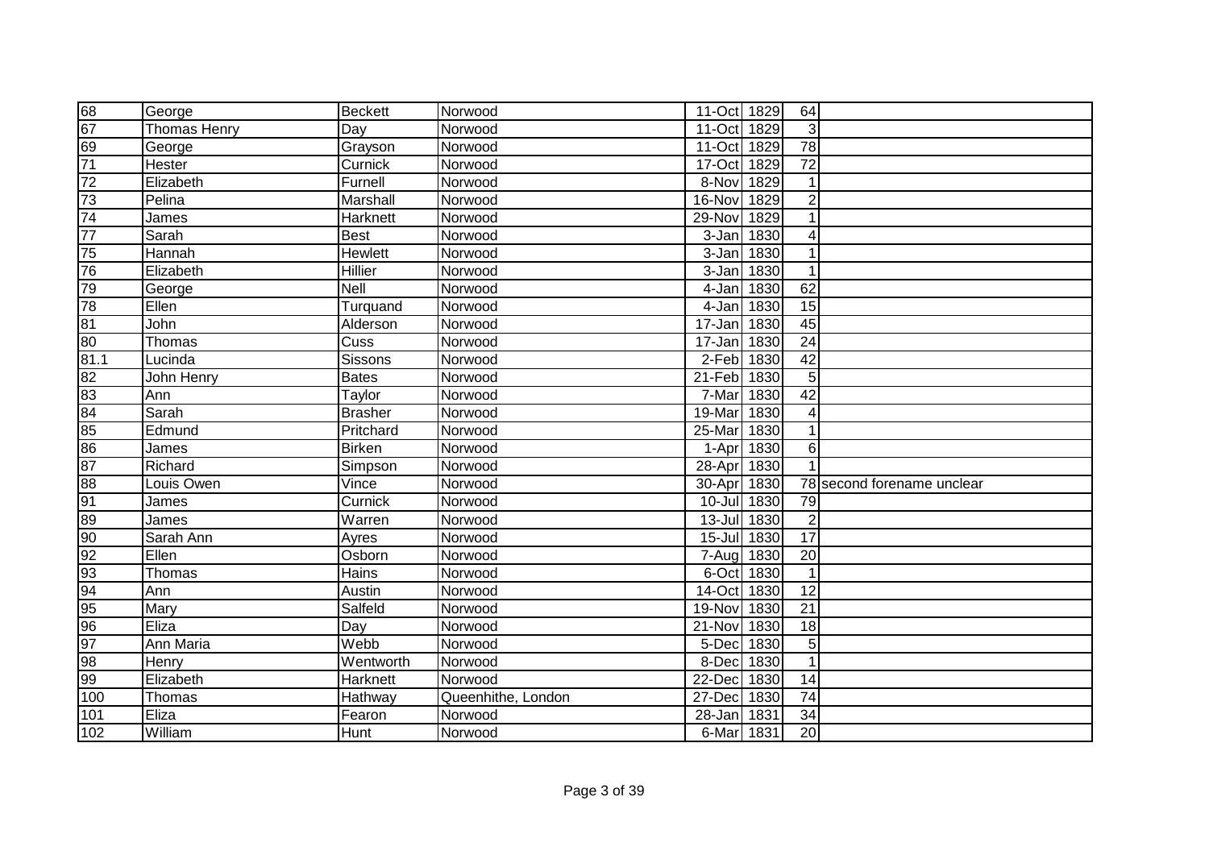| | | | | | | | |
|---|---|---|---|---|---|---|---|
| 68 | George | Beckett | Norwood | 11-Oct | 1829 | 64 | |
| 67 | Thomas Henry | Day | Norwood | 11-Oct | 1829 | 3 | |
| 69 | George | Grayson | Norwood | 11-Oct | 1829 | 78 | |
| 71 | Hester | Curnick | Norwood | 17-Oct | 1829 | 72 | |
| 72 | Elizabeth | Furnell | Norwood | 8-Nov | 1829 | 1 | |
| 73 | Pelina | Marshall | Norwood | 16-Nov | 1829 | 2 | |
| 74 | James | Harknett | Norwood | 29-Nov | 1829 | 1 | |
| 77 | Sarah | Best | Norwood | 3-Jan | 1830 | 4 | |
| 75 | Hannah | Hewlett | Norwood | 3-Jan | 1830 | 1 | |
| 76 | Elizabeth | Hillier | Norwood | 3-Jan | 1830 | 1 | |
| 79 | George | Nell | Norwood | 4-Jan | 1830 | 62 | |
| 78 | Ellen | Turquand | Norwood | 4-Jan | 1830 | 15 | |
| 81 | John | Alderson | Norwood | 17-Jan | 1830 | 45 | |
| 80 | Thomas | Cuss | Norwood | 17-Jan | 1830 | 24 | |
| 81.1 | Lucinda | Sissons | Norwood | 2-Feb | 1830 | 42 | |
| 82 | John Henry | Bates | Norwood | 21-Feb | 1830 | 5 | |
| 83 | Ann | Taylor | Norwood | 7-Mar | 1830 | 42 | |
| 84 | Sarah | Brasher | Norwood | 19-Mar | 1830 | 4 | |
| 85 | Edmund | Pritchard | Norwood | 25-Mar | 1830 | 1 | |
| 86 | James | Birken | Norwood | 1-Apr | 1830 | 6 | |
| 87 | Richard | Simpson | Norwood | 28-Apr | 1830 | 1 | |
| 88 | Louis Owen | Vince | Norwood | 30-Apr | 1830 | 78 | second forename unclear |
| 91 | James | Curnick | Norwood | 10-Jul | 1830 | 79 | |
| 89 | James | Warren | Norwood | 13-Jul | 1830 | 2 | |
| 90 | Sarah Ann | Ayres | Norwood | 15-Jul | 1830 | 17 | |
| 92 | Ellen | Osborn | Norwood | 7-Aug | 1830 | 20 | |
| 93 | Thomas | Hains | Norwood | 6-Oct | 1830 | 1 | |
| 94 | Ann | Austin | Norwood | 14-Oct | 1830 | 12 | |
| 95 | Mary | Salfeld | Norwood | 19-Nov | 1830 | 21 | |
| 96 | Eliza | Day | Norwood | 21-Nov | 1830 | 18 | |
| 97 | Ann Maria | Webb | Norwood | 5-Dec | 1830 | 5 | |
| 98 | Henry | Wentworth | Norwood | 8-Dec | 1830 | 1 | |
| 99 | Elizabeth | Harknett | Norwood | 22-Dec | 1830 | 14 | |
| 100 | Thomas | Hathway | Queenhithe, London | 27-Dec | 1830 | 74 | |
| 101 | Eliza | Fearon | Norwood | 28-Jan | 1831 | 34 | |
| 102 | William | Hunt | Norwood | 6-Mar | 1831 | 20 | |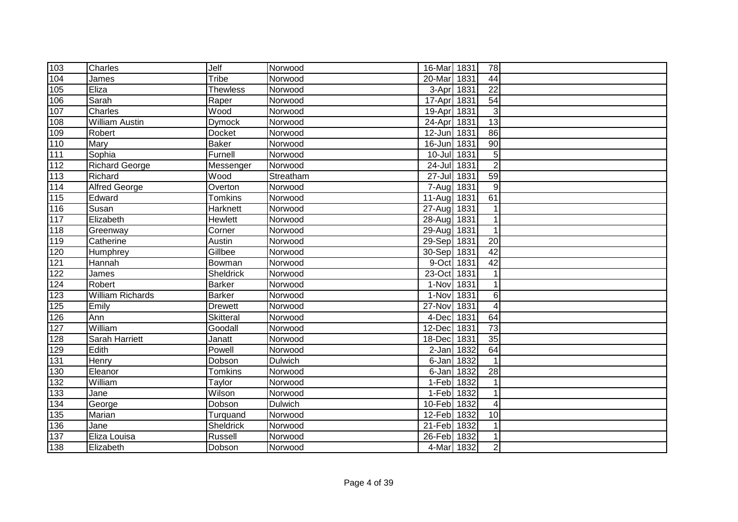| | | | | | | | |
|---|---|---|---|---|---|---|---|
| 103 | Charles | Jelf | Norwood | 16-Mar | 1831 | 78 | |
| 104 | James | Tribe | Norwood | 20-Mar | 1831 | 44 | |
| 105 | Eliza | Thewless | Norwood | 3-Apr | 1831 | 22 | |
| 106 | Sarah | Raper | Norwood | 17-Apr | 1831 | 54 | |
| 107 | Charles | Wood | Norwood | 19-Apr | 1831 | 3 | |
| 108 | William Austin | Dymock | Norwood | 24-Apr | 1831 | 13 | |
| 109 | Robert | Docket | Norwood | 12-Jun | 1831 | 86 | |
| 110 | Mary | Baker | Norwood | 16-Jun | 1831 | 90 | |
| 111 | Sophia | Furnell | Norwood | 10-Jul | 1831 | 5 | |
| 112 | Richard George | Messenger | Norwood | 24-Jul | 1831 | 2 | |
| 113 | Richard | Wood | Streatham | 27-Jul | 1831 | 59 | |
| 114 | Alfred George | Overton | Norwood | 7-Aug | 1831 | 9 | |
| 115 | Edward | Tomkins | Norwood | 11-Aug | 1831 | 61 | |
| 116 | Susan | Harknett | Norwood | 27-Aug | 1831 | 1 | |
| 117 | Elizabeth | Hewlett | Norwood | 28-Aug | 1831 | 1 | |
| 118 | Greenway | Corner | Norwood | 29-Aug | 1831 | 1 | |
| 119 | Catherine | Austin | Norwood | 29-Sep | 1831 | 20 | |
| 120 | Humphrey | Gillbee | Norwood | 30-Sep | 1831 | 42 | |
| 121 | Hannah | Bowman | Norwood | 9-Oct | 1831 | 42 | |
| 122 | James | Sheldrick | Norwood | 23-Oct | 1831 | 1 | |
| 124 | Robert | Barker | Norwood | 1-Nov | 1831 | 1 | |
| 123 | William Richards | Barker | Norwood | 1-Nov | 1831 | 6 | |
| 125 | Emily | Drewett | Norwood | 27-Nov | 1831 | 4 | |
| 126 | Ann | Skitteral | Norwood | 4-Dec | 1831 | 64 | |
| 127 | William | Goodall | Norwood | 12-Dec | 1831 | 73 | |
| 128 | Sarah Harriett | Janatt | Norwood | 18-Dec | 1831 | 35 | |
| 129 | Edith | Powell | Norwood | 2-Jan | 1832 | 64 | |
| 131 | Henry | Dobson | Dulwich | 6-Jan | 1832 | 1 | |
| 130 | Eleanor | Tomkins | Norwood | 6-Jan | 1832 | 28 | |
| 132 | William | Taylor | Norwood | 1-Feb | 1832 | 1 | |
| 133 | Jane | Wilson | Norwood | 1-Feb | 1832 | 1 | |
| 134 | George | Dobson | Dulwich | 10-Feb | 1832 | 4 | |
| 135 | Marian | Turquand | Norwood | 12-Feb | 1832 | 10 | |
| 136 | Jane | Sheldrick | Norwood | 21-Feb | 1832 | 1 | |
| 137 | Eliza Louisa | Russell | Norwood | 26-Feb | 1832 | 1 | |
| 138 | Elizabeth | Dobson | Norwood | 4-Mar | 1832 | 2 | |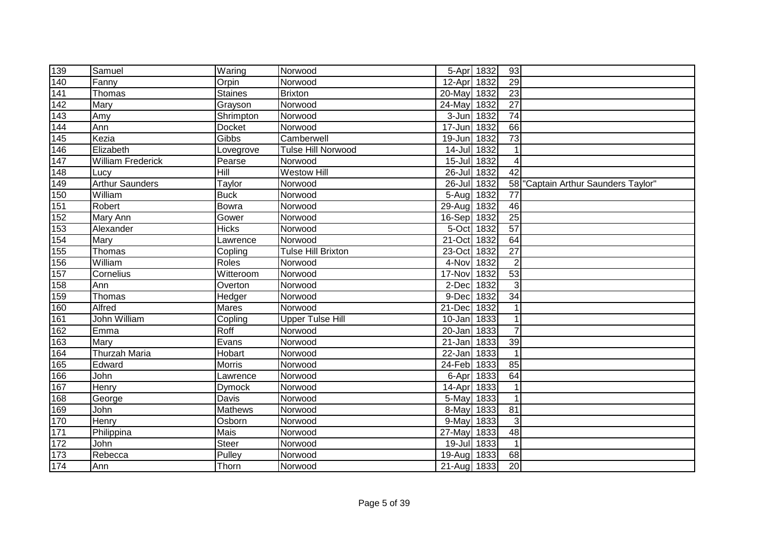| 139 | Samuel | Waring | Norwood | 5-Apr | 1832 | 93 | |
|---|---|---|---|---|---|---|---|
| 140 | Fanny | Orpin | Norwood | 12-Apr | 1832 | 29 | |
| 141 | Thomas | Staines | Brixton | 20-May | 1832 | 23 | |
| 142 | Mary | Grayson | Norwood | 24-May | 1832 | 27 | |
| 143 | Amy | Shrimpton | Norwood | 3-Jun | 1832 | 74 | |
| 144 | Ann | Docket | Norwood | 17-Jun | 1832 | 66 | |
| 145 | Kezia | Gibbs | Camberwell | 19-Jun | 1832 | 73 | |
| 146 | Elizabeth | Lovegrove | Tulse Hill Norwood | 14-Jul | 1832 | 1 | |
| 147 | William Frederick | Pearse | Norwood | 15-Jul | 1832 | 4 | |
| 148 | Lucy | Hill | Westow Hill | 26-Jul | 1832 | 42 | |
| 149 | Arthur Saunders | Taylor | Norwood | 26-Jul | 1832 | 58 | "Captain Arthur Saunders Taylor" |
| 150 | William | Buck | Norwood | 5-Aug | 1832 | 77 | |
| 151 | Robert | Bowra | Norwood | 29-Aug | 1832 | 46 | |
| 152 | Mary Ann | Gower | Norwood | 16-Sep | 1832 | 25 | |
| 153 | Alexander | Hicks | Norwood | 5-Oct | 1832 | 57 | |
| 154 | Mary | Lawrence | Norwood | 21-Oct | 1832 | 64 | |
| 155 | Thomas | Copling | Tulse Hill Brixton | 23-Oct | 1832 | 27 | |
| 156 | William | Roles | Norwood | 4-Nov | 1832 | 2 | |
| 157 | Cornelius | Witteroom | Norwood | 17-Nov | 1832 | 53 | |
| 158 | Ann | Overton | Norwood | 2-Dec | 1832 | 3 | |
| 159 | Thomas | Hedger | Norwood | 9-Dec | 1832 | 34 | |
| 160 | Alfred | Mares | Norwood | 21-Dec | 1832 | 1 | |
| 161 | John William | Copling | Upper Tulse Hill | 10-Jan | 1833 | 1 | |
| 162 | Emma | Roff | Norwood | 20-Jan | 1833 | 7 | |
| 163 | Mary | Evans | Norwood | 21-Jan | 1833 | 39 | |
| 164 | Thurzah Maria | Hobart | Norwood | 22-Jan | 1833 | 1 | |
| 165 | Edward | Morris | Norwood | 24-Feb | 1833 | 85 | |
| 166 | John | Lawrence | Norwood | 6-Apr | 1833 | 64 | |
| 167 | Henry | Dymock | Norwood | 14-Apr | 1833 | 1 | |
| 168 | George | Davis | Norwood | 5-May | 1833 | 1 | |
| 169 | John | Mathews | Norwood | 8-May | 1833 | 81 | |
| 170 | Henry | Osborn | Norwood | 9-May | 1833 | 3 | |
| 171 | Philippina | Mais | Norwood | 27-May | 1833 | 48 | |
| 172 | John | Steer | Norwood | 19-Jul | 1833 | 1 | |
| 173 | Rebecca | Pulley | Norwood | 19-Aug | 1833 | 68 | |
| 174 | Ann | Thorn | Norwood | 21-Aug | 1833 | 20 | |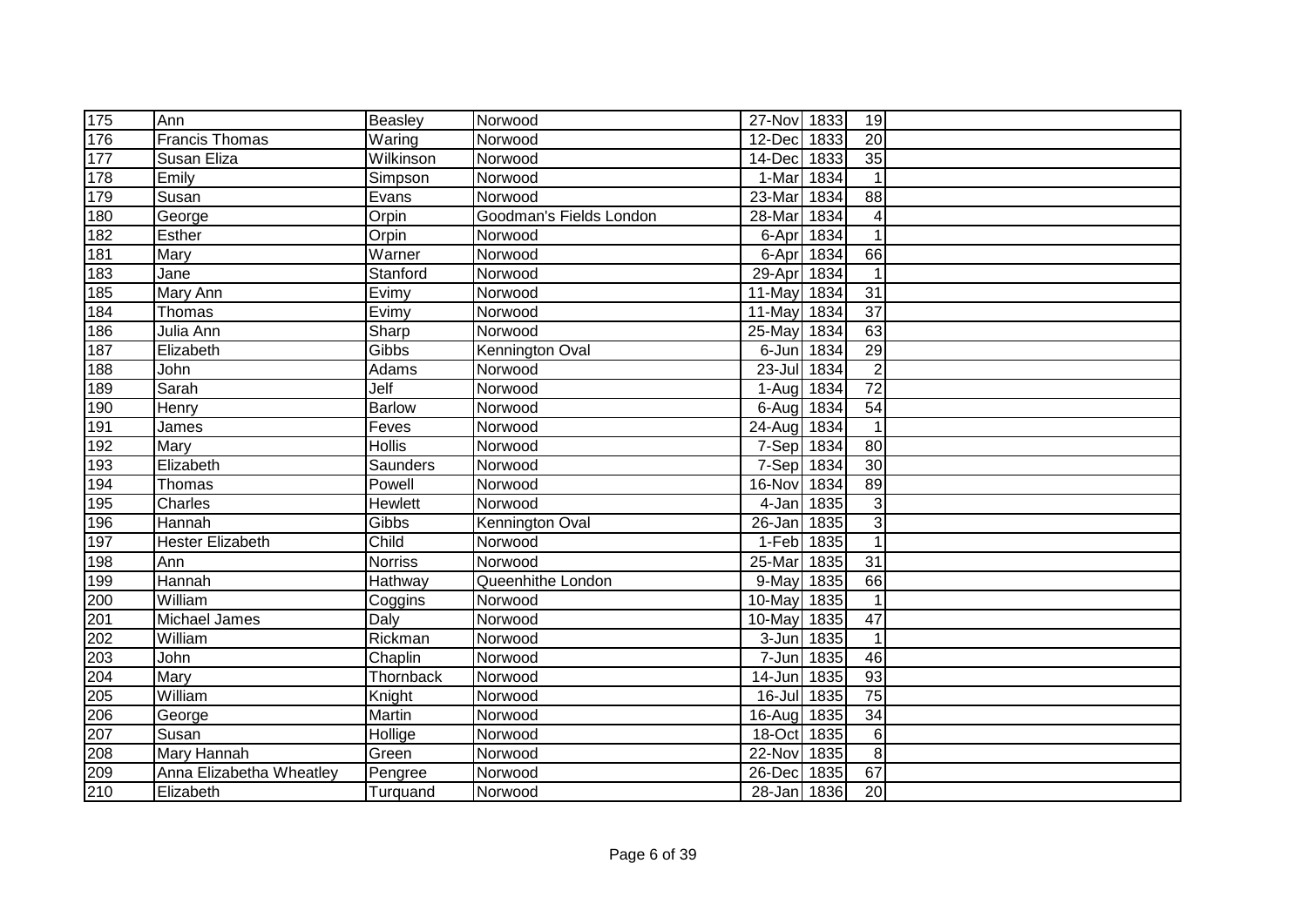| | | | | | | | |
|---|---|---|---|---|---|---|---|
| 175 | Ann | Beasley | Norwood | 27-Nov | 1833 | 19 | |
| 176 | Francis Thomas | Waring | Norwood | 12-Dec | 1833 | 20 | |
| 177 | Susan Eliza | Wilkinson | Norwood | 14-Dec | 1833 | 35 | |
| 178 | Emily | Simpson | Norwood | 1-Mar | 1834 | 1 | |
| 179 | Susan | Evans | Norwood | 23-Mar | 1834 | 88 | |
| 180 | George | Orpin | Goodman's Fields London | 28-Mar | 1834 | 4 | |
| 182 | Esther | Orpin | Norwood | 6-Apr | 1834 | 1 | |
| 181 | Mary | Warner | Norwood | 6-Apr | 1834 | 66 | |
| 183 | Jane | Stanford | Norwood | 29-Apr | 1834 | 1 | |
| 185 | Mary Ann | Evimy | Norwood | 11-May | 1834 | 31 | |
| 184 | Thomas | Evimy | Norwood | 11-May | 1834 | 37 | |
| 186 | Julia Ann | Sharp | Norwood | 25-May | 1834 | 63 | |
| 187 | Elizabeth | Gibbs | Kennington Oval | 6-Jun | 1834 | 29 | |
| 188 | John | Adams | Norwood | 23-Jul | 1834 | 2 | |
| 189 | Sarah | Jelf | Norwood | 1-Aug | 1834 | 72 | |
| 190 | Henry | Barlow | Norwood | 6-Aug | 1834 | 54 | |
| 191 | James | Feves | Norwood | 24-Aug | 1834 | 1 | |
| 192 | Mary | Hollis | Norwood | 7-Sep | 1834 | 80 | |
| 193 | Elizabeth | Saunders | Norwood | 7-Sep | 1834 | 30 | |
| 194 | Thomas | Powell | Norwood | 16-Nov | 1834 | 89 | |
| 195 | Charles | Hewlett | Norwood | 4-Jan | 1835 | 3 | |
| 196 | Hannah | Gibbs | Kennington Oval | 26-Jan | 1835 | 3 | |
| 197 | Hester Elizabeth | Child | Norwood | 1-Feb | 1835 | 1 | |
| 198 | Ann | Norriss | Norwood | 25-Mar | 1835 | 31 | |
| 199 | Hannah | Hathway | Queenhithe London | 9-May | 1835 | 66 | |
| 200 | William | Coggins | Norwood | 10-May | 1835 | 1 | |
| 201 | Michael James | Daly | Norwood | 10-May | 1835 | 47 | |
| 202 | William | Rickman | Norwood | 3-Jun | 1835 | 1 | |
| 203 | John | Chaplin | Norwood | 7-Jun | 1835 | 46 | |
| 204 | Mary | Thornback | Norwood | 14-Jun | 1835 | 93 | |
| 205 | William | Knight | Norwood | 16-Jul | 1835 | 75 | |
| 206 | George | Martin | Norwood | 16-Aug | 1835 | 34 | |
| 207 | Susan | Hollige | Norwood | 18-Oct | 1835 | 6 | |
| 208 | Mary Hannah | Green | Norwood | 22-Nov | 1835 | 8 | |
| 209 | Anna Elizabetha Wheatley | Pengree | Norwood | 26-Dec | 1835 | 67 | |
| 210 | Elizabeth | Turquand | Norwood | 28-Jan | 1836 | 20 | |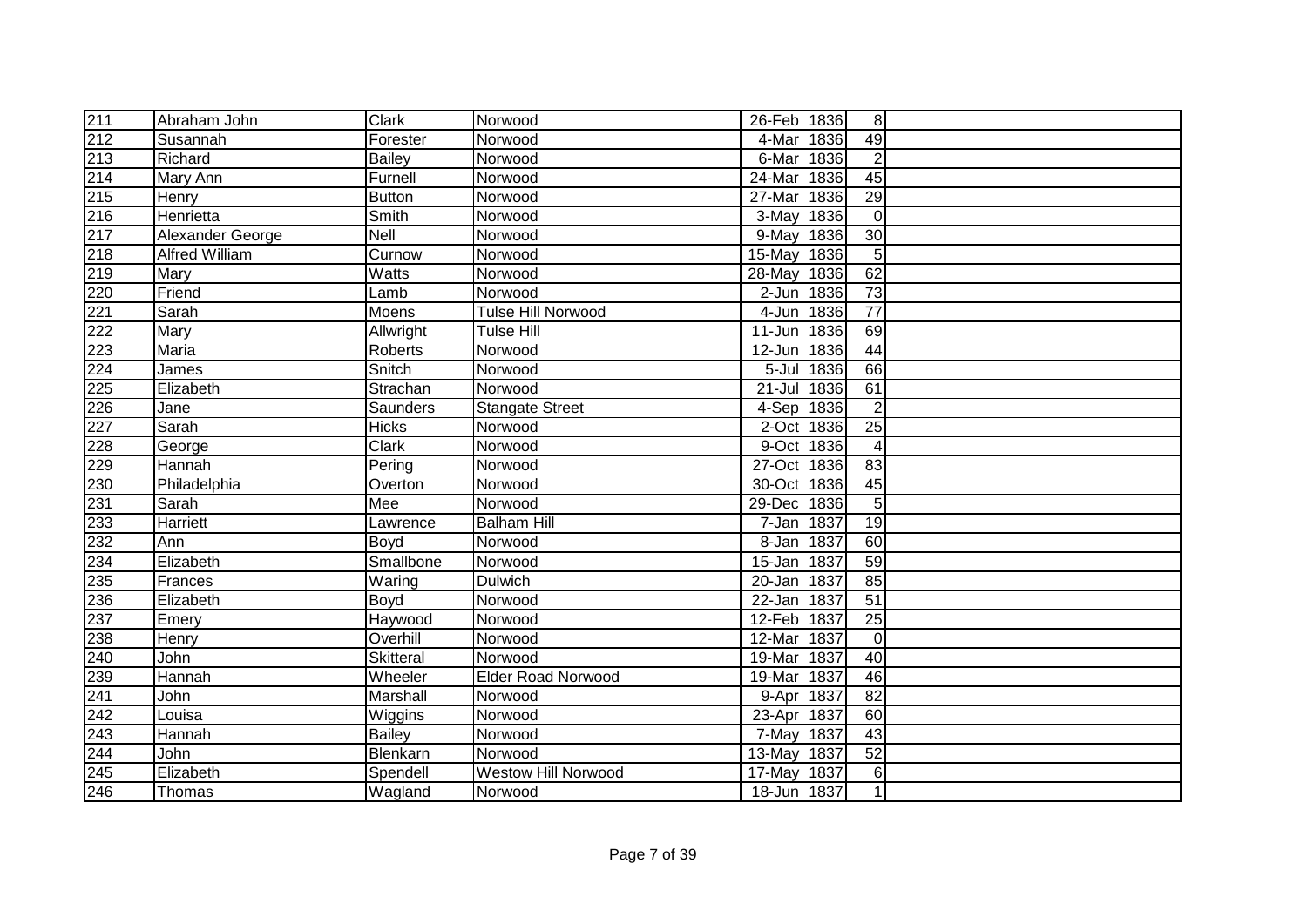| 211 | Abraham John | Clark | Norwood | 26-Feb | 1836 | 8 | |
|---|---|---|---|---|---|---|---|
| 212 | Susannah | Forester | Norwood | 4-Mar | 1836 | 49 | |
| 213 | Richard | Bailey | Norwood | 6-Mar | 1836 | 2 | |
| 214 | Mary Ann | Furnell | Norwood | 24-Mar | 1836 | 45 | |
| 215 | Henry | Button | Norwood | 27-Mar | 1836 | 29 | |
| 216 | Henrietta | Smith | Norwood | 3-May | 1836 | 0 | |
| 217 | Alexander George | Nell | Norwood | 9-May | 1836 | 30 | |
| 218 | Alfred William | Curnow | Norwood | 15-May | 1836 | 5 | |
| 219 | Mary | Watts | Norwood | 28-May | 1836 | 62 | |
| 220 | Friend | Lamb | Norwood | 2-Jun | 1836 | 73 | |
| 221 | Sarah | Moens | Tulse Hill Norwood | 4-Jun | 1836 | 77 | |
| 222 | Mary | Allwright | Tulse Hill | 11-Jun | 1836 | 69 | |
| 223 | Maria | Roberts | Norwood | 12-Jun | 1836 | 44 | |
| 224 | James | Snitch | Norwood | 5-Jul | 1836 | 66 | |
| 225 | Elizabeth | Strachan | Norwood | 21-Jul | 1836 | 61 | |
| 226 | Jane | Saunders | Stangate Street | 4-Sep | 1836 | 2 | |
| 227 | Sarah | Hicks | Norwood | 2-Oct | 1836 | 25 | |
| 228 | George | Clark | Norwood | 9-Oct | 1836 | 4 | |
| 229 | Hannah | Pering | Norwood | 27-Oct | 1836 | 83 | |
| 230 | Philadelphia | Overton | Norwood | 30-Oct | 1836 | 45 | |
| 231 | Sarah | Mee | Norwood | 29-Dec | 1836 | 5 | |
| 233 | Harriett | Lawrence | Balham Hill | 7-Jan | 1837 | 19 | |
| 232 | Ann | Boyd | Norwood | 8-Jan | 1837 | 60 | |
| 234 | Elizabeth | Smallbone | Norwood | 15-Jan | 1837 | 59 | |
| 235 | Frances | Waring | Dulwich | 20-Jan | 1837 | 85 | |
| 236 | Elizabeth | Boyd | Norwood | 22-Jan | 1837 | 51 | |
| 237 | Emery | Haywood | Norwood | 12-Feb | 1837 | 25 | |
| 238 | Henry | Overhill | Norwood | 12-Mar | 1837 | 0 | |
| 240 | John | Skitteral | Norwood | 19-Mar | 1837 | 40 | |
| 239 | Hannah | Wheeler | Elder Road Norwood | 19-Mar | 1837 | 46 | |
| 241 | John | Marshall | Norwood | 9-Apr | 1837 | 82 | |
| 242 | Louisa | Wiggins | Norwood | 23-Apr | 1837 | 60 | |
| 243 | Hannah | Bailey | Norwood | 7-May | 1837 | 43 | |
| 244 | John | Blenkarn | Norwood | 13-May | 1837 | 52 | |
| 245 | Elizabeth | Spendell | Westow Hill Norwood | 17-May | 1837 | 6 | |
| 246 | Thomas | Wagland | Norwood | 18-Jun | 1837 | 1 | |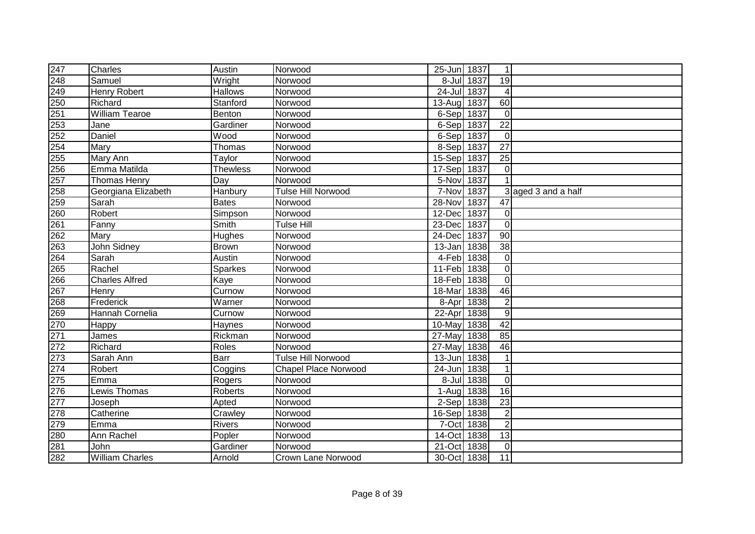| | | | | | | | |
|---|---|---|---|---|---|---|---|
| 247 | Charles | Austin | Norwood | 25-Jun | 1837 | 1 | |
| 248 | Samuel | Wright | Norwood | 8-Jul | 1837 | 19 | |
| 249 | Henry Robert | Hallows | Norwood | 24-Jul | 1837 | 4 | |
| 250 | Richard | Stanford | Norwood | 13-Aug | 1837 | 60 | |
| 251 | William Tearoe | Benton | Norwood | 6-Sep | 1837 | 0 | |
| 253 | Jane | Gardiner | Norwood | 6-Sep | 1837 | 22 | |
| 252 | Daniel | Wood | Norwood | 6-Sep | 1837 | 0 | |
| 254 | Mary | Thomas | Norwood | 8-Sep | 1837 | 27 | |
| 255 | Mary Ann | Taylor | Norwood | 15-Sep | 1837 | 25 | |
| 256 | Emma Matilda | Thewless | Norwood | 17-Sep | 1837 | 0 | |
| 257 | Thomas Henry | Day | Norwood | 5-Nov | 1837 | 1 | |
| 258 | Georgiana Elizabeth | Hanbury | Tulse Hill Norwood | 7-Nov | 1837 | 3 | aged 3 and a half |
| 259 | Sarah | Bates | Norwood | 28-Nov | 1837 | 47 | |
| 260 | Robert | Simpson | Norwood | 12-Dec | 1837 | 0 | |
| 261 | Fanny | Smith | Tulse Hill | 23-Dec | 1837 | 0 | |
| 262 | Mary | Hughes | Norwood | 24-Dec | 1837 | 90 | |
| 263 | John Sidney | Brown | Norwood | 13-Jan | 1838 | 38 | |
| 264 | Sarah | Austin | Norwood | 4-Feb | 1838 | 0 | |
| 265 | Rachel | Sparkes | Norwood | 11-Feb | 1838 | 0 | |
| 266 | Charles Alfred | Kaye | Norwood | 18-Feb | 1838 | 0 | |
| 267 | Henry | Curnow | Norwood | 18-Mar | 1838 | 46 | |
| 268 | Frederick | Warner | Norwood | 8-Apr | 1838 | 2 | |
| 269 | Hannah Cornelia | Curnow | Norwood | 22-Apr | 1838 | 9 | |
| 270 | Happy | Haynes | Norwood | 10-May | 1838 | 42 | |
| 271 | James | Rickman | Norwood | 27-May | 1838 | 85 | |
| 272 | Richard | Roles | Norwood | 27-May | 1838 | 46 | |
| 273 | Sarah Ann | Barr | Tulse Hill Norwood | 13-Jun | 1838 | 1 | |
| 274 | Robert | Coggins | Chapel Place Norwood | 24-Jun | 1838 | 1 | |
| 275 | Emma | Rogers | Norwood | 8-Jul | 1838 | 0 | |
| 276 | Lewis Thomas | Roberts | Norwood | 1-Aug | 1838 | 16 | |
| 277 | Joseph | Apted | Norwood | 2-Sep | 1838 | 23 | |
| 278 | Catherine | Crawley | Norwood | 16-Sep | 1838 | 2 | |
| 279 | Emma | Rivers | Norwood | 7-Oct | 1838 | 2 | |
| 280 | Ann Rachel | Popler | Norwood | 14-Oct | 1838 | 13 | |
| 281 | John | Gardiner | Norwood | 21-Oct | 1838 | 0 | |
| 282 | William Charles | Arnold | Crown Lane Norwood | 30-Oct | 1838 | 11 | |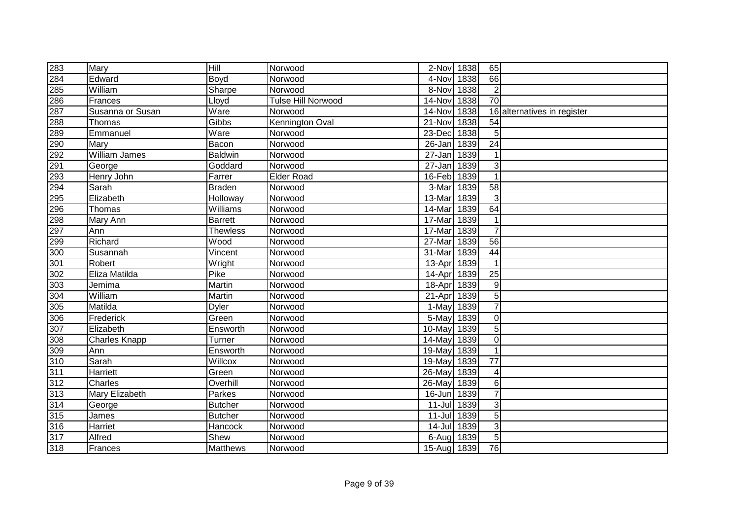| | | | | | | | |
|---|---|---|---|---|---|---|---|
| 283 | Mary | Hill | Norwood | 2-Nov | 1838 | 65 | |
| 284 | Edward | Boyd | Norwood | 4-Nov | 1838 | 66 | |
| 285 | William | Sharpe | Norwood | 8-Nov | 1838 | 2 | |
| 286 | Frances | Lloyd | Tulse Hill Norwood | 14-Nov | 1838 | 70 | |
| 287 | Susanna or Susan | Ware | Norwood | 14-Nov | 1838 | 16 | alternatives in register |
| 288 | Thomas | Gibbs | Kennington Oval | 21-Nov | 1838 | 54 | |
| 289 | Emmanuel | Ware | Norwood | 23-Dec | 1838 | 5 | |
| 290 | Mary | Bacon | Norwood | 26-Jan | 1839 | 24 | |
| 292 | William James | Baldwin | Norwood | 27-Jan | 1839 | 1 | |
| 291 | George | Goddard | Norwood | 27-Jan | 1839 | 3 | |
| 293 | Henry John | Farrer | Elder Road | 16-Feb | 1839 | 1 | |
| 294 | Sarah | Braden | Norwood | 3-Mar | 1839 | 58 | |
| 295 | Elizabeth | Holloway | Norwood | 13-Mar | 1839 | 3 | |
| 296 | Thomas | Williams | Norwood | 14-Mar | 1839 | 64 | |
| 298 | Mary Ann | Barrett | Norwood | 17-Mar | 1839 | 1 | |
| 297 | Ann | Thewless | Norwood | 17-Mar | 1839 | 7 | |
| 299 | Richard | Wood | Norwood | 27-Mar | 1839 | 56 | |
| 300 | Susannah | Vincent | Norwood | 31-Mar | 1839 | 44 | |
| 301 | Robert | Wright | Norwood | 13-Apr | 1839 | 1 | |
| 302 | Eliza Matilda | Pike | Norwood | 14-Apr | 1839 | 25 | |
| 303 | Jemima | Martin | Norwood | 18-Apr | 1839 | 9 | |
| 304 | William | Martin | Norwood | 21-Apr | 1839 | 5 | |
| 305 | Matilda | Dyler | Norwood | 1-May | 1839 | 7 | |
| 306 | Frederick | Green | Norwood | 5-May | 1839 | 0 | |
| 307 | Elizabeth | Ensworth | Norwood | 10-May | 1839 | 5 | |
| 308 | Charles Knapp | Turner | Norwood | 14-May | 1839 | 0 | |
| 309 | Ann | Ensworth | Norwood | 19-May | 1839 | 1 | |
| 310 | Sarah | Willcox | Norwood | 19-May | 1839 | 77 | |
| 311 | Harriett | Green | Norwood | 26-May | 1839 | 4 | |
| 312 | Charles | Overhill | Norwood | 26-May | 1839 | 6 | |
| 313 | Mary Elizabeth | Parkes | Norwood | 16-Jun | 1839 | 7 | |
| 314 | George | Butcher | Norwood | 11-Jul | 1839 | 3 | |
| 315 | James | Butcher | Norwood | 11-Jul | 1839 | 5 | |
| 316 | Harriet | Hancock | Norwood | 14-Jul | 1839 | 3 | |
| 317 | Alfred | Shew | Norwood | 6-Aug | 1839 | 5 | |
| 318 | Frances | Matthews | Norwood | 15-Aug | 1839 | 76 | |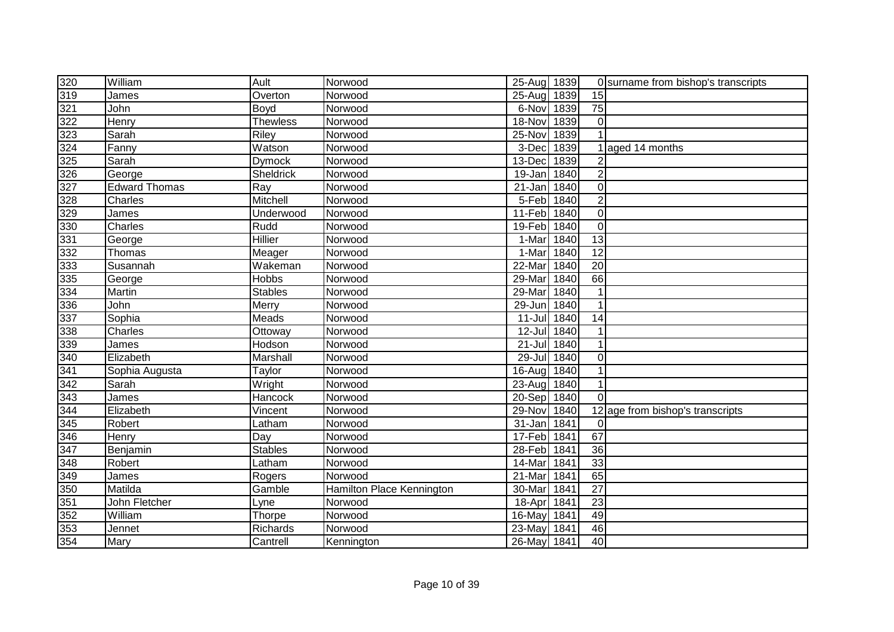| | | | | | | | |
|---|---|---|---|---|---|---|---|
| 320 | William | Ault | Norwood | 25-Aug | 1839 | 0 | surname from bishop's transcripts |
| 319 | James | Overton | Norwood | 25-Aug | 1839 | 15 | |
| 321 | John | Boyd | Norwood | 6-Nov | 1839 | 75 | |
| 322 | Henry | Thewless | Norwood | 18-Nov | 1839 | 0 | |
| 323 | Sarah | Riley | Norwood | 25-Nov | 1839 | 1 | |
| 324 | Fanny | Watson | Norwood | 3-Dec | 1839 | 1 | aged 14 months |
| 325 | Sarah | Dymock | Norwood | 13-Dec | 1839 | 2 | |
| 326 | George | Sheldrick | Norwood | 19-Jan | 1840 | 2 | |
| 327 | Edward Thomas | Ray | Norwood | 21-Jan | 1840 | 0 | |
| 328 | Charles | Mitchell | Norwood | 5-Feb | 1840 | 2 | |
| 329 | James | Underwood | Norwood | 11-Feb | 1840 | 0 | |
| 330 | Charles | Rudd | Norwood | 19-Feb | 1840 | 0 | |
| 331 | George | Hillier | Norwood | 1-Mar | 1840 | 13 | |
| 332 | Thomas | Meager | Norwood | 1-Mar | 1840 | 12 | |
| 333 | Susannah | Wakeman | Norwood | 22-Mar | 1840 | 20 | |
| 335 | George | Hobbs | Norwood | 29-Mar | 1840 | 66 | |
| 334 | Martin | Stables | Norwood | 29-Mar | 1840 | 1 | |
| 336 | John | Merry | Norwood | 29-Jun | 1840 | 1 | |
| 337 | Sophia | Meads | Norwood | 11-Jul | 1840 | 14 | |
| 338 | Charles | Ottoway | Norwood | 12-Jul | 1840 | 1 | |
| 339 | James | Hodson | Norwood | 21-Jul | 1840 | 1 | |
| 340 | Elizabeth | Marshall | Norwood | 29-Jul | 1840 | 0 | |
| 341 | Sophia Augusta | Taylor | Norwood | 16-Aug | 1840 | 1 | |
| 342 | Sarah | Wright | Norwood | 23-Aug | 1840 | 1 | |
| 343 | James | Hancock | Norwood | 20-Sep | 1840 | 0 | |
| 344 | Elizabeth | Vincent | Norwood | 29-Nov | 1840 | 12 | age from bishop's transcripts |
| 345 | Robert | Latham | Norwood | 31-Jan | 1841 | 0 | |
| 346 | Henry | Day | Norwood | 17-Feb | 1841 | 67 | |
| 347 | Benjamin | Stables | Norwood | 28-Feb | 1841 | 36 | |
| 348 | Robert | Latham | Norwood | 14-Mar | 1841 | 33 | |
| 349 | James | Rogers | Norwood | 21-Mar | 1841 | 65 | |
| 350 | Matilda | Gamble | Hamilton Place Kennington | 30-Mar | 1841 | 27 | |
| 351 | John Fletcher | Lyne | Norwood | 18-Apr | 1841 | 23 | |
| 352 | William | Thorpe | Norwood | 16-May | 1841 | 49 | |
| 353 | Jennet | Richards | Norwood | 23-May | 1841 | 46 | |
| 354 | Mary | Cantrell | Kennington | 26-May | 1841 | 40 | |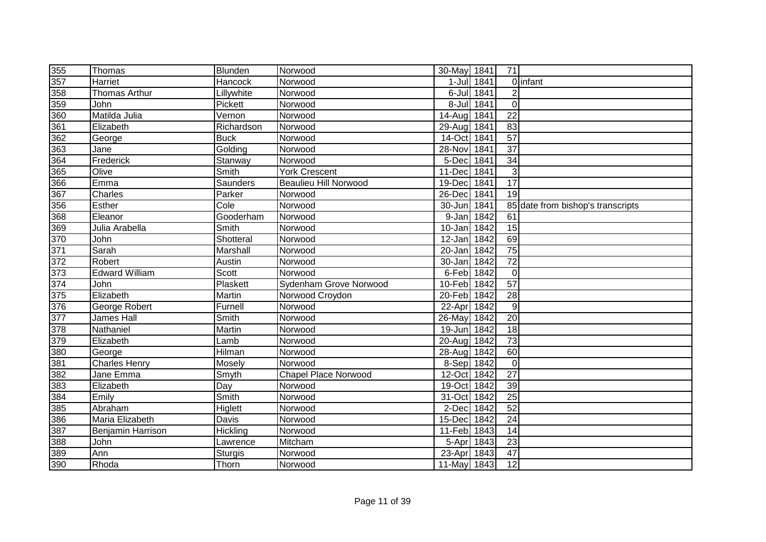| | | | | | | | |
|---|---|---|---|---|---|---|---|
| 355 | Thomas | Blunden | Norwood | 30-May | 1841 | 71 | |
| 357 | Harriet | Hancock | Norwood | 1-Jul | 1841 | 0 | infant |
| 358 | Thomas Arthur | Lillywhite | Norwood | 6-Jul | 1841 | 2 | |
| 359 | John | Pickett | Norwood | 8-Jul | 1841 | 0 | |
| 360 | Matilda Julia | Vernon | Norwood | 14-Aug | 1841 | 22 | |
| 361 | Elizabeth | Richardson | Norwood | 29-Aug | 1841 | 83 | |
| 362 | George | Buck | Norwood | 14-Oct | 1841 | 57 | |
| 363 | Jane | Golding | Norwood | 28-Nov | 1841 | 37 | |
| 364 | Frederick | Stanway | Norwood | 5-Dec | 1841 | 34 | |
| 365 | Olive | Smith | York Crescent | 11-Dec | 1841 | 3 | |
| 366 | Emma | Saunders | Beaulieu Hill Norwood | 19-Dec | 1841 | 17 | |
| 367 | Charles | Parker | Norwood | 26-Dec | 1841 | 19 | |
| 356 | Esther | Cole | Norwood | 30-Jun | 1841 | 85 | date from bishop's transcripts |
| 368 | Eleanor | Gooderham | Norwood | 9-Jan | 1842 | 61 | |
| 369 | Julia Arabella | Smith | Norwood | 10-Jan | 1842 | 15 | |
| 370 | John | Shotteral | Norwood | 12-Jan | 1842 | 69 | |
| 371 | Sarah | Marshall | Norwood | 20-Jan | 1842 | 75 | |
| 372 | Robert | Austin | Norwood | 30-Jan | 1842 | 72 | |
| 373 | Edward William | Scott | Norwood | 6-Feb | 1842 | 0 | |
| 374 | John | Plaskett | Sydenham Grove Norwood | 10-Feb | 1842 | 57 | |
| 375 | Elizabeth | Martin | Norwood Croydon | 20-Feb | 1842 | 28 | |
| 376 | George Robert | Furnell | Norwood | 22-Apr | 1842 | 9 | |
| 377 | James Hall | Smith | Norwood | 26-May | 1842 | 20 | |
| 378 | Nathaniel | Martin | Norwood | 19-Jun | 1842 | 18 | |
| 379 | Elizabeth | Lamb | Norwood | 20-Aug | 1842 | 73 | |
| 380 | George | Hilman | Norwood | 28-Aug | 1842 | 60 | |
| 381 | Charles Henry | Mosely | Norwood | 8-Sep | 1842 | 0 | |
| 382 | Jane Emma | Smyth | Chapel Place Norwood | 12-Oct | 1842 | 27 | |
| 383 | Elizabeth | Day | Norwood | 19-Oct | 1842 | 39 | |
| 384 | Emily | Smith | Norwood | 31-Oct | 1842 | 25 | |
| 385 | Abraham | Higlett | Norwood | 2-Dec | 1842 | 52 | |
| 386 | Maria Elizabeth | Davis | Norwood | 15-Dec | 1842 | 24 | |
| 387 | Benjamin Harrison | Hickling | Norwood | 11-Feb | 1843 | 14 | |
| 388 | John | Lawrence | Mitcham | 5-Apr | 1843 | 23 | |
| 389 | Ann | Sturgis | Norwood | 23-Apr | 1843 | 47 | |
| 390 | Rhoda | Thorn | Norwood | 11-May | 1843 | 12 | |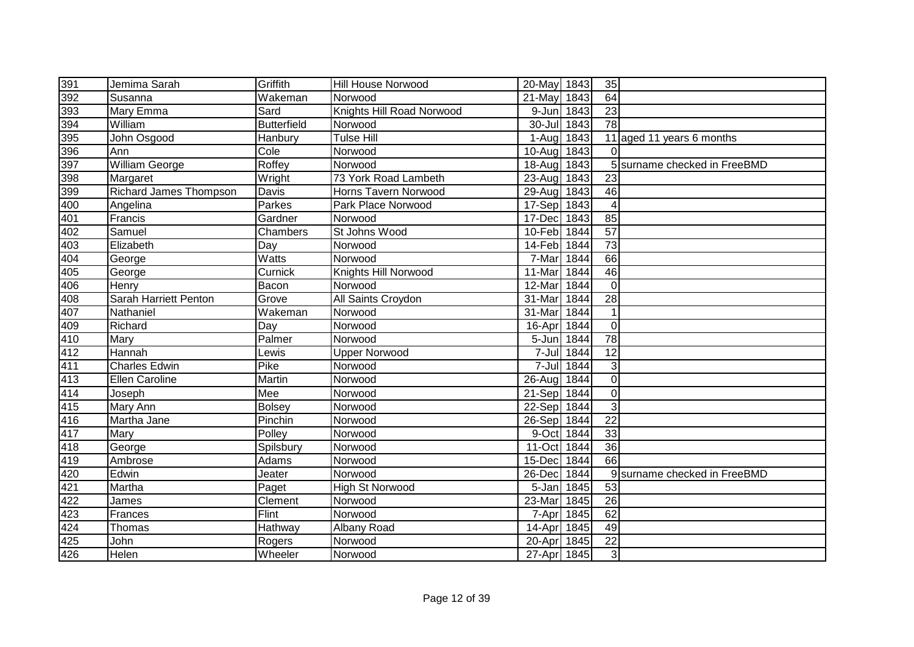| 391 | Jemima Sarah | Griffith | Hill House Norwood | 20-May | 1843 | 35 | |
|---|---|---|---|---|---|---|---|
| 392 | Susanna | Wakeman | Norwood | 21-May | 1843 | 64 | |
| 393 | Mary Emma | Sard | Knights Hill Road Norwood | 9-Jun | 1843 | 23 | |
| 394 | William | Butterfield | Norwood | 30-Jul | 1843 | 78 | |
| 395 | John Osgood | Hanbury | Tulse Hill | 1-Aug | 1843 | 11 | aged 11 years 6 months |
| 396 | Ann | Cole | Norwood | 10-Aug | 1843 | 0 | |
| 397 | William George | Roffey | Norwood | 18-Aug | 1843 | 5 | surname checked in FreeBMD |
| 398 | Margaret | Wright | 73 York Road Lambeth | 23-Aug | 1843 | 23 | |
| 399 | Richard James Thompson | Davis | Horns Tavern Norwood | 29-Aug | 1843 | 46 | |
| 400 | Angelina | Parkes | Park Place Norwood | 17-Sep | 1843 | 4 | |
| 401 | Francis | Gardner | Norwood | 17-Dec | 1843 | 85 | |
| 402 | Samuel | Chambers | St Johns Wood | 10-Feb | 1844 | 57 | |
| 403 | Elizabeth | Day | Norwood | 14-Feb | 1844 | 73 | |
| 404 | George | Watts | Norwood | 7-Mar | 1844 | 66 | |
| 405 | George | Curnick | Knights Hill Norwood | 11-Mar | 1844 | 46 | |
| 406 | Henry | Bacon | Norwood | 12-Mar | 1844 | 0 | |
| 408 | Sarah Harriett Penton | Grove | All Saints Croydon | 31-Mar | 1844 | 28 | |
| 407 | Nathaniel | Wakeman | Norwood | 31-Mar | 1844 | 1 | |
| 409 | Richard | Day | Norwood | 16-Apr | 1844 | 0 | |
| 410 | Mary | Palmer | Norwood | 5-Jun | 1844 | 78 | |
| 412 | Hannah | Lewis | Upper Norwood | 7-Jul | 1844 | 12 | |
| 411 | Charles Edwin | Pike | Norwood | 7-Jul | 1844 | 3 | |
| 413 | Ellen Caroline | Martin | Norwood | 26-Aug | 1844 | 0 | |
| 414 | Joseph | Mee | Norwood | 21-Sep | 1844 | 0 | |
| 415 | Mary Ann | Bolsey | Norwood | 22-Sep | 1844 | 3 | |
| 416 | Martha Jane | Pinchin | Norwood | 26-Sep | 1844 | 22 | |
| 417 | Mary | Polley | Norwood | 9-Oct | 1844 | 33 | |
| 418 | George | Spilsbury | Norwood | 11-Oct | 1844 | 36 | |
| 419 | Ambrose | Adams | Norwood | 15-Dec | 1844 | 66 | |
| 420 | Edwin | Jeater | Norwood | 26-Dec | 1844 | 9 | surname checked in FreeBMD |
| 421 | Martha | Paget | High St Norwood | 5-Jan | 1845 | 53 | |
| 422 | James | Clement | Norwood | 23-Mar | 1845 | 26 | |
| 423 | Frances | Flint | Norwood | 7-Apr | 1845 | 62 | |
| 424 | Thomas | Hathway | Albany Road | 14-Apr | 1845 | 49 | |
| 425 | John | Rogers | Norwood | 20-Apr | 1845 | 22 | |
| 426 | Helen | Wheeler | Norwood | 27-Apr | 1845 | 3 | |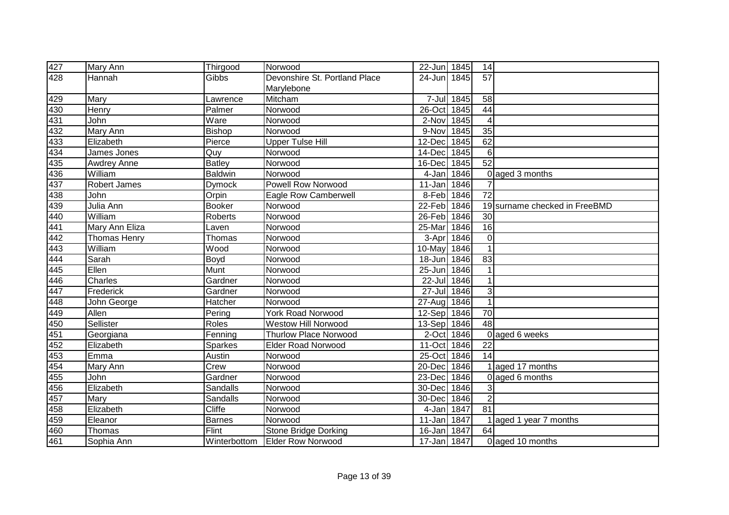| | | | | | | | |
|---|---|---|---|---|---|---|---|
| 427 | Mary Ann | Thirgood | Norwood | 22-Jun | 1845 | 14 | |
| 428 | Hannah | Gibbs | Devonshire St. Portland Place Marylebone | 24-Jun | 1845 | 57 | |
| 429 | Mary | Lawrence | Mitcham | 7-Jul | 1845 | 58 | |
| 430 | Henry | Palmer | Norwood | 26-Oct | 1845 | 44 | |
| 431 | John | Ware | Norwood | 2-Nov | 1845 | 4 | |
| 432 | Mary Ann | Bishop | Norwood | 9-Nov | 1845 | 35 | |
| 433 | Elizabeth | Pierce | Upper Tulse Hill | 12-Dec | 1845 | 62 | |
| 434 | James Jones | Quy | Norwood | 14-Dec | 1845 | 6 | |
| 435 | Awdrey Anne | Batley | Norwood | 16-Dec | 1845 | 52 | |
| 436 | William | Baldwin | Norwood | 4-Jan | 1846 | 0 | aged 3 months |
| 437 | Robert James | Dymock | Powell Row Norwood | 11-Jan | 1846 | 7 | |
| 438 | John | Orpin | Eagle Row Camberwell | 8-Feb | 1846 | 72 | |
| 439 | Julia Ann | Booker | Norwood | 22-Feb | 1846 | 19 | surname checked in FreeBMD |
| 440 | William | Roberts | Norwood | 26-Feb | 1846 | 30 | |
| 441 | Mary Ann Eliza | Laven | Norwood | 25-Mar | 1846 | 16 | |
| 442 | Thomas Henry | Thomas | Norwood | 3-Apr | 1846 | 0 | |
| 443 | William | Wood | Norwood | 10-May | 1846 | 1 | |
| 444 | Sarah | Boyd | Norwood | 18-Jun | 1846 | 83 | |
| 445 | Ellen | Munt | Norwood | 25-Jun | 1846 | 1 | |
| 446 | Charles | Gardner | Norwood | 22-Jul | 1846 | 1 | |
| 447 | Frederick | Gardner | Norwood | 27-Jul | 1846 | 3 | |
| 448 | John George | Hatcher | Norwood | 27-Aug | 1846 | 1 | |
| 449 | Allen | Pering | York Road Norwood | 12-Sep | 1846 | 70 | |
| 450 | Sellister | Roles | Westow Hill Norwood | 13-Sep | 1846 | 48 | |
| 451 | Georgiana | Fenning | Thurlow Place Norwood | 2-Oct | 1846 | 0 | aged 6 weeks |
| 452 | Elizabeth | Sparkes | Elder Road Norwood | 11-Oct | 1846 | 22 | |
| 453 | Emma | Austin | Norwood | 25-Oct | 1846 | 14 | |
| 454 | Mary Ann | Crew | Norwood | 20-Dec | 1846 | 1 | aged 17 months |
| 455 | John | Gardner | Norwood | 23-Dec | 1846 | 0 | aged 6 months |
| 456 | Elizabeth | Sandalls | Norwood | 30-Dec | 1846 | 3 | |
| 457 | Mary | Sandalls | Norwood | 30-Dec | 1846 | 2 | |
| 458 | Elizabeth | Cliffe | Norwood | 4-Jan | 1847 | 81 | |
| 459 | Eleanor | Barnes | Norwood | 11-Jan | 1847 | 1 | aged 1 year 7 months |
| 460 | Thomas | Flint | Stone Bridge Dorking | 16-Jan | 1847 | 64 | |
| 461 | Sophia Ann | Winterbottom | Elder Row Norwood | 17-Jan | 1847 | 0 | aged 10 months |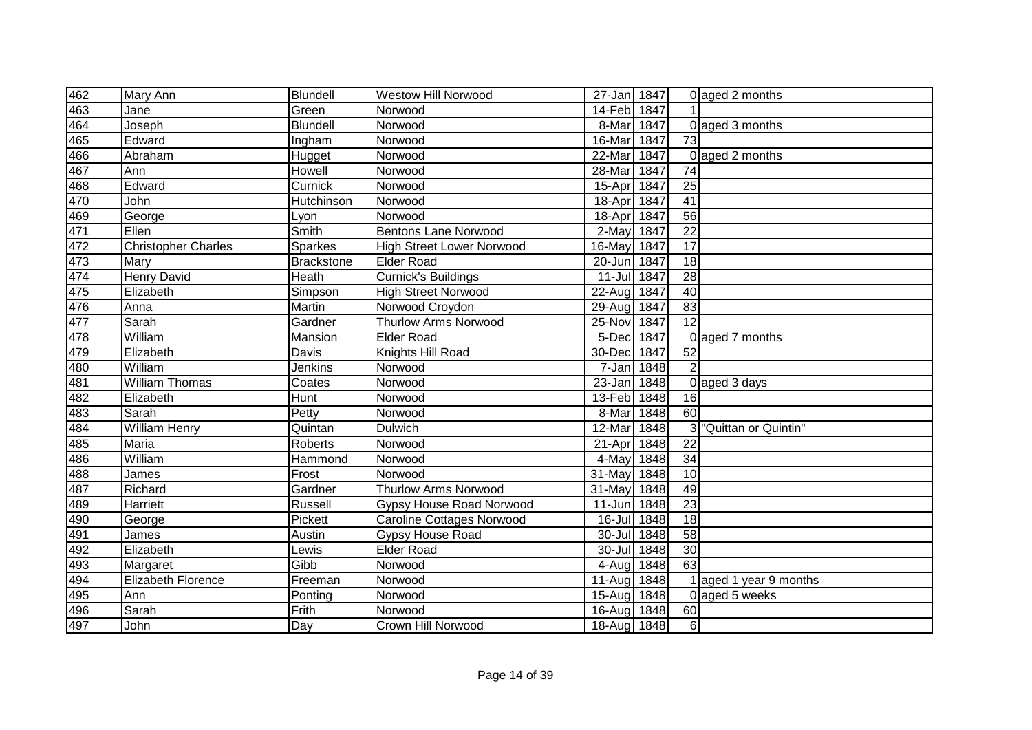| | | | | | | | |
|---|---|---|---|---|---|---|---|
| 462 | Mary Ann | Blundell | Westow Hill Norwood | 27-Jan | 1847 | 0 | aged 2 months |
| 463 | Jane | Green | Norwood | 14-Feb | 1847 | 1 | |
| 464 | Joseph | Blundell | Norwood | 8-Mar | 1847 | 0 | aged 3 months |
| 465 | Edward | Ingham | Norwood | 16-Mar | 1847 | 73 | |
| 466 | Abraham | Hugget | Norwood | 22-Mar | 1847 | 0 | aged 2 months |
| 467 | Ann | Howell | Norwood | 28-Mar | 1847 | 74 | |
| 468 | Edward | Curnick | Norwood | 15-Apr | 1847 | 25 | |
| 470 | John | Hutchinson | Norwood | 18-Apr | 1847 | 41 | |
| 469 | George | Lyon | Norwood | 18-Apr | 1847 | 56 | |
| 471 | Ellen | Smith | Bentons Lane Norwood | 2-May | 1847 | 22 | |
| 472 | Christopher Charles | Sparkes | High Street Lower Norwood | 16-May | 1847 | 17 | |
| 473 | Mary | Brackstone | Elder Road | 20-Jun | 1847 | 18 | |
| 474 | Henry David | Heath | Curnick's Buildings | 11-Jul | 1847 | 28 | |
| 475 | Elizabeth | Simpson | High Street Norwood | 22-Aug | 1847 | 40 | |
| 476 | Anna | Martin | Norwood Croydon | 29-Aug | 1847 | 83 | |
| 477 | Sarah | Gardner | Thurlow Arms Norwood | 25-Nov | 1847 | 12 | |
| 478 | William | Mansion | Elder Road | 5-Dec | 1847 | 0 | aged 7 months |
| 479 | Elizabeth | Davis | Knights Hill Road | 30-Dec | 1847 | 52 | |
| 480 | William | Jenkins | Norwood | 7-Jan | 1848 | 2 | |
| 481 | William Thomas | Coates | Norwood | 23-Jan | 1848 | 0 | aged 3 days |
| 482 | Elizabeth | Hunt | Norwood | 13-Feb | 1848 | 16 | |
| 483 | Sarah | Petty | Norwood | 8-Mar | 1848 | 60 | |
| 484 | William Henry | Quintan | Dulwich | 12-Mar | 1848 | 3 | "Quittan or Quintin" |
| 485 | Maria | Roberts | Norwood | 21-Apr | 1848 | 22 | |
| 486 | William | Hammond | Norwood | 4-May | 1848 | 34 | |
| 488 | James | Frost | Norwood | 31-May | 1848 | 10 | |
| 487 | Richard | Gardner | Thurlow Arms Norwood | 31-May | 1848 | 49 | |
| 489 | Harriett | Russell | Gypsy House Road Norwood | 11-Jun | 1848 | 23 | |
| 490 | George | Pickett | Caroline Cottages Norwood | 16-Jul | 1848 | 18 | |
| 491 | James | Austin | Gypsy House Road | 30-Jul | 1848 | 58 | |
| 492 | Elizabeth | Lewis | Elder Road | 30-Jul | 1848 | 30 | |
| 493 | Margaret | Gibb | Norwood | 4-Aug | 1848 | 63 | |
| 494 | Elizabeth Florence | Freeman | Norwood | 11-Aug | 1848 | 1 | aged 1 year 9 months |
| 495 | Ann | Ponting | Norwood | 15-Aug | 1848 | 0 | aged 5 weeks |
| 496 | Sarah | Frith | Norwood | 16-Aug | 1848 | 60 | |
| 497 | John | Day | Crown Hill Norwood | 18-Aug | 1848 | 6 | |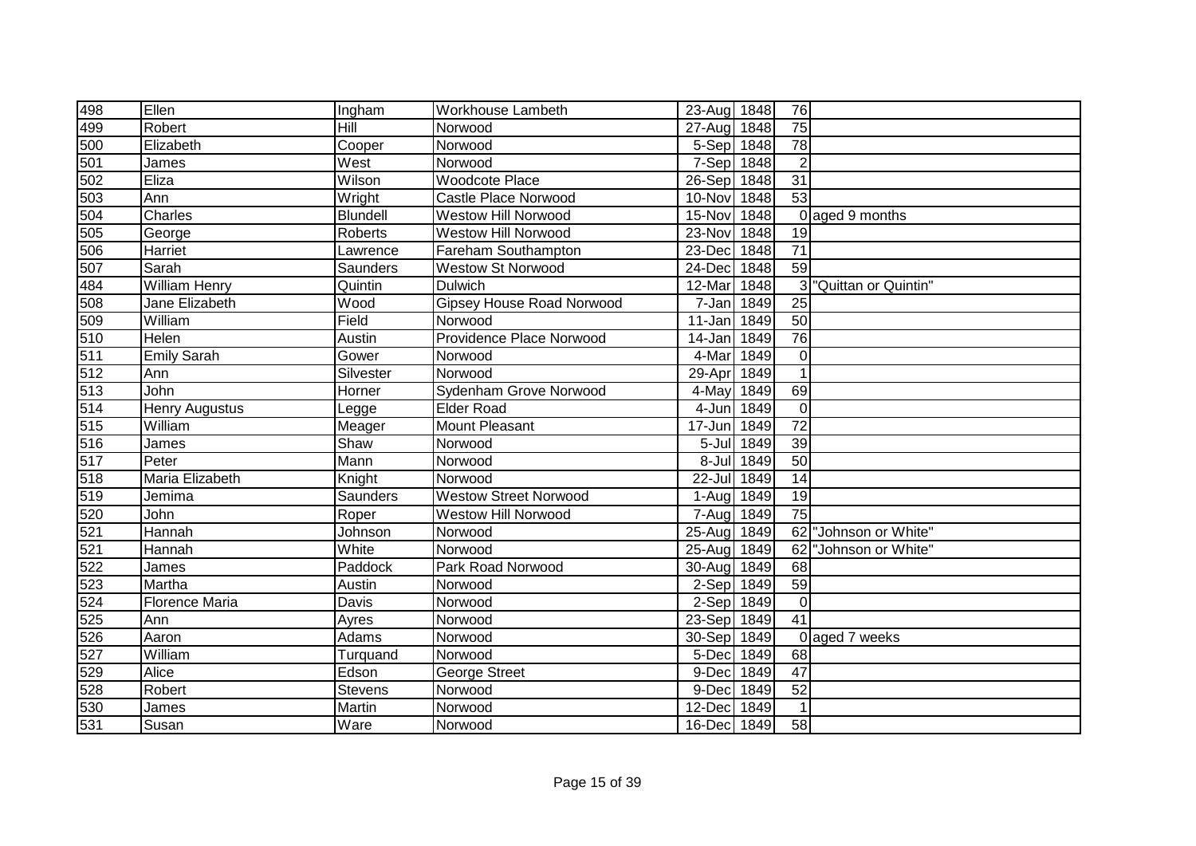| | | | | | | | |
|---|---|---|---|---|---|---|---|
| 498 | Ellen | Ingham | Workhouse Lambeth | 23-Aug | 1848 | 76 | |
| 499 | Robert | Hill | Norwood | 27-Aug | 1848 | 75 | |
| 500 | Elizabeth | Cooper | Norwood | 5-Sep | 1848 | 78 | |
| 501 | James | West | Norwood | 7-Sep | 1848 | 2 | |
| 502 | Eliza | Wilson | Woodcote Place | 26-Sep | 1848 | 31 | |
| 503 | Ann | Wright | Castle Place Norwood | 10-Nov | 1848 | 53 | |
| 504 | Charles | Blundell | Westow Hill Norwood | 15-Nov | 1848 | 0 | aged 9 months |
| 505 | George | Roberts | Westow Hill Norwood | 23-Nov | 1848 | 19 | |
| 506 | Harriet | Lawrence | Fareham Southampton | 23-Dec | 1848 | 71 | |
| 507 | Sarah | Saunders | Westow St Norwood | 24-Dec | 1848 | 59 | |
| 484 | William Henry | Quintin | Dulwich | 12-Mar | 1848 | 3 | "Quittan or Quintin" |
| 508 | Jane Elizabeth | Wood | Gipsey House Road Norwood | 7-Jan | 1849 | 25 | |
| 509 | William | Field | Norwood | 11-Jan | 1849 | 50 | |
| 510 | Helen | Austin | Providence Place Norwood | 14-Jan | 1849 | 76 | |
| 511 | Emily Sarah | Gower | Norwood | 4-Mar | 1849 | 0 | |
| 512 | Ann | Silvester | Norwood | 29-Apr | 1849 | 1 | |
| 513 | John | Horner | Sydenham Grove Norwood | 4-May | 1849 | 69 | |
| 514 | Henry Augustus | Legge | Elder Road | 4-Jun | 1849 | 0 | |
| 515 | William | Meager | Mount Pleasant | 17-Jun | 1849 | 72 | |
| 516 | James | Shaw | Norwood | 5-Jul | 1849 | 39 | |
| 517 | Peter | Mann | Norwood | 8-Jul | 1849 | 50 | |
| 518 | Maria Elizabeth | Knight | Norwood | 22-Jul | 1849 | 14 | |
| 519 | Jemima | Saunders | Westow Street Norwood | 1-Aug | 1849 | 19 | |
| 520 | John | Roper | Westow Hill Norwood | 7-Aug | 1849 | 75 | |
| 521 | Hannah | Johnson | Norwood | 25-Aug | 1849 | 62 | "Johnson or White" |
| 521 | Hannah | White | Norwood | 25-Aug | 1849 | 62 | "Johnson or White" |
| 522 | James | Paddock | Park Road Norwood | 30-Aug | 1849 | 68 | |
| 523 | Martha | Austin | Norwood | 2-Sep | 1849 | 59 | |
| 524 | Florence Maria | Davis | Norwood | 2-Sep | 1849 | 0 | |
| 525 | Ann | Ayres | Norwood | 23-Sep | 1849 | 41 | |
| 526 | Aaron | Adams | Norwood | 30-Sep | 1849 | 0 | aged 7 weeks |
| 527 | William | Turquand | Norwood | 5-Dec | 1849 | 68 | |
| 529 | Alice | Edson | George Street | 9-Dec | 1849 | 47 | |
| 528 | Robert | Stevens | Norwood | 9-Dec | 1849 | 52 | |
| 530 | James | Martin | Norwood | 12-Dec | 1849 | 1 | |
| 531 | Susan | Ware | Norwood | 16-Dec | 1849 | 58 | |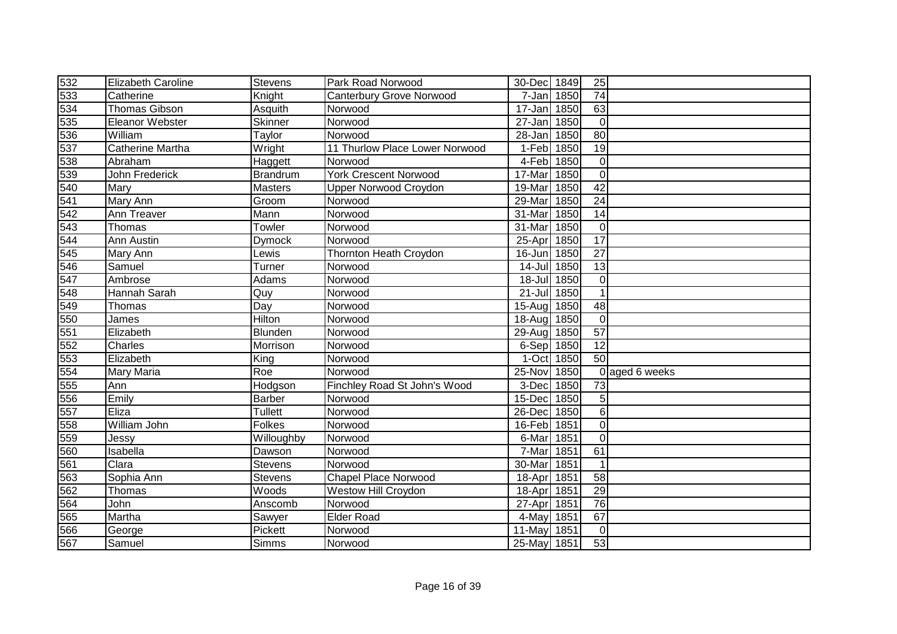| | | | | | | | |
|---|---|---|---|---|---|---|---|
| 532 | Elizabeth Caroline | Stevens | Park Road Norwood | 30-Dec | 1849 | 25 | |
| 533 | Catherine | Knight | Canterbury Grove Norwood | 7-Jan | 1850 | 74 | |
| 534 | Thomas Gibson | Asquith | Norwood | 17-Jan | 1850 | 63 | |
| 535 | Eleanor Webster | Skinner | Norwood | 27-Jan | 1850 | 0 | |
| 536 | William | Taylor | Norwood | 28-Jan | 1850 | 80 | |
| 537 | Catherine Martha | Wright | 11 Thurlow Place Lower Norwood | 1-Feb | 1850 | 19 | |
| 538 | Abraham | Haggett | Norwood | 4-Feb | 1850 | 0 | |
| 539 | John Frederick | Brandrum | York Crescent Norwood | 17-Mar | 1850 | 0 | |
| 540 | Mary | Masters | Upper Norwood Croydon | 19-Mar | 1850 | 42 | |
| 541 | Mary Ann | Groom | Norwood | 29-Mar | 1850 | 24 | |
| 542 | Ann Treaver | Mann | Norwood | 31-Mar | 1850 | 14 | |
| 543 | Thomas | Towler | Norwood | 31-Mar | 1850 | 0 | |
| 544 | Ann Austin | Dymock | Norwood | 25-Apr | 1850 | 17 | |
| 545 | Mary Ann | Lewis | Thornton Heath Croydon | 16-Jun | 1850 | 27 | |
| 546 | Samuel | Turner | Norwood | 14-Jul | 1850 | 13 | |
| 547 | Ambrose | Adams | Norwood | 18-Jul | 1850 | 0 | |
| 548 | Hannah Sarah | Quy | Norwood | 21-Jul | 1850 | 1 | |
| 549 | Thomas | Day | Norwood | 15-Aug | 1850 | 48 | |
| 550 | James | Hilton | Norwood | 18-Aug | 1850 | 0 | |
| 551 | Elizabeth | Blunden | Norwood | 29-Aug | 1850 | 57 | |
| 552 | Charles | Morrison | Norwood | 6-Sep | 1850 | 12 | |
| 553 | Elizabeth | King | Norwood | 1-Oct | 1850 | 50 | |
| 554 | Mary Maria | Roe | Norwood | 25-Nov | 1850 | 0 | aged 6 weeks |
| 555 | Ann | Hodgson | Finchley Road St John's Wood | 3-Dec | 1850 | 73 | |
| 556 | Emily | Barber | Norwood | 15-Dec | 1850 | 5 | |
| 557 | Eliza | Tullett | Norwood | 26-Dec | 1850 | 6 | |
| 558 | William John | Folkes | Norwood | 16-Feb | 1851 | 0 | |
| 559 | Jessy | Willoughby | Norwood | 6-Mar | 1851 | 0 | |
| 560 | Isabella | Dawson | Norwood | 7-Mar | 1851 | 61 | |
| 561 | Clara | Stevens | Norwood | 30-Mar | 1851 | 1 | |
| 563 | Sophia Ann | Stevens | Chapel Place Norwood | 18-Apr | 1851 | 58 | |
| 562 | Thomas | Woods | Westow Hill Croydon | 18-Apr | 1851 | 29 | |
| 564 | John | Anscomb | Norwood | 27-Apr | 1851 | 76 | |
| 565 | Martha | Sawyer | Elder Road | 4-May | 1851 | 67 | |
| 566 | George | Pickett | Norwood | 11-May | 1851 | 0 | |
| 567 | Samuel | Simms | Norwood | 25-May | 1851 | 53 | |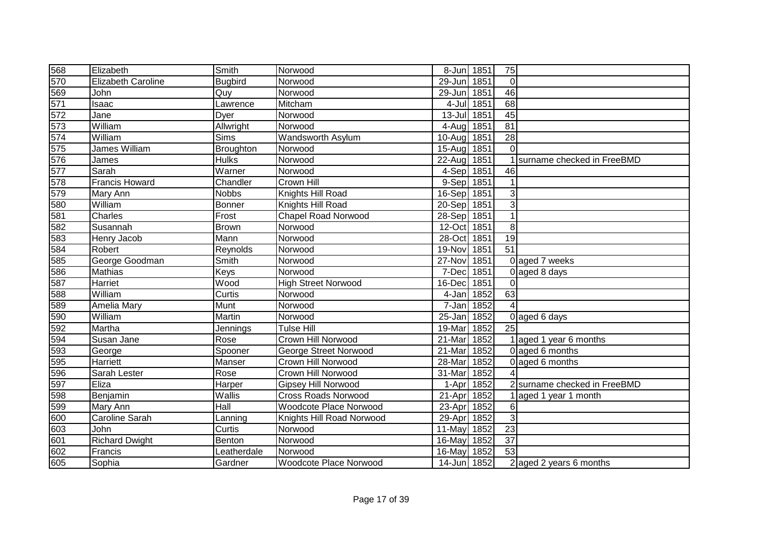| | | | | | | | |
|---|---|---|---|---|---|---|---|
| 568 | Elizabeth | Smith | Norwood | 8-Jun | 1851 | 75 | |
| 570 | Elizabeth Caroline | Bugbird | Norwood | 29-Jun | 1851 | 0 | |
| 569 | John | Quy | Norwood | 29-Jun | 1851 | 46 | |
| 571 | Isaac | Lawrence | Mitcham | 4-Jul | 1851 | 68 | |
| 572 | Jane | Dyer | Norwood | 13-Jul | 1851 | 45 | |
| 573 | William | Allwright | Norwood | 4-Aug | 1851 | 81 | |
| 574 | William | Sims | Wandsworth Asylum | 10-Aug | 1851 | 28 | |
| 575 | James William | Broughton | Norwood | 15-Aug | 1851 | 0 | |
| 576 | James | Hulks | Norwood | 22-Aug | 1851 | 1 | surname checked in FreeBMD |
| 577 | Sarah | Warner | Norwood | 4-Sep | 1851 | 46 | |
| 578 | Francis Howard | Chandler | Crown Hill | 9-Sep | 1851 | 1 | |
| 579 | Mary Ann | Nobbs | Knights Hill Road | 16-Sep | 1851 | 3 | |
| 580 | William | Bonner | Knights Hill Road | 20-Sep | 1851 | 3 | |
| 581 | Charles | Frost | Chapel Road Norwood | 28-Sep | 1851 | 1 | |
| 582 | Susannah | Brown | Norwood | 12-Oct | 1851 | 8 | |
| 583 | Henry Jacob | Mann | Norwood | 28-Oct | 1851 | 19 | |
| 584 | Robert | Reynolds | Norwood | 19-Nov | 1851 | 51 | |
| 585 | George Goodman | Smith | Norwood | 27-Nov | 1851 | 0 | aged 7 weeks |
| 586 | Mathias | Keys | Norwood | 7-Dec | 1851 | 0 | aged 8 days |
| 587 | Harriet | Wood | High Street Norwood | 16-Dec | 1851 | 0 | |
| 588 | William | Curtis | Norwood | 4-Jan | 1852 | 63 | |
| 589 | Amelia Mary | Munt | Norwood | 7-Jan | 1852 | 4 | |
| 590 | William | Martin | Norwood | 25-Jan | 1852 | 0 | aged 6 days |
| 592 | Martha | Jennings | Tulse Hill | 19-Mar | 1852 | 25 | |
| 594 | Susan Jane | Rose | Crown Hill Norwood | 21-Mar | 1852 | 1 | aged 1 year 6 months |
| 593 | George | Spooner | George Street Norwood | 21-Mar | 1852 | 0 | aged 6 months |
| 595 | Harriett | Manser | Crown Hill Norwood | 28-Mar | 1852 | 0 | aged 6 months |
| 596 | Sarah Lester | Rose | Crown Hill Norwood | 31-Mar | 1852 | 4 | |
| 597 | Eliza | Harper | Gipsey Hill Norwood | 1-Apr | 1852 | 2 | surname checked in FreeBMD |
| 598 | Benjamin | Wallis | Cross Roads Norwood | 21-Apr | 1852 | 1 | aged 1 year 1 month |
| 599 | Mary Ann | Hall | Woodcote Place Norwood | 23-Apr | 1852 | 6 | |
| 600 | Caroline Sarah | Lanning | Knights Hill Road Norwood | 29-Apr | 1852 | 3 | |
| 603 | John | Curtis | Norwood | 11-May | 1852 | 23 | |
| 601 | Richard Dwight | Benton | Norwood | 16-May | 1852 | 37 | |
| 602 | Francis | Leatherdale | Norwood | 16-May | 1852 | 53 | |
| 605 | Sophia | Gardner | Woodcote Place Norwood | 14-Jun | 1852 | 2 | aged 2 years 6 months |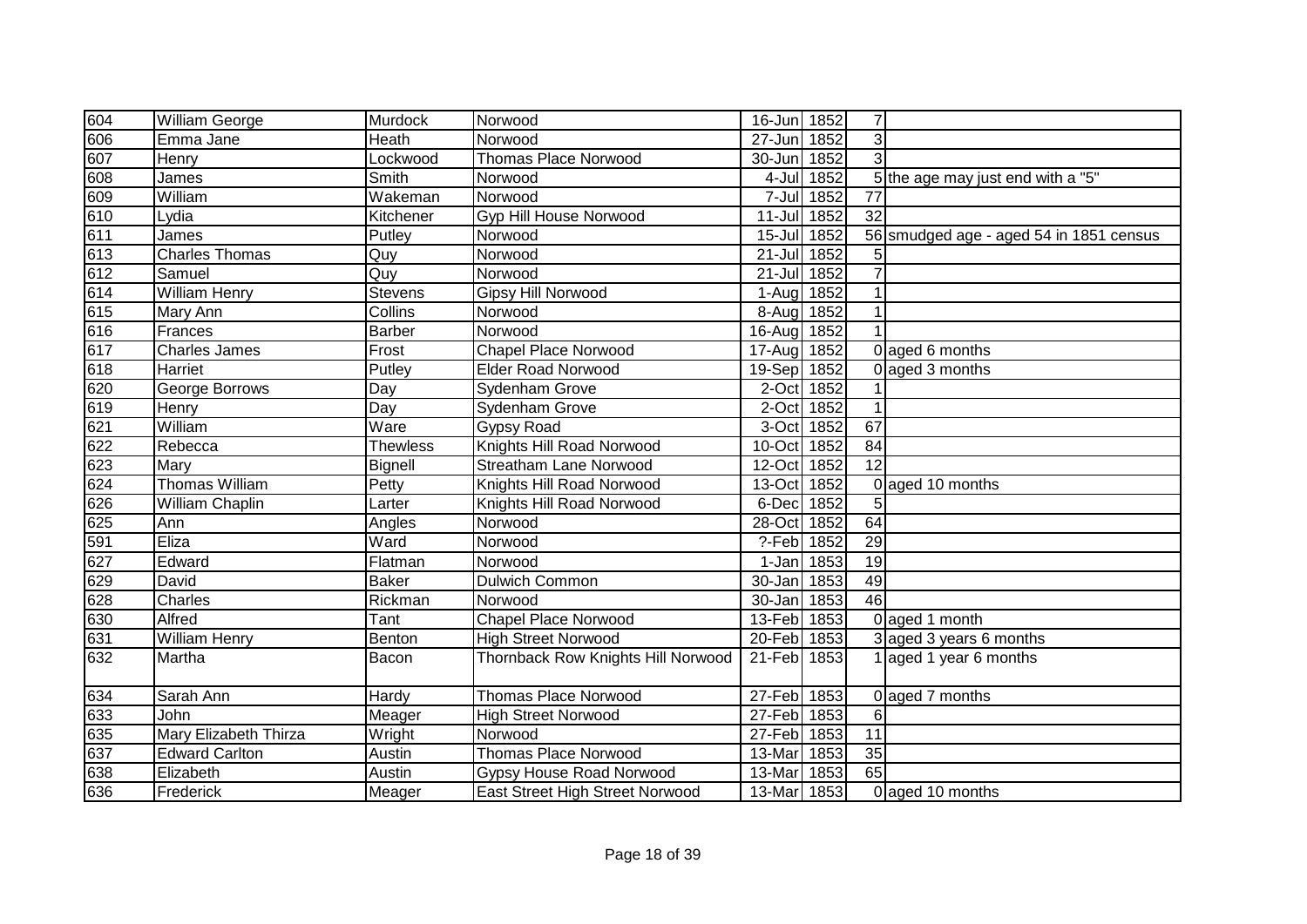| | | | | | | | |
|---|---|---|---|---|---|---|---|
| 604 | William George | Murdock | Norwood | 16-Jun | 1852 | 7 | |
| 606 | Emma Jane | Heath | Norwood | 27-Jun | 1852 | 3 | |
| 607 | Henry | Lockwood | Thomas Place Norwood | 30-Jun | 1852 | 3 | |
| 608 | James | Smith | Norwood | 4-Jul | 1852 | 5 | the age may just end with a "5" |
| 609 | William | Wakeman | Norwood | 7-Jul | 1852 | 77 | |
| 610 | Lydia | Kitchener | Gyp Hill House Norwood | 11-Jul | 1852 | 32 | |
| 611 | James | Putley | Norwood | 15-Jul | 1852 | 56 | smudged age - aged 54 in 1851 census |
| 613 | Charles Thomas | Quy | Norwood | 21-Jul | 1852 | 5 | |
| 612 | Samuel | Quy | Norwood | 21-Jul | 1852 | 7 | |
| 614 | William Henry | Stevens | Gipsy Hill Norwood | 1-Aug | 1852 | 1 | |
| 615 | Mary Ann | Collins | Norwood | 8-Aug | 1852 | 1 | |
| 616 | Frances | Barber | Norwood | 16-Aug | 1852 | 1 | |
| 617 | Charles James | Frost | Chapel Place Norwood | 17-Aug | 1852 | 0 | aged 6 months |
| 618 | Harriet | Putley | Elder Road Norwood | 19-Sep | 1852 | 0 | aged 3 months |
| 620 | George Borrows | Day | Sydenham Grove | 2-Oct | 1852 | 1 | |
| 619 | Henry | Day | Sydenham Grove | 2-Oct | 1852 | 1 | |
| 621 | William | Ware | Gypsy Road | 3-Oct | 1852 | 67 | |
| 622 | Rebecca | Thewless | Knights Hill Road Norwood | 10-Oct | 1852 | 84 | |
| 623 | Mary | Bignell | Streatham Lane Norwood | 12-Oct | 1852 | 12 | |
| 624 | Thomas William | Petty | Knights Hill Road Norwood | 13-Oct | 1852 | 0 | aged 10 months |
| 626 | William Chaplin | Larter | Knights Hill Road Norwood | 6-Dec | 1852 | 5 | |
| 625 | Ann | Angles | Norwood | 28-Oct | 1852 | 64 | |
| 591 | Eliza | Ward | Norwood | ?-Feb | 1852 | 29 | |
| 627 | Edward | Flatman | Norwood | 1-Jan | 1853 | 19 | |
| 629 | David | Baker | Dulwich Common | 30-Jan | 1853 | 49 | |
| 628 | Charles | Rickman | Norwood | 30-Jan | 1853 | 46 | |
| 630 | Alfred | Tant | Chapel Place Norwood | 13-Feb | 1853 | 0 | aged 1 month |
| 631 | William Henry | Benton | High Street Norwood | 20-Feb | 1853 | 3 | aged 3 years 6 months |
| 632 | Martha | Bacon | Thornback Row Knights Hill Norwood | 21-Feb | 1853 | 1 | aged 1 year 6 months |
| 634 | Sarah Ann | Hardy | Thomas Place Norwood | 27-Feb | 1853 | 0 | aged 7 months |
| 633 | John | Meager | High Street Norwood | 27-Feb | 1853 | 6 | |
| 635 | Mary Elizabeth Thirza | Wright | Norwood | 27-Feb | 1853 | 11 | |
| 637 | Edward Carlton | Austin | Thomas Place Norwood | 13-Mar | 1853 | 35 | |
| 638 | Elizabeth | Austin | Gypsy House Road Norwood | 13-Mar | 1853 | 65 | |
| 636 | Frederick | Meager | East Street High Street Norwood | 13-Mar | 1853 | 0 | aged 10 months |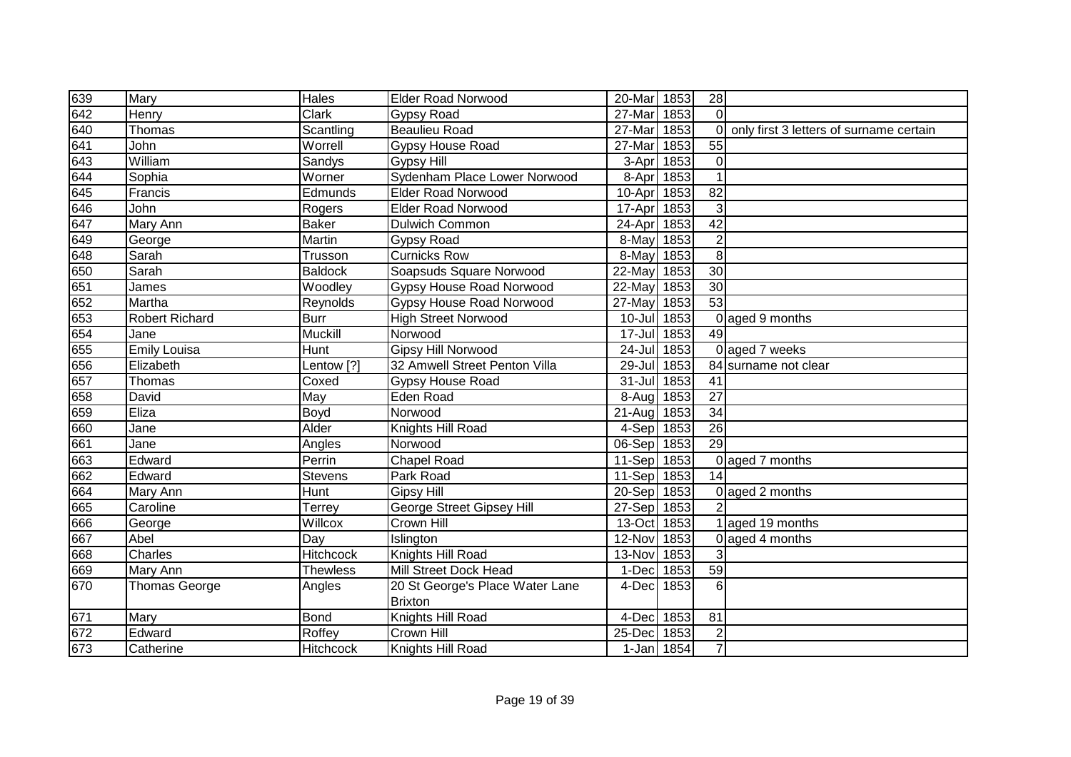| | | | | | | | |
|---|---|---|---|---|---|---|---|
| 639 | Mary | Hales | Elder Road Norwood | 20-Mar | 1853 | 28 | |
| 642 | Henry | Clark | Gypsy Road | 27-Mar | 1853 | 0 | |
| 640 | Thomas | Scantling | Beaulieu Road | 27-Mar | 1853 | 0 | only first 3 letters of surname certain |
| 641 | John | Worrell | Gypsy House Road | 27-Mar | 1853 | 55 | |
| 643 | William | Sandys | Gypsy Hill | 3-Apr | 1853 | 0 | |
| 644 | Sophia | Worner | Sydenham Place Lower Norwood | 8-Apr | 1853 | 1 | |
| 645 | Francis | Edmunds | Elder Road Norwood | 10-Apr | 1853 | 82 | |
| 646 | John | Rogers | Elder Road Norwood | 17-Apr | 1853 | 3 | |
| 647 | Mary Ann | Baker | Dulwich Common | 24-Apr | 1853 | 42 | |
| 649 | George | Martin | Gypsy Road | 8-May | 1853 | 2 | |
| 648 | Sarah | Trusson | Curnicks Row | 8-May | 1853 | 8 | |
| 650 | Sarah | Baldock | Soapsuds Square Norwood | 22-May | 1853 | 30 | |
| 651 | James | Woodley | Gypsy House Road Norwood | 22-May | 1853 | 30 | |
| 652 | Martha | Reynolds | Gypsy House Road Norwood | 27-May | 1853 | 53 | |
| 653 | Robert Richard | Burr | High Street Norwood | 10-Jul | 1853 | 0 | aged 9 months |
| 654 | Jane | Muckill | Norwood | 17-Jul | 1853 | 49 | |
| 655 | Emily Louisa | Hunt | Gipsy Hill Norwood | 24-Jul | 1853 | 0 | aged 7 weeks |
| 656 | Elizabeth | Lentow [?] | 32 Amwell Street Penton Villa | 29-Jul | 1853 | 84 | surname not clear |
| 657 | Thomas | Coxed | Gypsy House Road | 31-Jul | 1853 | 41 | |
| 658 | David | May | Eden Road | 8-Aug | 1853 | 27 | |
| 659 | Eliza | Boyd | Norwood | 21-Aug | 1853 | 34 | |
| 660 | Jane | Alder | Knights Hill Road | 4-Sep | 1853 | 26 | |
| 661 | Jane | Angles | Norwood | 06-Sep | 1853 | 29 | |
| 663 | Edward | Perrin | Chapel Road | 11-Sep | 1853 | 0 | aged 7 months |
| 662 | Edward | Stevens | Park Road | 11-Sep | 1853 | 14 | |
| 664 | Mary Ann | Hunt | Gipsy Hill | 20-Sep | 1853 | 0 | aged 2 months |
| 665 | Caroline | Terrey | George Street Gipsey Hill | 27-Sep | 1853 | 2 | |
| 666 | George | Willcox | Crown Hill | 13-Oct | 1853 | 1 | aged 19 months |
| 667 | Abel | Day | Islington | 12-Nov | 1853 | 0 | aged 4 months |
| 668 | Charles | Hitchcock | Knights Hill Road | 13-Nov | 1853 | 3 | |
| 669 | Mary Ann | Thewless | Mill Street Dock Head | 1-Dec | 1853 | 59 | |
| 670 | Thomas George | Angles | 20 St George's Place Water Lane Brixton | 4-Dec | 1853 | 6 | |
| 671 | Mary | Bond | Knights Hill Road | 4-Dec | 1853 | 81 | |
| 672 | Edward | Roffey | Crown Hill | 25-Dec | 1853 | 2 | |
| 673 | Catherine | Hitchcock | Knights Hill Road | 1-Jan | 1854 | 7 | |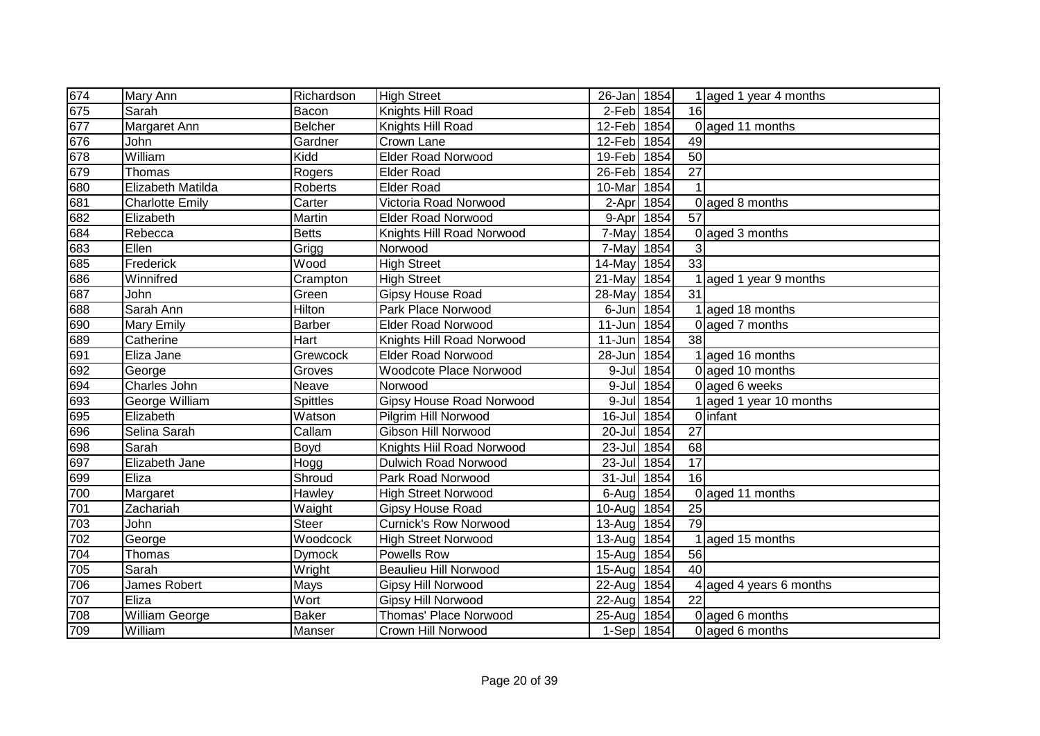| | | | | | | | |
|---|---|---|---|---|---|---|---|
| 674 | Mary Ann | Richardson | High Street | 26-Jan | 1854 | 1 | aged 1 year 4 months |
| 675 | Sarah | Bacon | Knights Hill Road | 2-Feb | 1854 | 16 | |
| 677 | Margaret Ann | Belcher | Knights Hill Road | 12-Feb | 1854 | 0 | aged 11 months |
| 676 | John | Gardner | Crown Lane | 12-Feb | 1854 | 49 | |
| 678 | William | Kidd | Elder Road Norwood | 19-Feb | 1854 | 50 | |
| 679 | Thomas | Rogers | Elder Road | 26-Feb | 1854 | 27 | |
| 680 | Elizabeth Matilda | Roberts | Elder Road | 10-Mar | 1854 | 1 | |
| 681 | Charlotte Emily | Carter | Victoria Road Norwood | 2-Apr | 1854 | 0 | aged 8 months |
| 682 | Elizabeth | Martin | Elder Road Norwood | 9-Apr | 1854 | 57 | |
| 684 | Rebecca | Betts | Knights Hill Road Norwood | 7-May | 1854 | 0 | aged 3 months |
| 683 | Ellen | Grigg | Norwood | 7-May | 1854 | 3 | |
| 685 | Frederick | Wood | High Street | 14-May | 1854 | 33 | |
| 686 | Winnifred | Crampton | High Street | 21-May | 1854 | 1 | aged 1 year 9 months |
| 687 | John | Green | Gipsy House Road | 28-May | 1854 | 31 | |
| 688 | Sarah Ann | Hilton | Park Place Norwood | 6-Jun | 1854 | 1 | aged 18 months |
| 690 | Mary Emily | Barber | Elder Road Norwood | 11-Jun | 1854 | 0 | aged 7 months |
| 689 | Catherine | Hart | Knights Hill Road Norwood | 11-Jun | 1854 | 38 | |
| 691 | Eliza Jane | Grewcock | Elder Road Norwood | 28-Jun | 1854 | 1 | aged 16 months |
| 692 | George | Groves | Woodcote Place Norwood | 9-Jul | 1854 | 0 | aged 10 months |
| 694 | Charles John | Neave | Norwood | 9-Jul | 1854 | 0 | aged 6 weeks |
| 693 | George William | Spittles | Gipsy House Road Norwood | 9-Jul | 1854 | 1 | aged 1 year 10 months |
| 695 | Elizabeth | Watson | Pilgrim Hill Norwood | 16-Jul | 1854 | 0 | infant |
| 696 | Selina Sarah | Callam | Gibson Hill Norwood | 20-Jul | 1854 | 27 | |
| 698 | Sarah | Boyd | Knights Hiil Road Norwood | 23-Jul | 1854 | 68 | |
| 697 | Elizabeth Jane | Hogg | Dulwich Road Norwood | 23-Jul | 1854 | 17 | |
| 699 | Eliza | Shroud | Park Road Norwood | 31-Jul | 1854 | 16 | |
| 700 | Margaret | Hawley | High Street Norwood | 6-Aug | 1854 | 0 | aged 11 months |
| 701 | Zachariah | Waight | Gipsy House Road | 10-Aug | 1854 | 25 | |
| 703 | John | Steer | Curnick's Row Norwood | 13-Aug | 1854 | 79 | |
| 702 | George | Woodcock | High Street Norwood | 13-Aug | 1854 | 1 | aged 15 months |
| 704 | Thomas | Dymock | Powells Row | 15-Aug | 1854 | 56 | |
| 705 | Sarah | Wright | Beaulieu Hill Norwood | 15-Aug | 1854 | 40 | |
| 706 | James Robert | Mays | Gipsy Hill Norwood | 22-Aug | 1854 | 4 | aged 4 years 6 months |
| 707 | Eliza | Wort | Gipsy Hill Norwood | 22-Aug | 1854 | 22 | |
| 708 | William George | Baker | Thomas' Place Norwood | 25-Aug | 1854 | 0 | aged 6 months |
| 709 | William | Manser | Crown Hill Norwood | 1-Sep | 1854 | 0 | aged 6 months |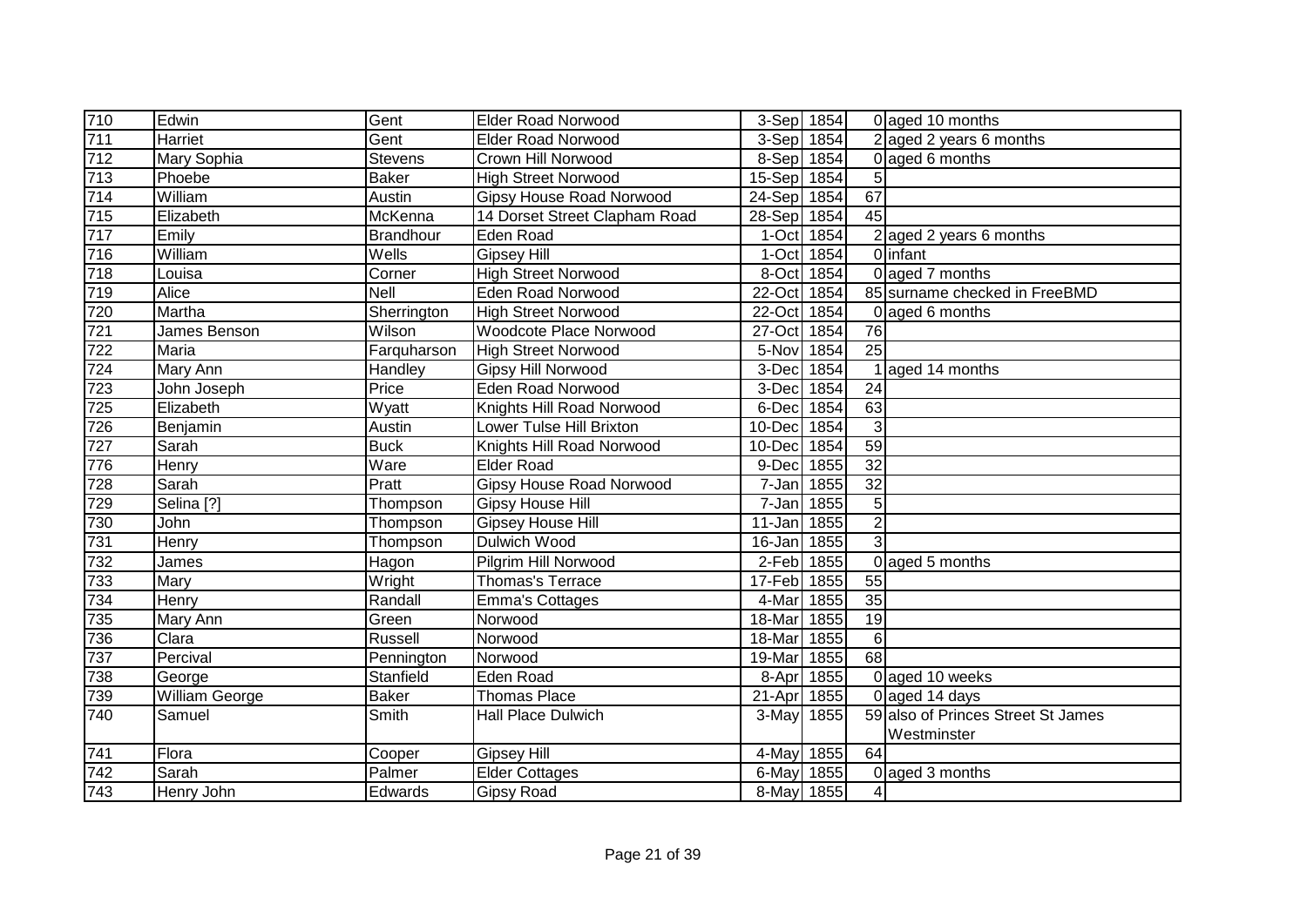| | | | | | | | |
|---|---|---|---|---|---|---|---|
| 710 | Edwin | Gent | Elder Road Norwood | 3-Sep | 1854 | 0 | aged 10 months |
| 711 | Harriet | Gent | Elder Road Norwood | 3-Sep | 1854 | 2 | aged 2 years 6 months |
| 712 | Mary Sophia | Stevens | Crown Hill Norwood | 8-Sep | 1854 | 0 | aged 6 months |
| 713 | Phoebe | Baker | High Street Norwood | 15-Sep | 1854 | 5 | |
| 714 | William | Austin | Gipsy House Road Norwood | 24-Sep | 1854 | 67 | |
| 715 | Elizabeth | McKenna | 14 Dorset Street Clapham Road | 28-Sep | 1854 | 45 | |
| 717 | Emily | Brandhour | Eden Road | 1-Oct | 1854 | 2 | aged 2 years 6 months |
| 716 | William | Wells | Gipsey Hill | 1-Oct | 1854 | 0 | infant |
| 718 | Louisa | Corner | High Street Norwood | 8-Oct | 1854 | 0 | aged 7 months |
| 719 | Alice | Nell | Eden Road Norwood | 22-Oct | 1854 | 85 | surname checked in FreeBMD |
| 720 | Martha | Sherrington | High Street Norwood | 22-Oct | 1854 | 0 | aged 6 months |
| 721 | James Benson | Wilson | Woodcote Place Norwood | 27-Oct | 1854 | 76 | |
| 722 | Maria | Farquharson | High Street Norwood | 5-Nov | 1854 | 25 | |
| 724 | Mary Ann | Handley | Gipsy Hill Norwood | 3-Dec | 1854 | 1 | aged 14 months |
| 723 | John Joseph | Price | Eden Road Norwood | 3-Dec | 1854 | 24 | |
| 725 | Elizabeth | Wyatt | Knights Hill Road Norwood | 6-Dec | 1854 | 63 | |
| 726 | Benjamin | Austin | Lower Tulse Hill Brixton | 10-Dec | 1854 | 3 | |
| 727 | Sarah | Buck | Knights Hill Road Norwood | 10-Dec | 1854 | 59 | |
| 776 | Henry | Ware | Elder Road | 9-Dec | 1855 | 32 | |
| 728 | Sarah | Pratt | Gipsy House Road Norwood | 7-Jan | 1855 | 32 | |
| 729 | Selina [?] | Thompson | Gipsy House Hill | 7-Jan | 1855 | 5 | |
| 730 | John | Thompson | Gipsey House Hill | 11-Jan | 1855 | 2 | |
| 731 | Henry | Thompson | Dulwich Wood | 16-Jan | 1855 | 3 | |
| 732 | James | Hagon | Pilgrim Hill Norwood | 2-Feb | 1855 | 0 | aged 5 months |
| 733 | Mary | Wright | Thomas's Terrace | 17-Feb | 1855 | 55 | |
| 734 | Henry | Randall | Emma's Cottages | 4-Mar | 1855 | 35 | |
| 735 | Mary Ann | Green | Norwood | 18-Mar | 1855 | 19 | |
| 736 | Clara | Russell | Norwood | 18-Mar | 1855 | 6 | |
| 737 | Percival | Pennington | Norwood | 19-Mar | 1855 | 68 | |
| 738 | George | Stanfield | Eden Road | 8-Apr | 1855 | 0 | aged 10 weeks |
| 739 | William George | Baker | Thomas Place | 21-Apr | 1855 | 0 | aged 14 days |
| 740 | Samuel | Smith | Hall Place Dulwich | 3-May | 1855 | 59 | also of Princes Street St James Westminster |
| 741 | Flora | Cooper | Gipsey Hill | 4-May | 1855 | 64 | |
| 742 | Sarah | Palmer | Elder Cottages | 6-May | 1855 | 0 | aged 3 months |
| 743 | Henry John | Edwards | Gipsy Road | 8-May | 1855 | 4 | |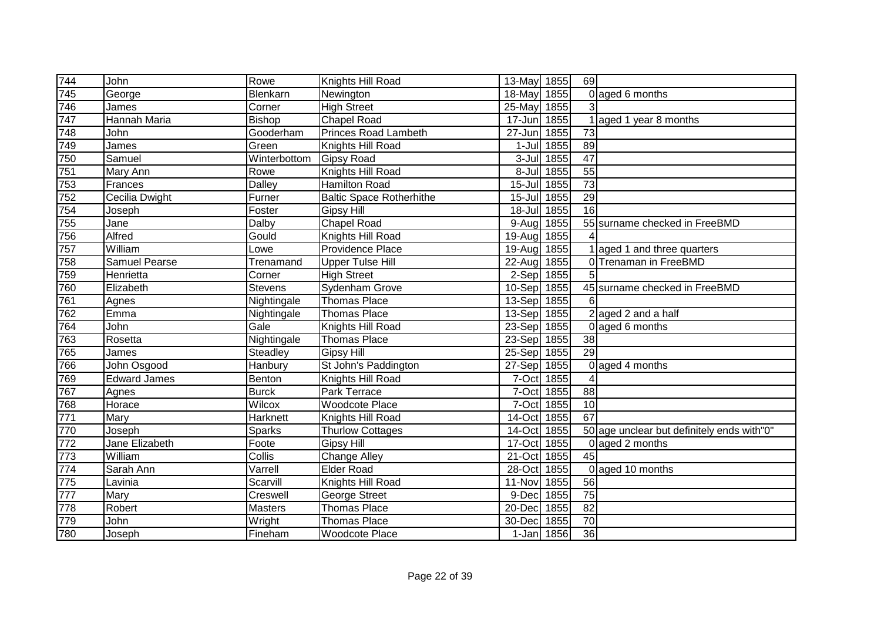| 744 | John | Rowe | Knights Hill Road | 13-May | 1855 | 69 | |
|---|---|---|---|---|---|---|---|
| 745 | George | Blenkarn | Newington | 18-May | 1855 | 0 | aged 6 months |
| 746 | James | Corner | High Street | 25-May | 1855 | 3 | |
| 747 | Hannah Maria | Bishop | Chapel Road | 17-Jun | 1855 | 1 | aged 1 year 8 months |
| 748 | John | Gooderham | Princes Road Lambeth | 27-Jun | 1855 | 73 | |
| 749 | James | Green | Knights Hill Road | 1-Jul | 1855 | 89 | |
| 750 | Samuel | Winterbottom | Gipsy Road | 3-Jul | 1855 | 47 | |
| 751 | Mary Ann | Rowe | Knights Hill Road | 8-Jul | 1855 | 55 | |
| 753 | Frances | Dalley | Hamilton Road | 15-Jul | 1855 | 73 | |
| 752 | Cecilia Dwight | Furner | Baltic Space Rotherhithe | 15-Jul | 1855 | 29 | |
| 754 | Joseph | Foster | Gipsy Hill | 18-Jul | 1855 | 16 | |
| 755 | Jane | Dalby | Chapel Road | 9-Aug | 1855 | 55 | surname checked in FreeBMD |
| 756 | Alfred | Gould | Knights Hill Road | 19-Aug | 1855 | 4 | |
| 757 | William | Lowe | Providence Place | 19-Aug | 1855 | 1 | aged 1 and three quarters |
| 758 | Samuel Pearse | Trenamand | Upper Tulse Hill | 22-Aug | 1855 | 0 | Trenaman in FreeBMD |
| 759 | Henrietta | Corner | High Street | 2-Sep | 1855 | 5 | |
| 760 | Elizabeth | Stevens | Sydenham Grove | 10-Sep | 1855 | 45 | surname checked in FreeBMD |
| 761 | Agnes | Nightingale | Thomas Place | 13-Sep | 1855 | 6 | |
| 762 | Emma | Nightingale | Thomas Place | 13-Sep | 1855 | 2 | aged 2 and a half |
| 764 | John | Gale | Knights Hill Road | 23-Sep | 1855 | 0 | aged 6 months |
| 763 | Rosetta | Nightingale | Thomas Place | 23-Sep | 1855 | 38 | |
| 765 | James | Steadley | Gipsy Hill | 25-Sep | 1855 | 29 | |
| 766 | John Osgood | Hanbury | St John's Paddington | 27-Sep | 1855 | 0 | aged 4 months |
| 769 | Edward James | Benton | Knights Hill Road | 7-Oct | 1855 | 4 | |
| 767 | Agnes | Burck | Park Terrace | 7-Oct | 1855 | 88 | |
| 768 | Horace | Wilcox | Woodcote Place | 7-Oct | 1855 | 10 | |
| 771 | Mary | Harknett | Knights Hill Road | 14-Oct | 1855 | 67 | |
| 770 | Joseph | Sparks | Thurlow Cottages | 14-Oct | 1855 | 50 | age unclear but definitely ends with"0" |
| 772 | Jane Elizabeth | Foote | Gipsy Hill | 17-Oct | 1855 | 0 | aged 2 months |
| 773 | William | Collis | Change Alley | 21-Oct | 1855 | 45 | |
| 774 | Sarah Ann | Varrell | Elder Road | 28-Oct | 1855 | 0 | aged 10 months |
| 775 | Lavinia | Scarvill | Knights Hill Road | 11-Nov | 1855 | 56 | |
| 777 | Mary | Creswell | George Street | 9-Dec | 1855 | 75 | |
| 778 | Robert | Masters | Thomas Place | 20-Dec | 1855 | 82 | |
| 779 | John | Wright | Thomas Place | 30-Dec | 1855 | 70 | |
| 780 | Joseph | Fineham | Woodcote Place | 1-Jan | 1856 | 36 | |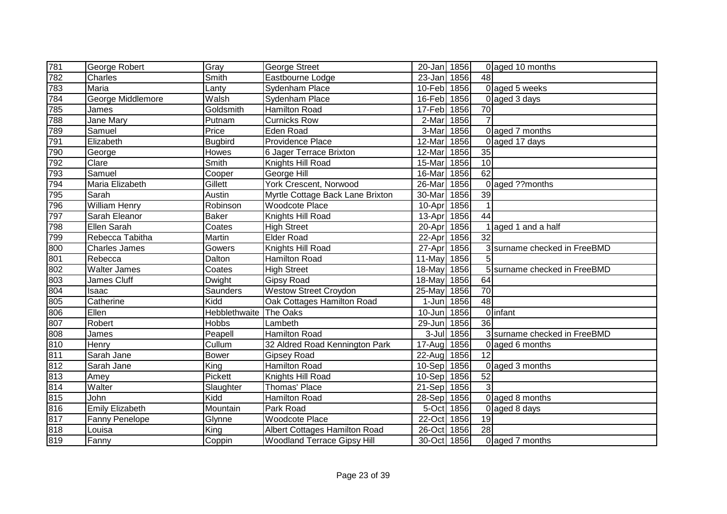| | | | | | | | |
|---|---|---|---|---|---|---|---|
| 781 | George Robert | Gray | George Street | 20-Jan | 1856 | 0 | aged 10 months |
| 782 | Charles | Smith | Eastbourne Lodge | 23-Jan | 1856 | 48 | |
| 783 | Maria | Lanty | Sydenham Place | 10-Feb | 1856 | 0 | aged 5 weeks |
| 784 | George Middlemore | Walsh | Sydenham Place | 16-Feb | 1856 | 0 | aged 3 days |
| 785 | James | Goldsmith | Hamilton Road | 17-Feb | 1856 | 70 | |
| 788 | Jane Mary | Putnam | Curnicks Row | 2-Mar | 1856 | 7 | |
| 789 | Samuel | Price | Eden Road | 3-Mar | 1856 | 0 | aged 7 months |
| 791 | Elizabeth | Bugbird | Providence Place | 12-Mar | 1856 | 0 | aged 17 days |
| 790 | George | Howes | 6 Jager Terrace Brixton | 12-Mar | 1856 | 35 | |
| 792 | Clare | Smith | Knights Hill Road | 15-Mar | 1856 | 10 | |
| 793 | Samuel | Cooper | George Hill | 16-Mar | 1856 | 62 | |
| 794 | Maria Elizabeth | Gillett | York Crescent, Norwood | 26-Mar | 1856 | 0 | aged ??months |
| 795 | Sarah | Austin | Myrtle Cottage Back Lane Brixton | 30-Mar | 1856 | 39 | |
| 796 | William Henry | Robinson | Woodcote Place | 10-Apr | 1856 | 1 | |
| 797 | Sarah Eleanor | Baker | Knights Hill Road | 13-Apr | 1856 | 44 | |
| 798 | Ellen Sarah | Coates | High Street | 20-Apr | 1856 | 1 | aged 1 and a half |
| 799 | Rebecca Tabitha | Martin | Elder Road | 22-Apr | 1856 | 32 | |
| 800 | Charles James | Gowers | Knights Hill Road | 27-Apr | 1856 | 3 | surname checked in FreeBMD |
| 801 | Rebecca | Dalton | Hamilton Road | 11-May | 1856 | 5 | |
| 802 | Walter James | Coates | High Street | 18-May | 1856 | 5 | surname checked in FreeBMD |
| 803 | James Cluff | Dwight | Gipsy Road | 18-May | 1856 | 64 | |
| 804 | Isaac | Saunders | Westow Street Croydon | 25-May | 1856 | 70 | |
| 805 | Catherine | Kidd | Oak Cottages Hamilton Road | 1-Jun | 1856 | 48 | |
| 806 | Ellen | Hebblethwaite | The Oaks | 10-Jun | 1856 | 0 | infant |
| 807 | Robert | Hobbs | Lambeth | 29-Jun | 1856 | 36 | |
| 808 | James | Peapell | Hamilton Road | 3-Jul | 1856 | 3 | surname checked in FreeBMD |
| 810 | Henry | Cullum | 32 Aldred Road Kennington Park | 17-Aug | 1856 | 0 | aged 6 months |
| 811 | Sarah Jane | Bower | Gipsey Road | 22-Aug | 1856 | 12 | |
| 812 | Sarah Jane | King | Hamilton Road | 10-Sep | 1856 | 0 | aged 3 months |
| 813 | Amey | Pickett | Knights Hill Road | 10-Sep | 1856 | 52 | |
| 814 | Walter | Slaughter | Thomas' Place | 21-Sep | 1856 | 3 | |
| 815 | John | Kidd | Hamilton Road | 28-Sep | 1856 | 0 | aged 8 months |
| 816 | Emily Elizabeth | Mountain | Park Road | 5-Oct | 1856 | 0 | aged 8 days |
| 817 | Fanny Penelope | Glynne | Woodcote Place | 22-Oct | 1856 | 19 | |
| 818 | Louisa | King | Albert Cottages Hamilton Road | 26-Oct | 1856 | 28 | |
| 819 | Fanny | Coppin | Woodland Terrace Gipsy Hill | 30-Oct | 1856 | 0 | aged 7 months |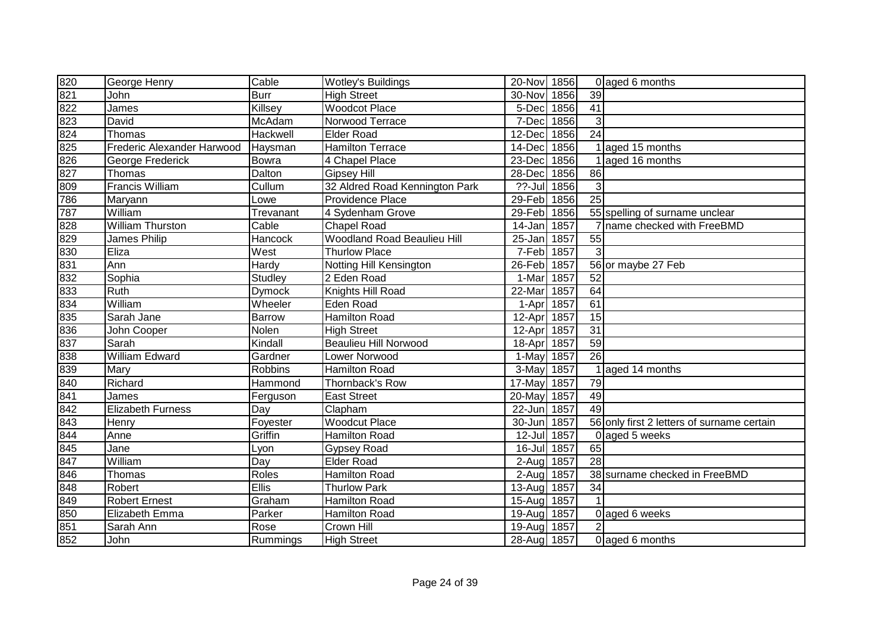| | | | | | | | |
|---|---|---|---|---|---|---|---|
| 820 | George Henry | Cable | Wotley's Buildings | 20-Nov | 1856 | 0 | aged 6 months |
| 821 | John | Burr | High Street | 30-Nov | 1856 | 39 | |
| 822 | James | Killsey | Woodcot Place | 5-Dec | 1856 | 41 | |
| 823 | David | McAdam | Norwood Terrace | 7-Dec | 1856 | 3 | |
| 824 | Thomas | Hackwell | Elder Road | 12-Dec | 1856 | 24 | |
| 825 | Frederic Alexander Harwood | Haysman | Hamilton Terrace | 14-Dec | 1856 | 1 | aged 15 months |
| 826 | George Frederick | Bowra | 4 Chapel Place | 23-Dec | 1856 | 1 | aged 16 months |
| 827 | Thomas | Dalton | Gipsey Hill | 28-Dec | 1856 | 86 | |
| 809 | Francis William | Cullum | 32 Aldred Road Kennington Park | ??-Jul | 1856 | 3 | |
| 786 | Maryann | Lowe | Providence Place | 29-Feb | 1856 | 25 | |
| 787 | William | Trevanant | 4 Sydenham Grove | 29-Feb | 1856 | 55 | spelling of surname unclear |
| 828 | William Thurston | Cable | Chapel Road | 14-Jan | 1857 | 7 | name checked with FreeBMD |
| 829 | James Philip | Hancock | Woodland Road Beaulieu Hill | 25-Jan | 1857 | 55 | |
| 830 | Eliza | West | Thurlow Place | 7-Feb | 1857 | 3 | |
| 831 | Ann | Hardy | Notting Hill Kensington | 26-Feb | 1857 | 56 | or maybe 27 Feb |
| 832 | Sophia | Studley | 2 Eden Road | 1-Mar | 1857 | 52 | |
| 833 | Ruth | Dymock | Knights Hill Road | 22-Mar | 1857 | 64 | |
| 834 | William | Wheeler | Eden Road | 1-Apr | 1857 | 61 | |
| 835 | Sarah Jane | Barrow | Hamilton Road | 12-Apr | 1857 | 15 | |
| 836 | John Cooper | Nolen | High Street | 12-Apr | 1857 | 31 | |
| 837 | Sarah | Kindall | Beaulieu Hill Norwood | 18-Apr | 1857 | 59 | |
| 838 | William Edward | Gardner | Lower Norwood | 1-May | 1857 | 26 | |
| 839 | Mary | Robbins | Hamilton Road | 3-May | 1857 | 1 | aged 14 months |
| 840 | Richard | Hammond | Thornback's Row | 17-May | 1857 | 79 | |
| 841 | James | Ferguson | East Street | 20-May | 1857 | 49 | |
| 842 | Elizabeth Furness | Day | Clapham | 22-Jun | 1857 | 49 | |
| 843 | Henry | Foyester | Woodcut Place | 30-Jun | 1857 | 56 | only first 2 letters of surname certain |
| 844 | Anne | Griffin | Hamilton Road | 12-Jul | 1857 | 0 | aged 5 weeks |
| 845 | Jane | Lyon | Gypsey Road | 16-Jul | 1857 | 65 | |
| 847 | William | Day | Elder Road | 2-Aug | 1857 | 28 | |
| 846 | Thomas | Roles | Hamilton Road | 2-Aug | 1857 | 38 | surname checked in FreeBMD |
| 848 | Robert | Ellis | Thurlow Park | 13-Aug | 1857 | 34 | |
| 849 | Robert Ernest | Graham | Hamilton Road | 15-Aug | 1857 | 1 | |
| 850 | Elizabeth Emma | Parker | Hamilton Road | 19-Aug | 1857 | 0 | aged 6 weeks |
| 851 | Sarah Ann | Rose | Crown Hill | 19-Aug | 1857 | 2 | |
| 852 | John | Rummings | High Street | 28-Aug | 1857 | 0 | aged 6 months |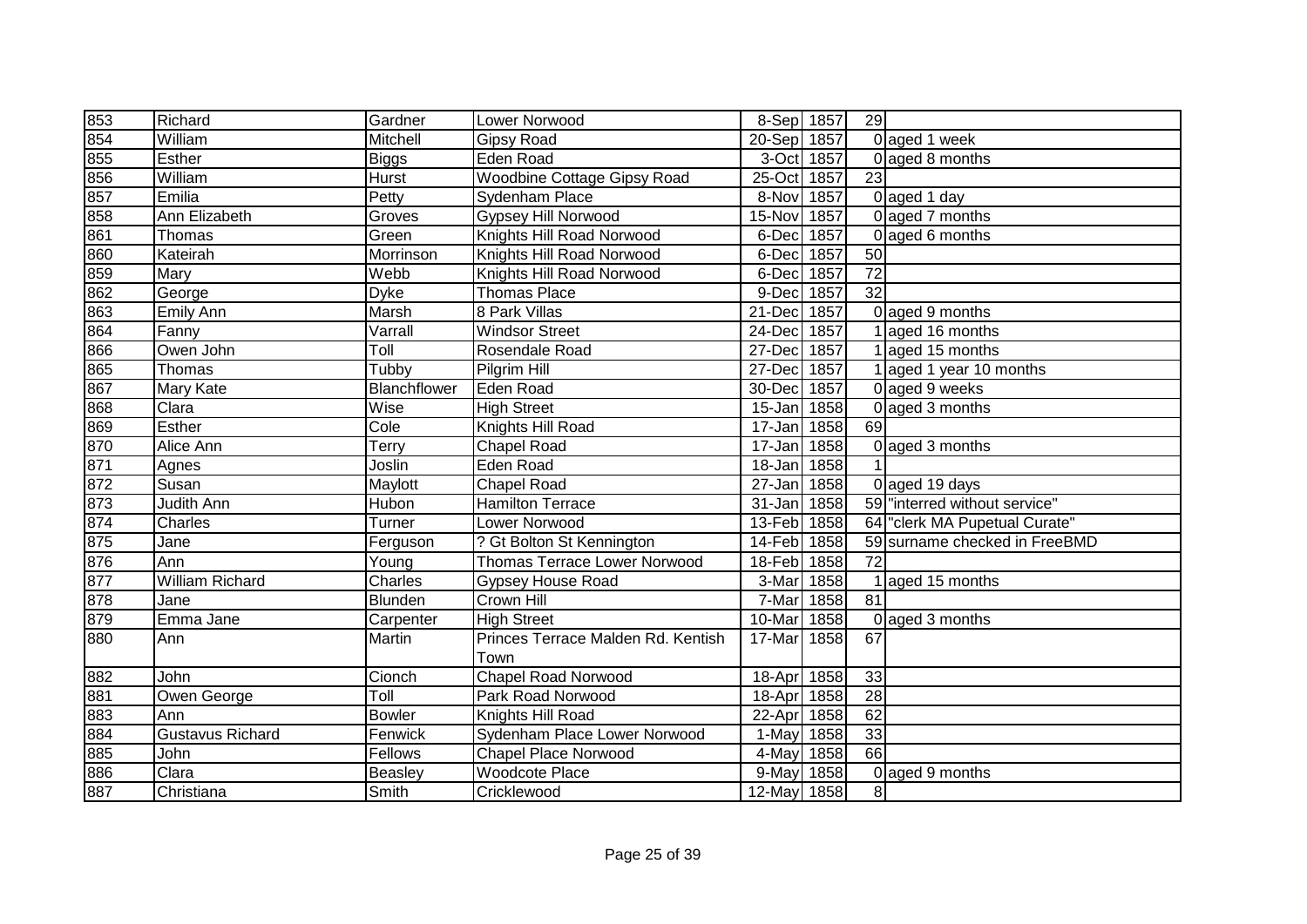| | | | | | | | |
|---|---|---|---|---|---|---|---|
| 853 | Richard | Gardner | Lower Norwood | 8-Sep | 1857 | 29 | |
| 854 | William | Mitchell | Gipsy Road | 20-Sep | 1857 | 0 | aged 1 week |
| 855 | Esther | Biggs | Eden Road | 3-Oct | 1857 | 0 | aged 8 months |
| 856 | William | Hurst | Woodbine Cottage Gipsy Road | 25-Oct | 1857 | 23 | |
| 857 | Emilia | Petty | Sydenham Place | 8-Nov | 1857 | 0 | aged 1 day |
| 858 | Ann Elizabeth | Groves | Gypsey Hill Norwood | 15-Nov | 1857 | 0 | aged 7 months |
| 861 | Thomas | Green | Knights Hill Road Norwood | 6-Dec | 1857 | 0 | aged 6 months |
| 860 | Kateirah | Morrinson | Knights Hill Road Norwood | 6-Dec | 1857 | 50 | |
| 859 | Mary | Webb | Knights Hill Road Norwood | 6-Dec | 1857 | 72 | |
| 862 | George | Dyke | Thomas Place | 9-Dec | 1857 | 32 | |
| 863 | Emily Ann | Marsh | 8 Park Villas | 21-Dec | 1857 | 0 | aged 9 months |
| 864 | Fanny | Varrall | Windsor Street | 24-Dec | 1857 | 1 | aged 16 months |
| 866 | Owen John | Toll | Rosendale Road | 27-Dec | 1857 | 1 | aged 15 months |
| 865 | Thomas | Tubby | Pilgrim Hill | 27-Dec | 1857 | 1 | aged 1 year 10 months |
| 867 | Mary Kate | Blanchflower | Eden Road | 30-Dec | 1857 | 0 | aged 9 weeks |
| 868 | Clara | Wise | High Street | 15-Jan | 1858 | 0 | aged 3 months |
| 869 | Esther | Cole | Knights Hill Road | 17-Jan | 1858 | 69 | |
| 870 | Alice Ann | Terry | Chapel Road | 17-Jan | 1858 | 0 | aged 3 months |
| 871 | Agnes | Joslin | Eden Road | 18-Jan | 1858 | 1 | |
| 872 | Susan | Maylott | Chapel Road | 27-Jan | 1858 | 0 | aged 19 days |
| 873 | Judith Ann | Hubon | Hamilton Terrace | 31-Jan | 1858 | 59 | "interred without service" |
| 874 | Charles | Turner | Lower Norwood | 13-Feb | 1858 | 64 | "clerk MA Pupetual Curate" |
| 875 | Jane | Ferguson | ? Gt Bolton St Kennington | 14-Feb | 1858 | 59 | surname checked in FreeBMD |
| 876 | Ann | Young | Thomas Terrace Lower Norwood | 18-Feb | 1858 | 72 | |
| 877 | William Richard | Charles | Gypsey House Road | 3-Mar | 1858 | 1 | aged 15 months |
| 878 | Jane | Blunden | Crown Hill | 7-Mar | 1858 | 81 | |
| 879 | Emma Jane | Carpenter | High Street | 10-Mar | 1858 | 0 | aged 3 months |
| 880 | Ann | Martin | Princes Terrace Malden Rd. Kentish Town | 17-Mar | 1858 | 67 | |
| 882 | John | Cionch | Chapel Road Norwood | 18-Apr | 1858 | 33 | |
| 881 | Owen George | Toll | Park Road Norwood | 18-Apr | 1858 | 28 | |
| 883 | Ann | Bowler | Knights Hill Road | 22-Apr | 1858 | 62 | |
| 884 | Gustavus Richard | Fenwick | Sydenham Place Lower Norwood | 1-May | 1858 | 33 | |
| 885 | John | Fellows | Chapel Place Norwood | 4-May | 1858 | 66 | |
| 886 | Clara | Beasley | Woodcote Place | 9-May | 1858 | 0 | aged 9 months |
| 887 | Christiana | Smith | Cricklewood | 12-May | 1858 | 8 | |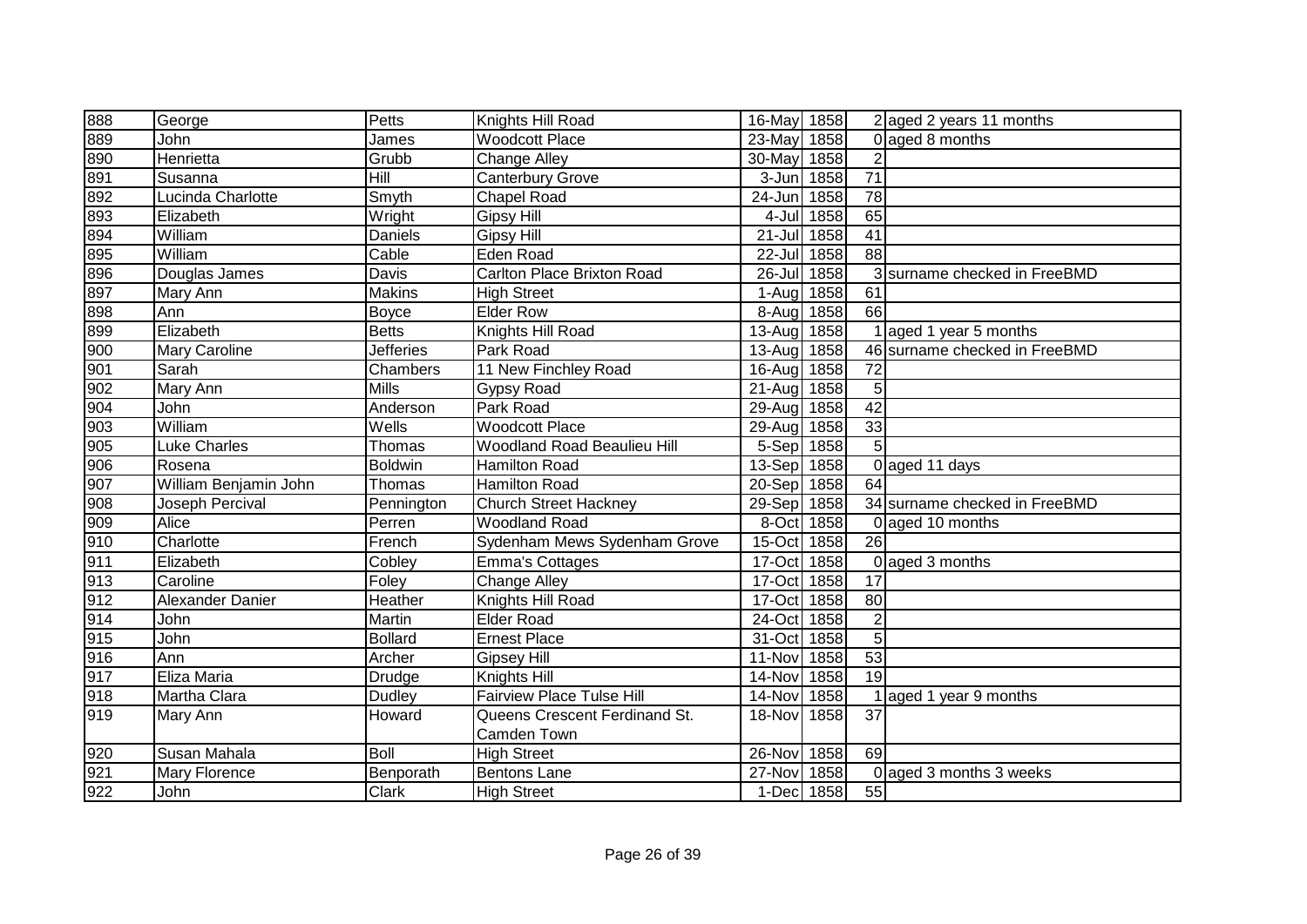| | | | | | | | |
|---|---|---|---|---|---|---|---|
| 888 | George | Petts | Knights Hill Road | 16-May | 1858 | 2 | aged 2 years 11 months |
| 889 | John | James | Woodcott Place | 23-May | 1858 | 0 | aged 8 months |
| 890 | Henrietta | Grubb | Change Alley | 30-May | 1858 | 2 | |
| 891 | Susanna | Hill | Canterbury Grove | 3-Jun | 1858 | 71 | |
| 892 | Lucinda Charlotte | Smyth | Chapel Road | 24-Jun | 1858 | 78 | |
| 893 | Elizabeth | Wright | Gipsy Hill | 4-Jul | 1858 | 65 | |
| 894 | William | Daniels | Gipsy Hill | 21-Jul | 1858 | 41 | |
| 895 | William | Cable | Eden Road | 22-Jul | 1858 | 88 | |
| 896 | Douglas James | Davis | Carlton Place Brixton Road | 26-Jul | 1858 | 3 | surname checked in FreeBMD |
| 897 | Mary Ann | Makins | High Street | 1-Aug | 1858 | 61 | |
| 898 | Ann | Boyce | Elder Row | 8-Aug | 1858 | 66 | |
| 899 | Elizabeth | Betts | Knights Hill Road | 13-Aug | 1858 | 1 | aged 1 year 5 months |
| 900 | Mary Caroline | Jefferies | Park Road | 13-Aug | 1858 | 46 | surname checked in FreeBMD |
| 901 | Sarah | Chambers | 11 New Finchley Road | 16-Aug | 1858 | 72 | |
| 902 | Mary Ann | Mills | Gypsy Road | 21-Aug | 1858 | 5 | |
| 904 | John | Anderson | Park Road | 29-Aug | 1858 | 42 | |
| 903 | William | Wells | Woodcott Place | 29-Aug | 1858 | 33 | |
| 905 | Luke Charles | Thomas | Woodland Road Beaulieu Hill | 5-Sep | 1858 | 5 | |
| 906 | Rosena | Boldwin | Hamilton Road | 13-Sep | 1858 | 0 | aged 11 days |
| 907 | William Benjamin John | Thomas | Hamilton Road | 20-Sep | 1858 | 64 | |
| 908 | Joseph Percival | Pennington | Church Street Hackney | 29-Sep | 1858 | 34 | surname checked in FreeBMD |
| 909 | Alice | Perren | Woodland Road | 8-Oct | 1858 | 0 | aged 10 months |
| 910 | Charlotte | French | Sydenham Mews Sydenham Grove | 15-Oct | 1858 | 26 | |
| 911 | Elizabeth | Cobley | Emma's Cottages | 17-Oct | 1858 | 0 | aged 3 months |
| 913 | Caroline | Foley | Change Alley | 17-Oct | 1858 | 17 | |
| 912 | Alexander Danier | Heather | Knights Hill Road | 17-Oct | 1858 | 80 | |
| 914 | John | Martin | Elder Road | 24-Oct | 1858 | 2 | |
| 915 | John | Bollard | Ernest Place | 31-Oct | 1858 | 5 | |
| 916 | Ann | Archer | Gipsey Hill | 11-Nov | 1858 | 53 | |
| 917 | Eliza Maria | Drudge | Knights Hill | 14-Nov | 1858 | 19 | |
| 918 | Martha Clara | Dudley | Fairview Place Tulse Hill | 14-Nov | 1858 | 1 | aged 1 year 9 months |
| 919 | Mary Ann | Howard | Queens Crescent Ferdinand St. Camden Town | 18-Nov | 1858 | 37 | |
| 920 | Susan Mahala | Boll | High Street | 26-Nov | 1858 | 69 | |
| 921 | Mary Florence | Benporath | Bentons Lane | 27-Nov | 1858 | 0 | aged 3 months 3 weeks |
| 922 | John | Clark | High Street | 1-Dec | 1858 | 55 | |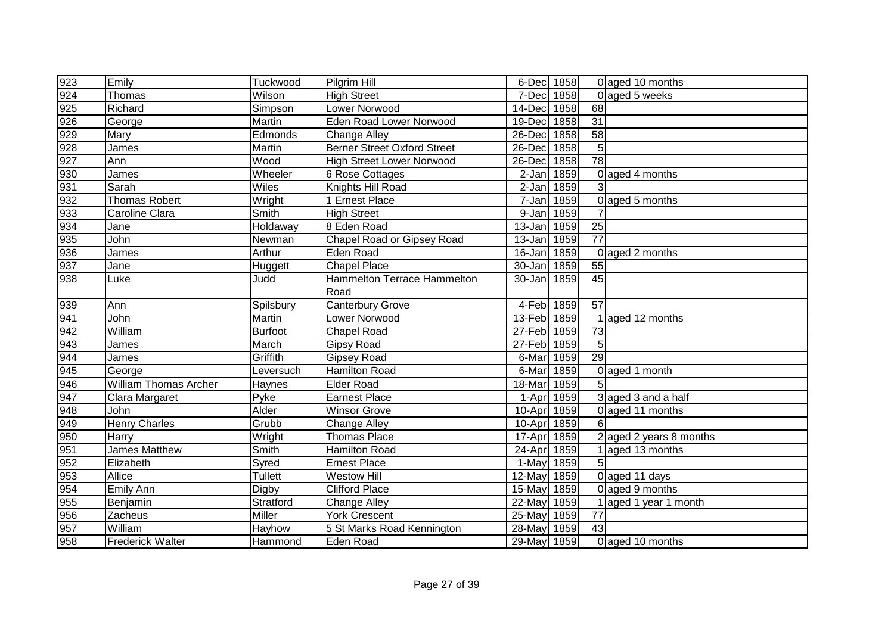| | | | | | | | |
|---|---|---|---|---|---|---|---|
| 923 | Emily | Tuckwood | Pilgrim Hill | 6-Dec | 1858 | 0 | aged 10 months |
| 924 | Thomas | Wilson | High Street | 7-Dec | 1858 | 0 | aged 5 weeks |
| 925 | Richard | Simpson | Lower Norwood | 14-Dec | 1858 | 68 | |
| 926 | George | Martin | Eden Road Lower Norwood | 19-Dec | 1858 | 31 | |
| 929 | Mary | Edmonds | Change Alley | 26-Dec | 1858 | 58 | |
| 928 | James | Martin | Berner Street Oxford Street | 26-Dec | 1858 | 5 | |
| 927 | Ann | Wood | High Street Lower Norwood | 26-Dec | 1858 | 78 | |
| 930 | James | Wheeler | 6 Rose Cottages | 2-Jan | 1859 | 0 | aged 4 months |
| 931 | Sarah | Wiles | Knights Hill Road | 2-Jan | 1859 | 3 | |
| 932 | Thomas Robert | Wright | 1 Ernest Place | 7-Jan | 1859 | 0 | aged 5 months |
| 933 | Caroline Clara | Smith | High Street | 9-Jan | 1859 | 7 | |
| 934 | Jane | Holdaway | 8 Eden Road | 13-Jan | 1859 | 25 | |
| 935 | John | Newman | Chapel Road or Gipsey Road | 13-Jan | 1859 | 77 | |
| 936 | James | Arthur | Eden Road | 16-Jan | 1859 | 0 | aged 2 months |
| 937 | Jane | Huggett | Chapel Place | 30-Jan | 1859 | 55 | |
| 938 | Luke | Judd | Hammelton Terrace Hammelton Road | 30-Jan | 1859 | 45 | |
| 939 | Ann | Spilsbury | Canterbury Grove | 4-Feb | 1859 | 57 | |
| 941 | John | Martin | Lower Norwood | 13-Feb | 1859 | 1 | aged 12 months |
| 942 | William | Burfoot | Chapel Road | 27-Feb | 1859 | 73 | |
| 943 | James | March | Gipsy Road | 27-Feb | 1859 | 5 | |
| 944 | James | Griffith | Gipsey Road | 6-Mar | 1859 | 29 | |
| 945 | George | Leversuch | Hamilton Road | 6-Mar | 1859 | 0 | aged 1 month |
| 946 | William Thomas Archer | Haynes | Elder Road | 18-Mar | 1859 | 5 | |
| 947 | Clara Margaret | Pyke | Earnest Place | 1-Apr | 1859 | 3 | aged 3 and a half |
| 948 | John | Alder | Winsor Grove | 10-Apr | 1859 | 0 | aged 11 months |
| 949 | Henry Charles | Grubb | Change Alley | 10-Apr | 1859 | 6 | |
| 950 | Harry | Wright | Thomas Place | 17-Apr | 1859 | 2 | aged 2 years 8 months |
| 951 | James Matthew | Smith | Hamilton Road | 24-Apr | 1859 | 1 | aged 13 months |
| 952 | Elizabeth | Syred | Ernest Place | 1-May | 1859 | 5 | |
| 953 | Allice | Tullett | Westow Hill | 12-May | 1859 | 0 | aged 11 days |
| 954 | Emily Ann | Digby | Clifford Place | 15-May | 1859 | 0 | aged 9 months |
| 955 | Benjamin | Stratford | Change Alley | 22-May | 1859 | 1 | aged 1 year 1 month |
| 956 | Zacheus | Miller | York Crescent | 25-May | 1859 | 77 | |
| 957 | William | Hayhow | 5 St Marks Road Kennington | 28-May | 1859 | 43 | |
| 958 | Frederick Walter | Hammond | Eden Road | 29-May | 1859 | 0 | aged 10 months |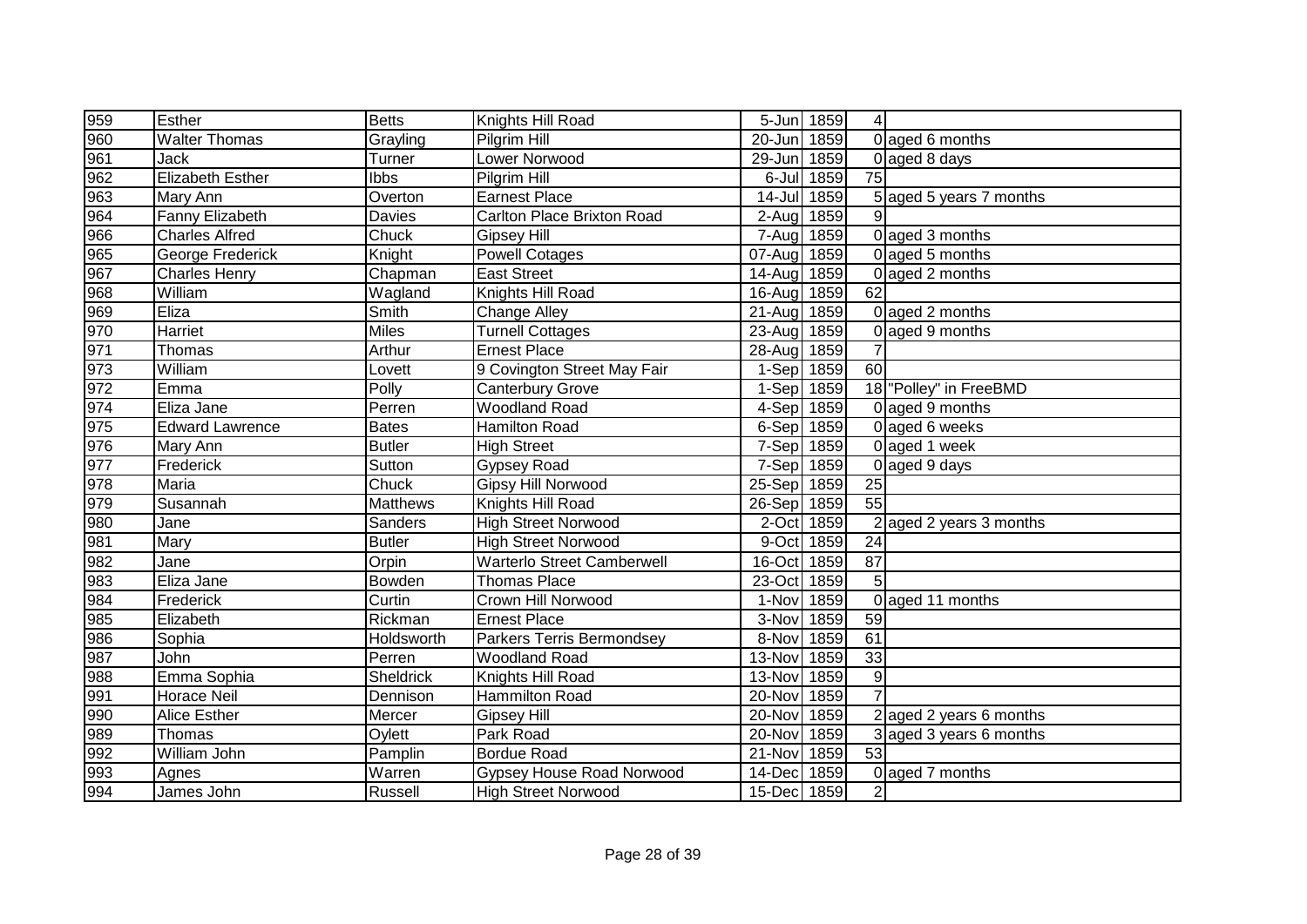| | | | | | | | |
|---|---|---|---|---|---|---|---|
| 959 | Esther | Betts | Knights Hill Road | 5-Jun | 1859 | 4 | |
| 960 | Walter Thomas | Grayling | Pilgrim Hill | 20-Jun | 1859 | 0 | aged 6 months |
| 961 | Jack | Turner | Lower Norwood | 29-Jun | 1859 | 0 | aged 8 days |
| 962 | Elizabeth Esther | Ibbs | Pilgrim Hill | 6-Jul | 1859 | 75 | |
| 963 | Mary Ann | Overton | Earnest Place | 14-Jul | 1859 | 5 | aged 5 years 7 months |
| 964 | Fanny Elizabeth | Davies | Carlton Place Brixton Road | 2-Aug | 1859 | 9 | |
| 966 | Charles Alfred | Chuck | Gipsey Hill | 7-Aug | 1859 | 0 | aged 3 months |
| 965 | George Frederick | Knight | Powell Cotages | 07-Aug | 1859 | 0 | aged 5 months |
| 967 | Charles Henry | Chapman | East Street | 14-Aug | 1859 | 0 | aged 2 months |
| 968 | William | Wagland | Knights Hill Road | 16-Aug | 1859 | 62 | |
| 969 | Eliza | Smith | Change Alley | 21-Aug | 1859 | 0 | aged 2 months |
| 970 | Harriet | Miles | Turnell Cottages | 23-Aug | 1859 | 0 | aged 9 months |
| 971 | Thomas | Arthur | Ernest Place | 28-Aug | 1859 | 7 | |
| 973 | William | Lovett | 9 Covington Street May Fair | 1-Sep | 1859 | 60 | |
| 972 | Emma | Polly | Canterbury Grove | 1-Sep | 1859 | 18 | "Polley" in FreeBMD |
| 974 | Eliza Jane | Perren | Woodland Road | 4-Sep | 1859 | 0 | aged 9 months |
| 975 | Edward Lawrence | Bates | Hamilton Road | 6-Sep | 1859 | 0 | aged 6 weeks |
| 976 | Mary Ann | Butler | High Street | 7-Sep | 1859 | 0 | aged 1 week |
| 977 | Frederick | Sutton | Gypsey Road | 7-Sep | 1859 | 0 | aged 9 days |
| 978 | Maria | Chuck | Gipsy Hill Norwood | 25-Sep | 1859 | 25 | |
| 979 | Susannah | Matthews | Knights Hill Road | 26-Sep | 1859 | 55 | |
| 980 | Jane | Sanders | High Street Norwood | 2-Oct | 1859 | 2 | aged 2 years 3 months |
| 981 | Mary | Butler | High Street Norwood | 9-Oct | 1859 | 24 | |
| 982 | Jane | Orpin | Warterlo Street Camberwell | 16-Oct | 1859 | 87 | |
| 983 | Eliza Jane | Bowden | Thomas Place | 23-Oct | 1859 | 5 | |
| 984 | Frederick | Curtin | Crown Hill Norwood | 1-Nov | 1859 | 0 | aged 11 months |
| 985 | Elizabeth | Rickman | Ernest Place | 3-Nov | 1859 | 59 | |
| 986 | Sophia | Holdsworth | Parkers Terris Bermondsey | 8-Nov | 1859 | 61 | |
| 987 | John | Perren | Woodland Road | 13-Nov | 1859 | 33 | |
| 988 | Emma Sophia | Sheldrick | Knights Hill Road | 13-Nov | 1859 | 9 | |
| 991 | Horace Neil | Dennison | Hammilton Road | 20-Nov | 1859 | 7 | |
| 990 | Alice Esther | Mercer | Gipsey Hill | 20-Nov | 1859 | 2 | aged 2 years 6 months |
| 989 | Thomas | Oylett | Park Road | 20-Nov | 1859 | 3 | aged 3 years 6 months |
| 992 | William John | Pamplin | Bordue Road | 21-Nov | 1859 | 53 | |
| 993 | Agnes | Warren | Gypsey House Road Norwood | 14-Dec | 1859 | 0 | aged 7 months |
| 994 | James John | Russell | High Street Norwood | 15-Dec | 1859 | 2 | |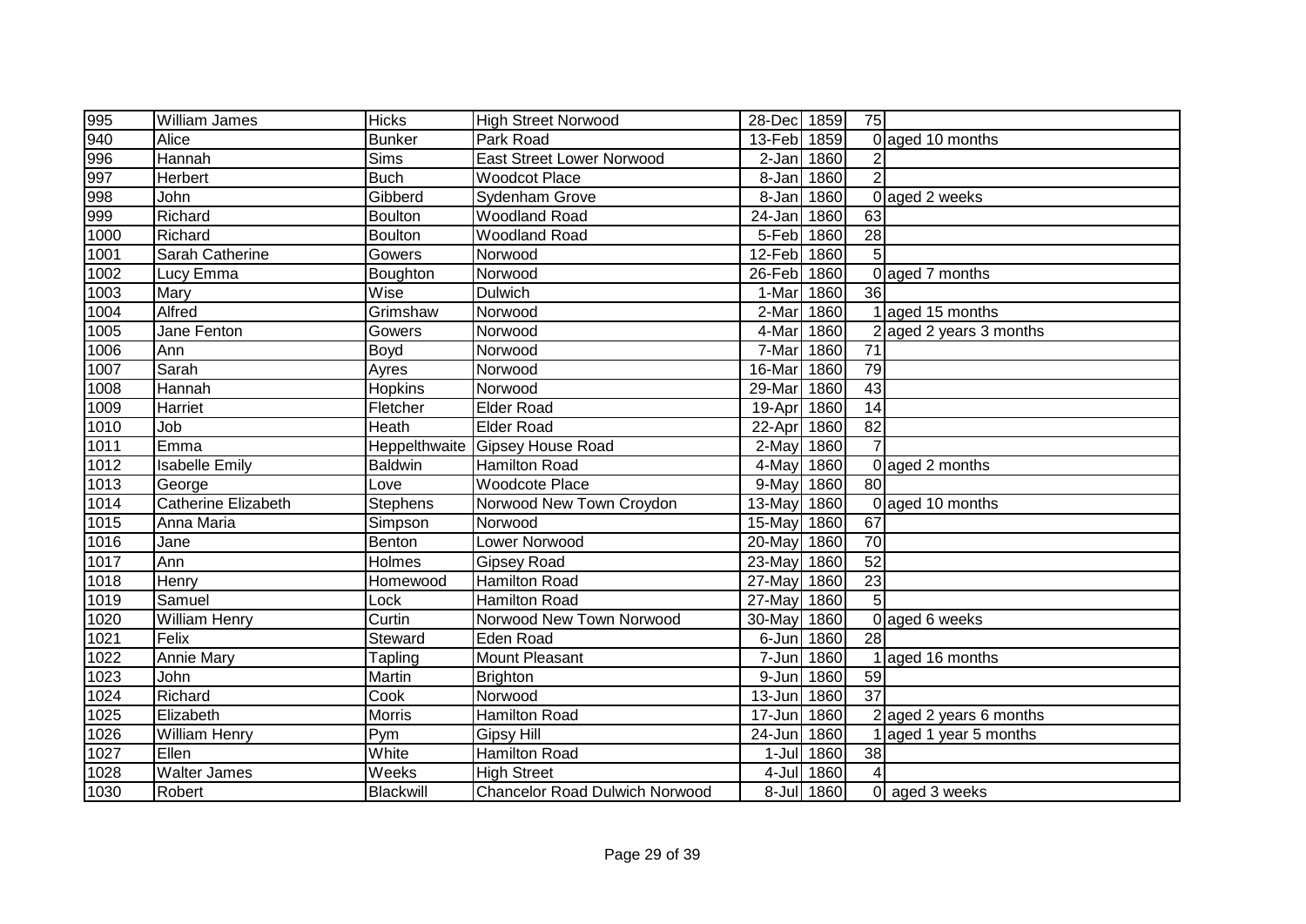| | | | | | | | |
|---|---|---|---|---|---|---|---|
| 995 | William James | Hicks | High Street Norwood | 28-Dec | 1859 | 75 | |
| 940 | Alice | Bunker | Park Road | 13-Feb | 1859 | 0 | aged 10 months |
| 996 | Hannah | Sims | East Street Lower Norwood | 2-Jan | 1860 | 2 | |
| 997 | Herbert | Buch | Woodcot Place | 8-Jan | 1860 | 2 | |
| 998 | John | Gibberd | Sydenham Grove | 8-Jan | 1860 | 0 | aged 2 weeks |
| 999 | Richard | Boulton | Woodland Road | 24-Jan | 1860 | 63 | |
| 1000 | Richard | Boulton | Woodland Road | 5-Feb | 1860 | 28 | |
| 1001 | Sarah Catherine | Gowers | Norwood | 12-Feb | 1860 | 5 | |
| 1002 | Lucy Emma | Boughton | Norwood | 26-Feb | 1860 | 0 | aged 7 months |
| 1003 | Mary | Wise | Dulwich | 1-Mar | 1860 | 36 | |
| 1004 | Alfred | Grimshaw | Norwood | 2-Mar | 1860 | 1 | aged 15 months |
| 1005 | Jane Fenton | Gowers | Norwood | 4-Mar | 1860 | 2 | aged 2 years 3 months |
| 1006 | Ann | Boyd | Norwood | 7-Mar | 1860 | 71 | |
| 1007 | Sarah | Ayres | Norwood | 16-Mar | 1860 | 79 | |
| 1008 | Hannah | Hopkins | Norwood | 29-Mar | 1860 | 43 | |
| 1009 | Harriet | Fletcher | Elder Road | 19-Apr | 1860 | 14 | |
| 1010 | Job | Heath | Elder Road | 22-Apr | 1860 | 82 | |
| 1011 | Emma | Heppelthwaite | Gipsey House Road | 2-May | 1860 | 7 | |
| 1012 | Isabelle Emily | Baldwin | Hamilton Road | 4-May | 1860 | 0 | aged 2 months |
| 1013 | George | Love | Woodcote Place | 9-May | 1860 | 80 | |
| 1014 | Catherine Elizabeth | Stephens | Norwood New Town Croydon | 13-May | 1860 | 0 | aged 10 months |
| 1015 | Anna Maria | Simpson | Norwood | 15-May | 1860 | 67 | |
| 1016 | Jane | Benton | Lower Norwood | 20-May | 1860 | 70 | |
| 1017 | Ann | Holmes | Gipsey Road | 23-May | 1860 | 52 | |
| 1018 | Henry | Homewood | Hamilton Road | 27-May | 1860 | 23 | |
| 1019 | Samuel | Lock | Hamilton Road | 27-May | 1860 | 5 | |
| 1020 | William Henry | Curtin | Norwood New Town Norwood | 30-May | 1860 | 0 | aged 6 weeks |
| 1021 | Felix | Steward | Eden Road | 6-Jun | 1860 | 28 | |
| 1022 | Annie Mary | Tapling | Mount Pleasant | 7-Jun | 1860 | 1 | aged 16 months |
| 1023 | John | Martin | Brighton | 9-Jun | 1860 | 59 | |
| 1024 | Richard | Cook | Norwood | 13-Jun | 1860 | 37 | |
| 1025 | Elizabeth | Morris | Hamilton Road | 17-Jun | 1860 | 2 | aged 2 years 6 months |
| 1026 | William Henry | Pym | Gipsy Hill | 24-Jun | 1860 | 1 | aged 1 year 5 months |
| 1027 | Ellen | White | Hamilton Road | 1-Jul | 1860 | 38 | |
| 1028 | Walter James | Weeks | High Street | 4-Jul | 1860 | 4 | |
| 1030 | Robert | Blackwill | Chancelor Road Dulwich Norwood | 8-Jul | 1860 | 0 | aged 3 weeks |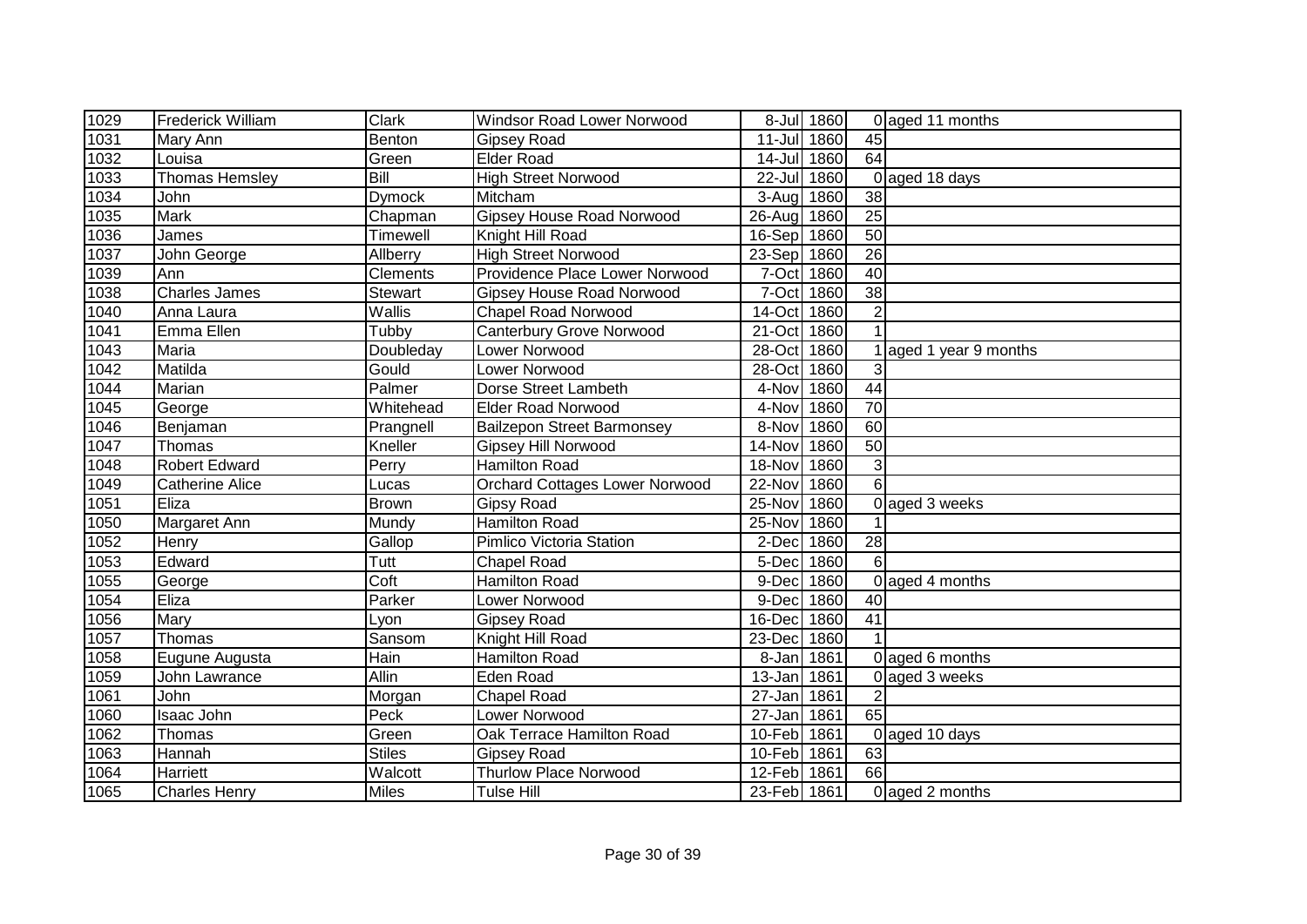| | | | | | | | |
|---|---|---|---|---|---|---|---|
| 1029 | Frederick William | Clark | Windsor Road Lower Norwood | 8-Jul | 1860 | 0 | aged 11 months |
| 1031 | Mary Ann | Benton | Gipsey Road | 11-Jul | 1860 | 45 | |
| 1032 | Louisa | Green | Elder Road | 14-Jul | 1860 | 64 | |
| 1033 | Thomas Hemsley | Bill | High Street Norwood | 22-Jul | 1860 | 0 | aged 18 days |
| 1034 | John | Dymock | Mitcham | 3-Aug | 1860 | 38 | |
| 1035 | Mark | Chapman | Gipsey House Road Norwood | 26-Aug | 1860 | 25 | |
| 1036 | James | Timewell | Knight Hill Road | 16-Sep | 1860 | 50 | |
| 1037 | John George | Allberry | High Street Norwood | 23-Sep | 1860 | 26 | |
| 1039 | Ann | Clements | Providence Place Lower Norwood | 7-Oct | 1860 | 40 | |
| 1038 | Charles James | Stewart | Gipsey House Road Norwood | 7-Oct | 1860 | 38 | |
| 1040 | Anna Laura | Wallis | Chapel Road Norwood | 14-Oct | 1860 | 2 | |
| 1041 | Emma Ellen | Tubby | Canterbury Grove Norwood | 21-Oct | 1860 | 1 | |
| 1043 | Maria | Doubleday | Lower Norwood | 28-Oct | 1860 | 1 | aged 1 year 9 months |
| 1042 | Matilda | Gould | Lower Norwood | 28-Oct | 1860 | 3 | |
| 1044 | Marian | Palmer | Dorse Street Lambeth | 4-Nov | 1860 | 44 | |
| 1045 | George | Whitehead | Elder Road Norwood | 4-Nov | 1860 | 70 | |
| 1046 | Benjaman | Prangnell | Bailzepon Street Barmonsey | 8-Nov | 1860 | 60 | |
| 1047 | Thomas | Kneller | Gipsey Hill Norwood | 14-Nov | 1860 | 50 | |
| 1048 | Robert Edward | Perry | Hamilton Road | 18-Nov | 1860 | 3 | |
| 1049 | Catherine Alice | Lucas | Orchard Cottages Lower Norwood | 22-Nov | 1860 | 6 | |
| 1051 | Eliza | Brown | Gipsy Road | 25-Nov | 1860 | 0 | aged 3 weeks |
| 1050 | Margaret Ann | Mundy | Hamilton Road | 25-Nov | 1860 | 1 | |
| 1052 | Henry | Gallop | Pimlico Victoria Station | 2-Dec | 1860 | 28 | |
| 1053 | Edward | Tutt | Chapel Road | 5-Dec | 1860 | 6 | |
| 1055 | George | Coft | Hamilton Road | 9-Dec | 1860 | 0 | aged 4 months |
| 1054 | Eliza | Parker | Lower Norwood | 9-Dec | 1860 | 40 | |
| 1056 | Mary | Lyon | Gipsey Road | 16-Dec | 1860 | 41 | |
| 1057 | Thomas | Sansom | Knight Hill Road | 23-Dec | 1860 | 1 | |
| 1058 | Eugune Augusta | Hain | Hamilton Road | 8-Jan | 1861 | 0 | aged 6 months |
| 1059 | John Lawrance | Allin | Eden Road | 13-Jan | 1861 | 0 | aged 3 weeks |
| 1061 | John | Morgan | Chapel Road | 27-Jan | 1861 | 2 | |
| 1060 | Isaac John | Peck | Lower Norwood | 27-Jan | 1861 | 65 | |
| 1062 | Thomas | Green | Oak Terrace Hamilton Road | 10-Feb | 1861 | 0 | aged 10 days |
| 1063 | Hannah | Stiles | Gipsey Road | 10-Feb | 1861 | 63 | |
| 1064 | Harriett | Walcott | Thurlow Place Norwood | 12-Feb | 1861 | 66 | |
| 1065 | Charles Henry | Miles | Tulse Hill | 23-Feb | 1861 | 0 | aged 2 months |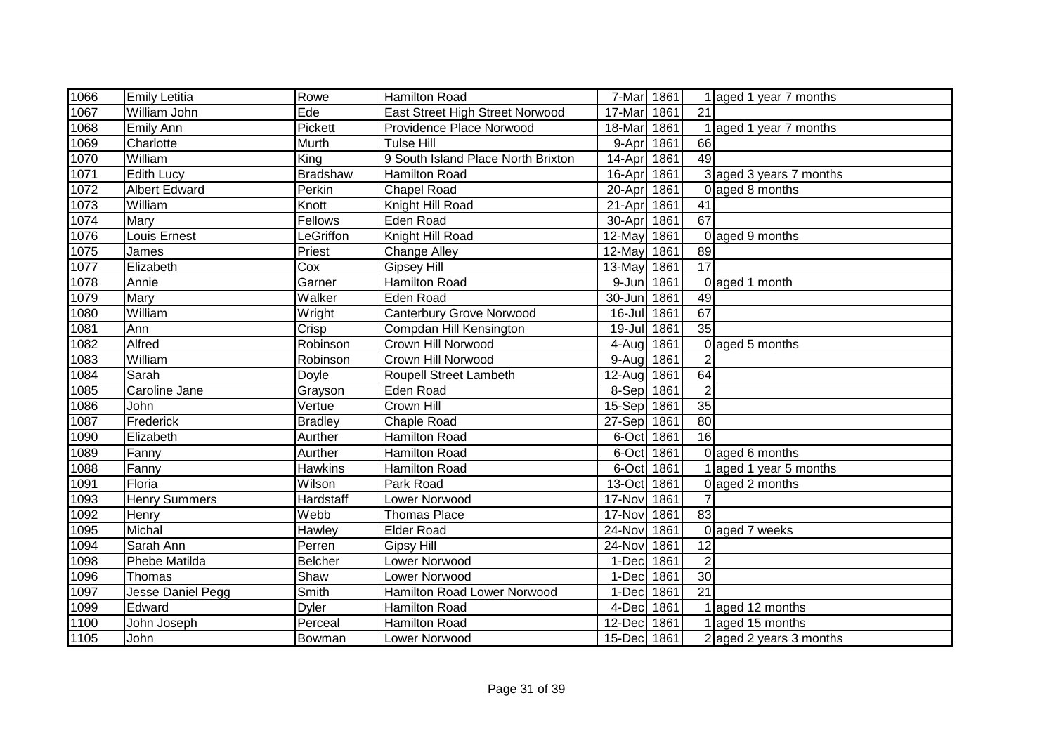| | | | | | | | |
|---|---|---|---|---|---|---|---|
| 1066 | Emily Letitia | Rowe | Hamilton Road | 7-Mar | 1861 | 1 | aged 1 year 7 months |
| 1067 | William John | Ede | East Street High Street Norwood | 17-Mar | 1861 | 21 | |
| 1068 | Emily Ann | Pickett | Providence Place Norwood | 18-Mar | 1861 | 1 | aged 1 year 7 months |
| 1069 | Charlotte | Murth | Tulse Hill | 9-Apr | 1861 | 66 | |
| 1070 | William | King | 9 South Island Place North Brixton | 14-Apr | 1861 | 49 | |
| 1071 | Edith Lucy | Bradshaw | Hamilton Road | 16-Apr | 1861 | 3 | aged 3 years 7 months |
| 1072 | Albert Edward | Perkin | Chapel Road | 20-Apr | 1861 | 0 | aged 8 months |
| 1073 | William | Knott | Knight Hill Road | 21-Apr | 1861 | 41 | |
| 1074 | Mary | Fellows | Eden Road | 30-Apr | 1861 | 67 | |
| 1076 | Louis Ernest | LeGriffon | Knight Hill Road | 12-May | 1861 | 0 | aged 9 months |
| 1075 | James | Priest | Change Alley | 12-May | 1861 | 89 | |
| 1077 | Elizabeth | Cox | Gipsey Hill | 13-May | 1861 | 17 | |
| 1078 | Annie | Garner | Hamilton Road | 9-Jun | 1861 | 0 | aged 1 month |
| 1079 | Mary | Walker | Eden Road | 30-Jun | 1861 | 49 | |
| 1080 | William | Wright | Canterbury Grove Norwood | 16-Jul | 1861 | 67 | |
| 1081 | Ann | Crisp | Compdan Hill Kensington | 19-Jul | 1861 | 35 | |
| 1082 | Alfred | Robinson | Crown Hill Norwood | 4-Aug | 1861 | 0 | aged 5 months |
| 1083 | William | Robinson | Crown Hill Norwood | 9-Aug | 1861 | 2 | |
| 1084 | Sarah | Doyle | Roupell Street Lambeth | 12-Aug | 1861 | 64 | |
| 1085 | Caroline Jane | Grayson | Eden Road | 8-Sep | 1861 | 2 | |
| 1086 | John | Vertue | Crown Hill | 15-Sep | 1861 | 35 | |
| 1087 | Frederick | Bradley | Chaple Road | 27-Sep | 1861 | 80 | |
| 1090 | Elizabeth | Aurther | Hamilton Road | 6-Oct | 1861 | 16 | |
| 1089 | Fanny | Aurther | Hamilton Road | 6-Oct | 1861 | 0 | aged 6 months |
| 1088 | Fanny | Hawkins | Hamilton Road | 6-Oct | 1861 | 1 | aged 1 year 5 months |
| 1091 | Floria | Wilson | Park Road | 13-Oct | 1861 | 0 | aged 2 months |
| 1093 | Henry Summers | Hardstaff | Lower Norwood | 17-Nov | 1861 | 7 | |
| 1092 | Henry | Webb | Thomas Place | 17-Nov | 1861 | 83 | |
| 1095 | Michal | Hawley | Elder Road | 24-Nov | 1861 | 0 | aged 7 weeks |
| 1094 | Sarah Ann | Perren | Gipsy Hill | 24-Nov | 1861 | 12 | |
| 1098 | Phebe Matilda | Belcher | Lower Norwood | 1-Dec | 1861 | 2 | |
| 1096 | Thomas | Shaw | Lower Norwood | 1-Dec | 1861 | 30 | |
| 1097 | Jesse Daniel Pegg | Smith | Hamilton Road Lower Norwood | 1-Dec | 1861 | 21 | |
| 1099 | Edward | Dyler | Hamilton Road | 4-Dec | 1861 | 1 | aged 12 months |
| 1100 | John Joseph | Perceal | Hamilton Road | 12-Dec | 1861 | 1 | aged 15 months |
| 1105 | John | Bowman | Lower Norwood | 15-Dec | 1861 | 2 | aged 2 years 3 months |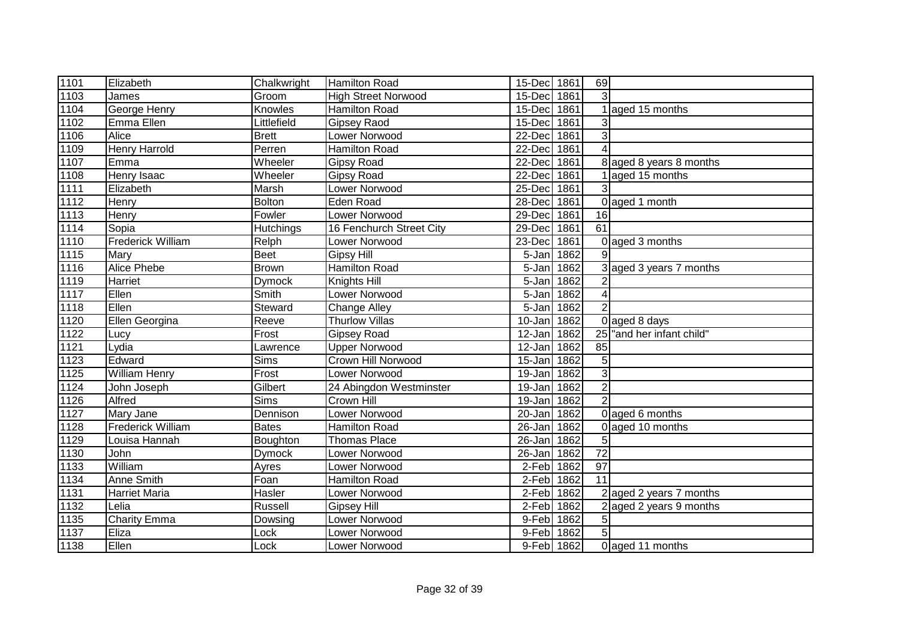| 1101 | Elizabeth | Chalkwright | Hamilton Road | 15-Dec | 1861 | 69 | |
|---|---|---|---|---|---|---|---|
| 1103 | James | Groom | High Street Norwood | 15-Dec | 1861 | 3 | |
| 1104 | George Henry | Knowles | Hamilton Road | 15-Dec | 1861 | 1 | aged 15 months |
| 1102 | Emma Ellen | Littlefield | Gipsey Raod | 15-Dec | 1861 | 3 | |
| 1106 | Alice | Brett | Lower Norwood | 22-Dec | 1861 | 3 | |
| 1109 | Henry Harrold | Perren | Hamilton Road | 22-Dec | 1861 | 4 | |
| 1107 | Emma | Wheeler | Gipsy Road | 22-Dec | 1861 | 8 | aged 8 years 8 months |
| 1108 | Henry Isaac | Wheeler | Gipsy Road | 22-Dec | 1861 | 1 | aged 15 months |
| 1111 | Elizabeth | Marsh | Lower Norwood | 25-Dec | 1861 | 3 | |
| 1112 | Henry | Bolton | Eden Road | 28-Dec | 1861 | 0 | aged 1 month |
| 1113 | Henry | Fowler | Lower Norwood | 29-Dec | 1861 | 16 | |
| 1114 | Sopia | Hutchings | 16 Fenchurch Street City | 29-Dec | 1861 | 61 | |
| 1110 | Frederick William | Relph | Lower Norwood | 23-Dec | 1861 | 0 | aged 3 months |
| 1115 | Mary | Beet | Gipsy Hill | 5-Jan | 1862 | 9 | |
| 1116 | Alice Phebe | Brown | Hamilton Road | 5-Jan | 1862 | 3 | aged 3 years 7 months |
| 1119 | Harriet | Dymock | Knights Hill | 5-Jan | 1862 | 2 | |
| 1117 | Ellen | Smith | Lower Norwood | 5-Jan | 1862 | 4 | |
| 1118 | Ellen | Steward | Change Alley | 5-Jan | 1862 | 2 | |
| 1120 | Ellen Georgina | Reeve | Thurlow Villas | 10-Jan | 1862 | 0 | aged 8 days |
| 1122 | Lucy | Frost | Gipsey Road | 12-Jan | 1862 | 25 | "and her infant child" |
| 1121 | Lydia | Lawrence | Upper Norwood | 12-Jan | 1862 | 85 | |
| 1123 | Edward | Sims | Crown Hill Norwood | 15-Jan | 1862 | 5 | |
| 1125 | William Henry | Frost | Lower Norwood | 19-Jan | 1862 | 3 | |
| 1124 | John Joseph | Gilbert | 24 Abingdon Westminster | 19-Jan | 1862 | 2 | |
| 1126 | Alfred | Sims | Crown Hill | 19-Jan | 1862 | 2 | |
| 1127 | Mary Jane | Dennison | Lower Norwood | 20-Jan | 1862 | 0 | aged 6 months |
| 1128 | Frederick William | Bates | Hamilton Road | 26-Jan | 1862 | 0 | aged 10 months |
| 1129 | Louisa Hannah | Boughton | Thomas Place | 26-Jan | 1862 | 5 | |
| 1130 | John | Dymock | Lower Norwood | 26-Jan | 1862 | 72 | |
| 1133 | William | Ayres | Lower Norwood | 2-Feb | 1862 | 97 | |
| 1134 | Anne Smith | Foan | Hamilton Road | 2-Feb | 1862 | 11 | |
| 1131 | Harriet Maria | Hasler | Lower Norwood | 2-Feb | 1862 | 2 | aged 2 years 7 months |
| 1132 | Lelia | Russell | Gipsey Hill | 2-Feb | 1862 | 2 | aged 2 years 9 months |
| 1135 | Charity Emma | Dowsing | Lower Norwood | 9-Feb | 1862 | 5 | |
| 1137 | Eliza | Lock | Lower Norwood | 9-Feb | 1862 | 5 | |
| 1138 | Ellen | Lock | Lower Norwood | 9-Feb | 1862 | 0 | aged 11 months |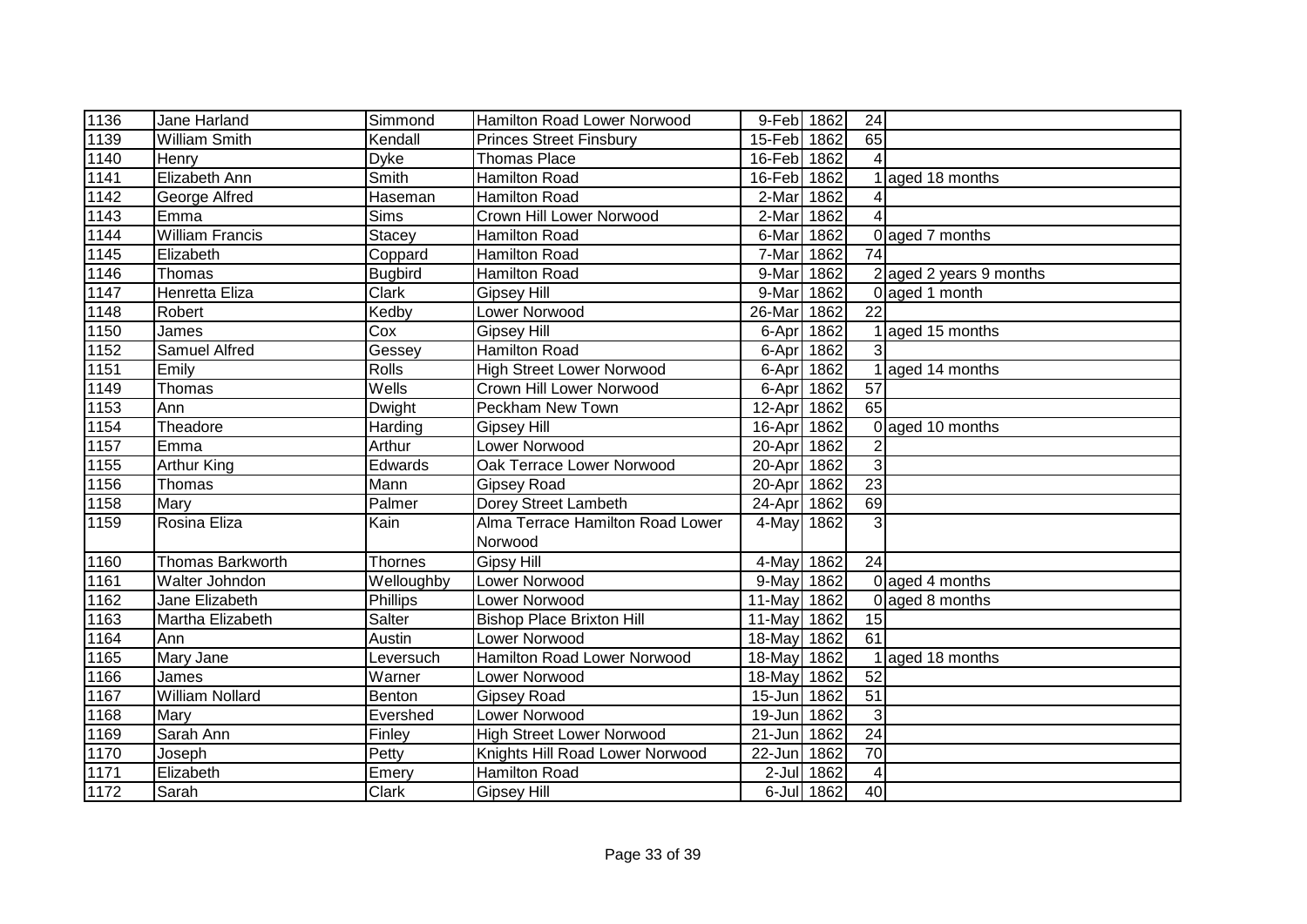| | | | | | | | |
|---|---|---|---|---|---|---|---|
| 1136 | Jane Harland | Simmond | Hamilton Road Lower Norwood | 9-Feb | 1862 | 24 | |
| 1139 | William Smith | Kendall | Princes Street Finsbury | 15-Feb | 1862 | 65 | |
| 1140 | Henry | Dyke | Thomas Place | 16-Feb | 1862 | 4 | |
| 1141 | Elizabeth Ann | Smith | Hamilton Road | 16-Feb | 1862 | 1 | aged 18 months |
| 1142 | George Alfred | Haseman | Hamilton Road | 2-Mar | 1862 | 4 | |
| 1143 | Emma | Sims | Crown Hill Lower Norwood | 2-Mar | 1862 | 4 | |
| 1144 | William Francis | Stacey | Hamilton Road | 6-Mar | 1862 | 0 | aged 7 months |
| 1145 | Elizabeth | Coppard | Hamilton Road | 7-Mar | 1862 | 74 | |
| 1146 | Thomas | Bugbird | Hamilton Road | 9-Mar | 1862 | 2 | aged 2 years 9 months |
| 1147 | Henretta Eliza | Clark | Gipsey Hill | 9-Mar | 1862 | 0 | aged 1 month |
| 1148 | Robert | Kedby | Lower Norwood | 26-Mar | 1862 | 22 | |
| 1150 | James | Cox | Gipsey Hill | 6-Apr | 1862 | 1 | aged 15 months |
| 1152 | Samuel Alfred | Gessey | Hamilton Road | 6-Apr | 1862 | 3 | |
| 1151 | Emily | Rolls | High Street Lower Norwood | 6-Apr | 1862 | 1 | aged 14 months |
| 1149 | Thomas | Wells | Crown Hill Lower Norwood | 6-Apr | 1862 | 57 | |
| 1153 | Ann | Dwight | Peckham New Town | 12-Apr | 1862 | 65 | |
| 1154 | Theadore | Harding | Gipsey Hill | 16-Apr | 1862 | 0 | aged 10 months |
| 1157 | Emma | Arthur | Lower Norwood | 20-Apr | 1862 | 2 | |
| 1155 | Arthur King | Edwards | Oak Terrace Lower Norwood | 20-Apr | 1862 | 3 | |
| 1156 | Thomas | Mann | Gipsey Road | 20-Apr | 1862 | 23 | |
| 1158 | Mary | Palmer | Dorey Street Lambeth | 24-Apr | 1862 | 69 | |
| 1159 | Rosina Eliza | Kain | Alma Terrace Hamilton Road Lower Norwood | 4-May | 1862 | 3 | |
| 1160 | Thomas Barkworth | Thornes | Gipsy Hill | 4-May | 1862 | 24 | |
| 1161 | Walter Johndon | Welloughby | Lower Norwood | 9-May | 1862 | 0 | aged 4 months |
| 1162 | Jane Elizabeth | Phillips | Lower Norwood | 11-May | 1862 | 0 | aged 8 months |
| 1163 | Martha Elizabeth | Salter | Bishop Place Brixton Hill | 11-May | 1862 | 15 | |
| 1164 | Ann | Austin | Lower Norwood | 18-May | 1862 | 61 | |
| 1165 | Mary Jane | Leversuch | Hamilton Road Lower Norwood | 18-May | 1862 | 1 | aged 18 months |
| 1166 | James | Warner | Lower Norwood | 18-May | 1862 | 52 | |
| 1167 | William Nollard | Benton | Gipsey Road | 15-Jun | 1862 | 51 | |
| 1168 | Mary | Evershed | Lower Norwood | 19-Jun | 1862 | 3 | |
| 1169 | Sarah Ann | Finley | High Street Lower Norwood | 21-Jun | 1862 | 24 | |
| 1170 | Joseph | Petty | Knights Hill Road Lower Norwood | 22-Jun | 1862 | 70 | |
| 1171 | Elizabeth | Emery | Hamilton Road | 2-Jul | 1862 | 4 | |
| 1172 | Sarah | Clark | Gipsey Hill | 6-Jul | 1862 | 40 | |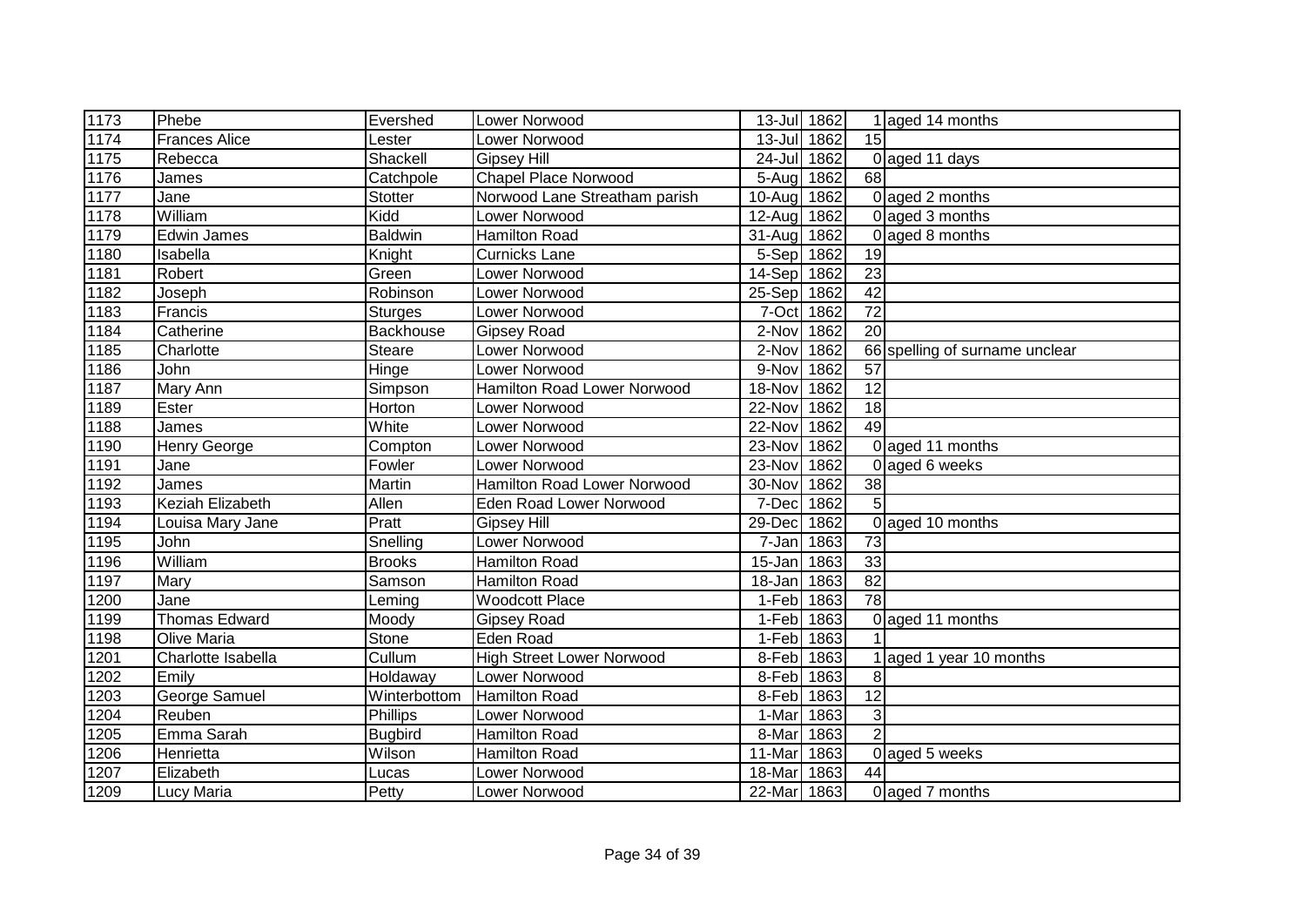| | | | | | | | |
|---|---|---|---|---|---|---|---|
| 1173 | Phebe | Evershed | Lower Norwood | 13-Jul | 1862 | 1 | aged 14 months |
| 1174 | Frances Alice | Lester | Lower Norwood | 13-Jul | 1862 | 15 | |
| 1175 | Rebecca | Shackell | Gipsey Hill | 24-Jul | 1862 | 0 | aged 11 days |
| 1176 | James | Catchpole | Chapel Place Norwood | 5-Aug | 1862 | 68 | |
| 1177 | Jane | Stotter | Norwood Lane Streatham parish | 10-Aug | 1862 | 0 | aged 2 months |
| 1178 | William | Kidd | Lower Norwood | 12-Aug | 1862 | 0 | aged 3 months |
| 1179 | Edwin James | Baldwin | Hamilton Road | 31-Aug | 1862 | 0 | aged 8 months |
| 1180 | Isabella | Knight | Curnicks Lane | 5-Sep | 1862 | 19 | |
| 1181 | Robert | Green | Lower Norwood | 14-Sep | 1862 | 23 | |
| 1182 | Joseph | Robinson | Lower Norwood | 25-Sep | 1862 | 42 | |
| 1183 | Francis | Sturges | Lower Norwood | 7-Oct | 1862 | 72 | |
| 1184 | Catherine | Backhouse | Gipsey Road | 2-Nov | 1862 | 20 | |
| 1185 | Charlotte | Steare | Lower Norwood | 2-Nov | 1862 | 66 | spelling of surname unclear |
| 1186 | John | Hinge | Lower Norwood | 9-Nov | 1862 | 57 | |
| 1187 | Mary Ann | Simpson | Hamilton Road Lower Norwood | 18-Nov | 1862 | 12 | |
| 1189 | Ester | Horton | Lower Norwood | 22-Nov | 1862 | 18 | |
| 1188 | James | White | Lower Norwood | 22-Nov | 1862 | 49 | |
| 1190 | Henry George | Compton | Lower Norwood | 23-Nov | 1862 | 0 | aged 11 months |
| 1191 | Jane | Fowler | Lower Norwood | 23-Nov | 1862 | 0 | aged 6 weeks |
| 1192 | James | Martin | Hamilton Road Lower Norwood | 30-Nov | 1862 | 38 | |
| 1193 | Keziah Elizabeth | Allen | Eden Road Lower Norwood | 7-Dec | 1862 | 5 | |
| 1194 | Louisa Mary Jane | Pratt | Gipsey Hill | 29-Dec | 1862 | 0 | aged 10 months |
| 1195 | John | Snelling | Lower Norwood | 7-Jan | 1863 | 73 | |
| 1196 | William | Brooks | Hamilton Road | 15-Jan | 1863 | 33 | |
| 1197 | Mary | Samson | Hamilton Road | 18-Jan | 1863 | 82 | |
| 1200 | Jane | Leming | Woodcott Place | 1-Feb | 1863 | 78 | |
| 1199 | Thomas Edward | Moody | Gipsey Road | 1-Feb | 1863 | 0 | aged 11 months |
| 1198 | Olive Maria | Stone | Eden Road | 1-Feb | 1863 | 1 | |
| 1201 | Charlotte Isabella | Cullum | High Street Lower Norwood | 8-Feb | 1863 | 1 | aged 1 year 10 months |
| 1202 | Emily | Holdaway | Lower Norwood | 8-Feb | 1863 | 8 | |
| 1203 | George Samuel | Winterbottom | Hamilton Road | 8-Feb | 1863 | 12 | |
| 1204 | Reuben | Phillips | Lower Norwood | 1-Mar | 1863 | 3 | |
| 1205 | Emma Sarah | Bugbird | Hamilton Road | 8-Mar | 1863 | 2 | |
| 1206 | Henrietta | Wilson | Hamilton Road | 11-Mar | 1863 | 0 | aged 5 weeks |
| 1207 | Elizabeth | Lucas | Lower Norwood | 18-Mar | 1863 | 44 | |
| 1209 | Lucy Maria | Petty | Lower Norwood | 22-Mar | 1863 | 0 | aged 7 months |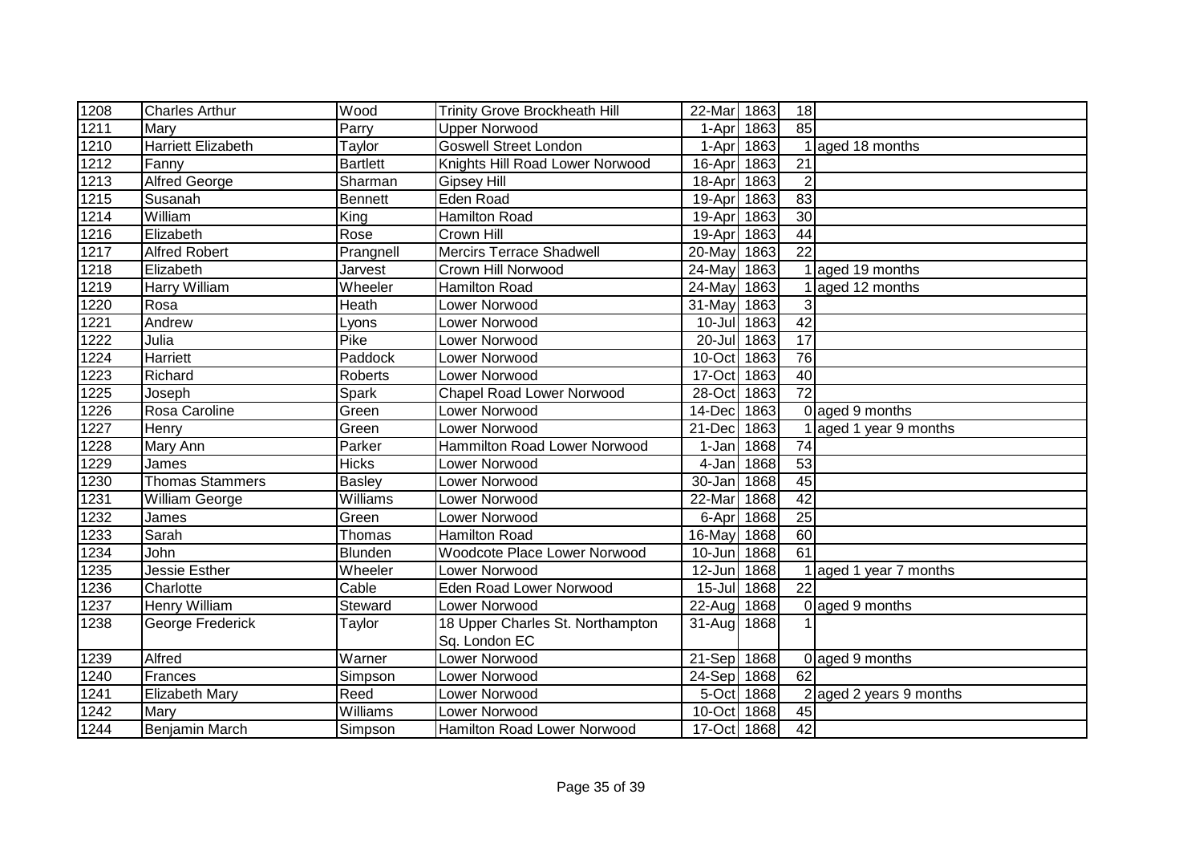| | | | | | | | |
|---|---|---|---|---|---|---|---|
| 1208 | Charles Arthur | Wood | Trinity Grove Brockheath Hill | 22-Mar | 1863 | 18 | |
| 1211 | Mary | Parry | Upper Norwood | 1-Apr | 1863 | 85 | |
| 1210 | Harriett Elizabeth | Taylor | Goswell Street London | 1-Apr | 1863 | 1 | aged 18 months |
| 1212 | Fanny | Bartlett | Knights Hill Road Lower Norwood | 16-Apr | 1863 | 21 | |
| 1213 | Alfred George | Sharman | Gipsey Hill | 18-Apr | 1863 | 2 | |
| 1215 | Susanah | Bennett | Eden Road | 19-Apr | 1863 | 83 | |
| 1214 | William | King | Hamilton Road | 19-Apr | 1863 | 30 | |
| 1216 | Elizabeth | Rose | Crown Hill | 19-Apr | 1863 | 44 | |
| 1217 | Alfred Robert | Prangnell | Mercirs Terrace Shadwell | 20-May | 1863 | 22 | |
| 1218 | Elizabeth | Jarvest | Crown Hill Norwood | 24-May | 1863 | 1 | aged 19 months |
| 1219 | Harry William | Wheeler | Hamilton Road | 24-May | 1863 | 1 | aged 12 months |
| 1220 | Rosa | Heath | Lower Norwood | 31-May | 1863 | 3 | |
| 1221 | Andrew | Lyons | Lower Norwood | 10-Jul | 1863 | 42 | |
| 1222 | Julia | Pike | Lower Norwood | 20-Jul | 1863 | 17 | |
| 1224 | Harriett | Paddock | Lower Norwood | 10-Oct | 1863 | 76 | |
| 1223 | Richard | Roberts | Lower Norwood | 17-Oct | 1863 | 40 | |
| 1225 | Joseph | Spark | Chapel Road Lower Norwood | 28-Oct | 1863 | 72 | |
| 1226 | Rosa Caroline | Green | Lower Norwood | 14-Dec | 1863 | 0 | aged 9 months |
| 1227 | Henry | Green | Lower Norwood | 21-Dec | 1863 | 1 | aged 1 year 9 months |
| 1228 | Mary Ann | Parker | Hammilton Road Lower Norwood | 1-Jan | 1868 | 74 | |
| 1229 | James | Hicks | Lower Norwood | 4-Jan | 1868 | 53 | |
| 1230 | Thomas Stammers | Basley | Lower Norwood | 30-Jan | 1868 | 45 | |
| 1231 | William George | Williams | Lower Norwood | 22-Mar | 1868 | 42 | |
| 1232 | James | Green | Lower Norwood | 6-Apr | 1868 | 25 | |
| 1233 | Sarah | Thomas | Hamilton Road | 16-May | 1868 | 60 | |
| 1234 | John | Blunden | Woodcote Place Lower Norwood | 10-Jun | 1868 | 61 | |
| 1235 | Jessie Esther | Wheeler | Lower Norwood | 12-Jun | 1868 | 1 | aged 1 year 7 months |
| 1236 | Charlotte | Cable | Eden Road Lower Norwood | 15-Jul | 1868 | 22 | |
| 1237 | Henry William | Steward | Lower Norwood | 22-Aug | 1868 | 0 | aged 9 months |
| 1238 | George Frederick | Taylor | 18 Upper Charles St. Northampton Sq. London EC | 31-Aug | 1868 | 1 | |
| 1239 | Alfred | Warner | Lower Norwood | 21-Sep | 1868 | 0 | aged 9 months |
| 1240 | Frances | Simpson | Lower Norwood | 24-Sep | 1868 | 62 | |
| 1241 | Elizabeth Mary | Reed | Lower Norwood | 5-Oct | 1868 | 2 | aged 2 years 9 months |
| 1242 | Mary | Williams | Lower Norwood | 10-Oct | 1868 | 45 | |
| 1244 | Benjamin March | Simpson | Hamilton Road Lower Norwood | 17-Oct | 1868 | 42 | |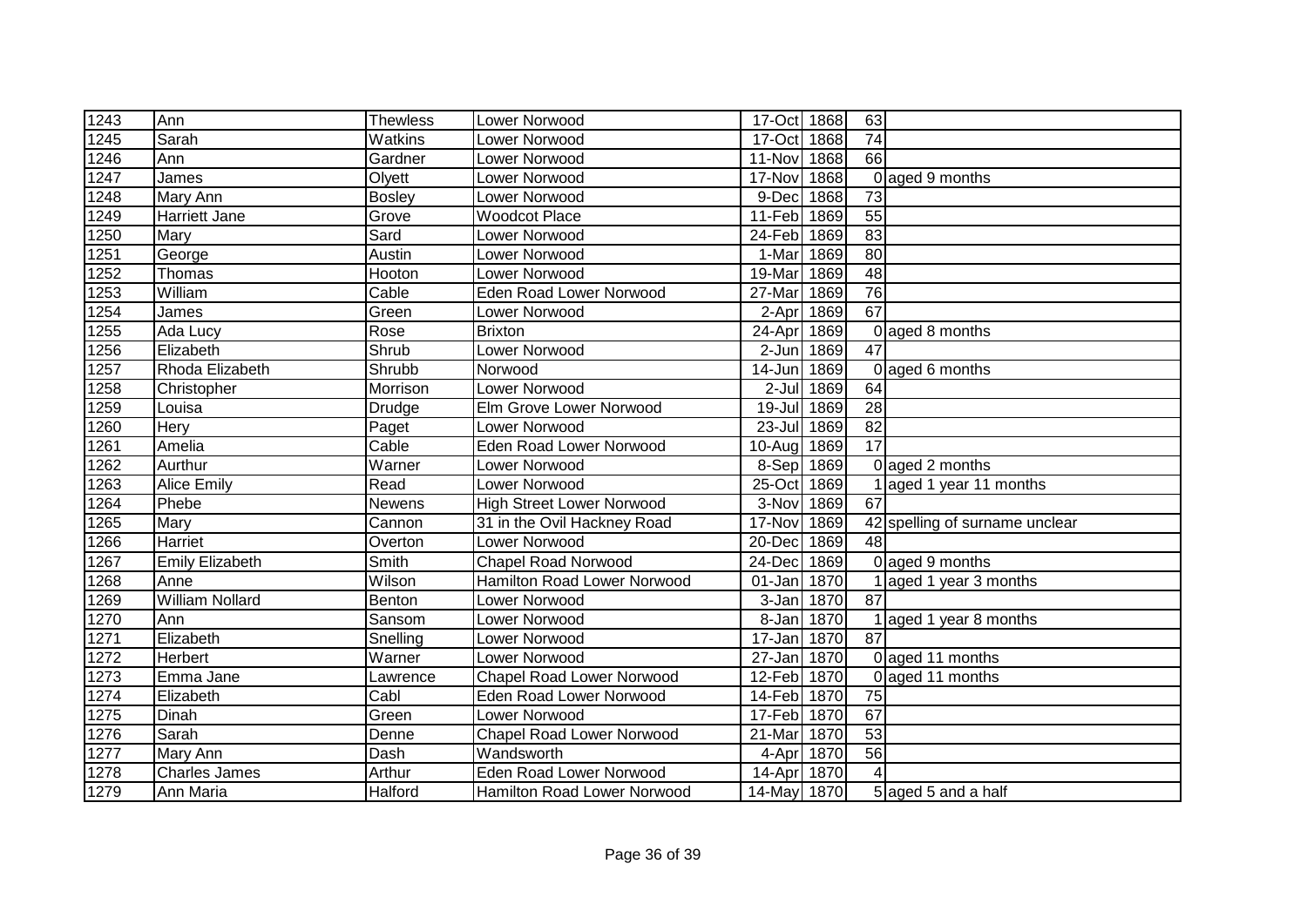| | | | | | | | |
|---|---|---|---|---|---|---|---|
| 1243 | Ann | Thewless | Lower Norwood | 17-Oct | 1868 | 63 | |
| 1245 | Sarah | Watkins | Lower Norwood | 17-Oct | 1868 | 74 | |
| 1246 | Ann | Gardner | Lower Norwood | 11-Nov | 1868 | 66 | |
| 1247 | James | Olyett | Lower Norwood | 17-Nov | 1868 | 0 | aged 9 months |
| 1248 | Mary Ann | Bosley | Lower Norwood | 9-Dec | 1868 | 73 | |
| 1249 | Harriett Jane | Grove | Woodcot Place | 11-Feb | 1869 | 55 | |
| 1250 | Mary | Sard | Lower Norwood | 24-Feb | 1869 | 83 | |
| 1251 | George | Austin | Lower Norwood | 1-Mar | 1869 | 80 | |
| 1252 | Thomas | Hooton | Lower Norwood | 19-Mar | 1869 | 48 | |
| 1253 | William | Cable | Eden Road Lower Norwood | 27-Mar | 1869 | 76 | |
| 1254 | James | Green | Lower Norwood | 2-Apr | 1869 | 67 | |
| 1255 | Ada Lucy | Rose | Brixton | 24-Apr | 1869 | 0 | aged 8 months |
| 1256 | Elizabeth | Shrub | Lower Norwood | 2-Jun | 1869 | 47 | |
| 1257 | Rhoda Elizabeth | Shrubb | Norwood | 14-Jun | 1869 | 0 | aged 6 months |
| 1258 | Christopher | Morrison | Lower Norwood | 2-Jul | 1869 | 64 | |
| 1259 | Louisa | Drudge | Elm Grove Lower Norwood | 19-Jul | 1869 | 28 | |
| 1260 | Hery | Paget | Lower Norwood | 23-Jul | 1869 | 82 | |
| 1261 | Amelia | Cable | Eden Road Lower Norwood | 10-Aug | 1869 | 17 | |
| 1262 | Aurthur | Warner | Lower Norwood | 8-Sep | 1869 | 0 | aged 2 months |
| 1263 | Alice Emily | Read | Lower Norwood | 25-Oct | 1869 | 1 | aged 1 year 11 months |
| 1264 | Phebe | Newens | High Street Lower Norwood | 3-Nov | 1869 | 67 | |
| 1265 | Mary | Cannon | 31 in the Ovil Hackney Road | 17-Nov | 1869 | 42 | spelling of surname unclear |
| 1266 | Harriet | Overton | Lower Norwood | 20-Dec | 1869 | 48 | |
| 1267 | Emily Elizabeth | Smith | Chapel Road Norwood | 24-Dec | 1869 | 0 | aged 9 months |
| 1268 | Anne | Wilson | Hamilton Road Lower Norwood | 01-Jan | 1870 | 1 | aged 1 year 3 months |
| 1269 | William Nollard | Benton | Lower Norwood | 3-Jan | 1870 | 87 | |
| 1270 | Ann | Sansom | Lower Norwood | 8-Jan | 1870 | 1 | aged 1 year 8 months |
| 1271 | Elizabeth | Snelling | Lower Norwood | 17-Jan | 1870 | 87 | |
| 1272 | Herbert | Warner | Lower Norwood | 27-Jan | 1870 | 0 | aged 11 months |
| 1273 | Emma Jane | Lawrence | Chapel Road Lower Norwood | 12-Feb | 1870 | 0 | aged 11 months |
| 1274 | Elizabeth | Cabl | Eden Road Lower Norwood | 14-Feb | 1870 | 75 | |
| 1275 | Dinah | Green | Lower Norwood | 17-Feb | 1870 | 67 | |
| 1276 | Sarah | Denne | Chapel Road Lower Norwood | 21-Mar | 1870 | 53 | |
| 1277 | Mary Ann | Dash | Wandsworth | 4-Apr | 1870 | 56 | |
| 1278 | Charles James | Arthur | Eden Road Lower Norwood | 14-Apr | 1870 | 4 | |
| 1279 | Ann Maria | Halford | Hamilton Road Lower Norwood | 14-May | 1870 | 5 | aged 5 and a half |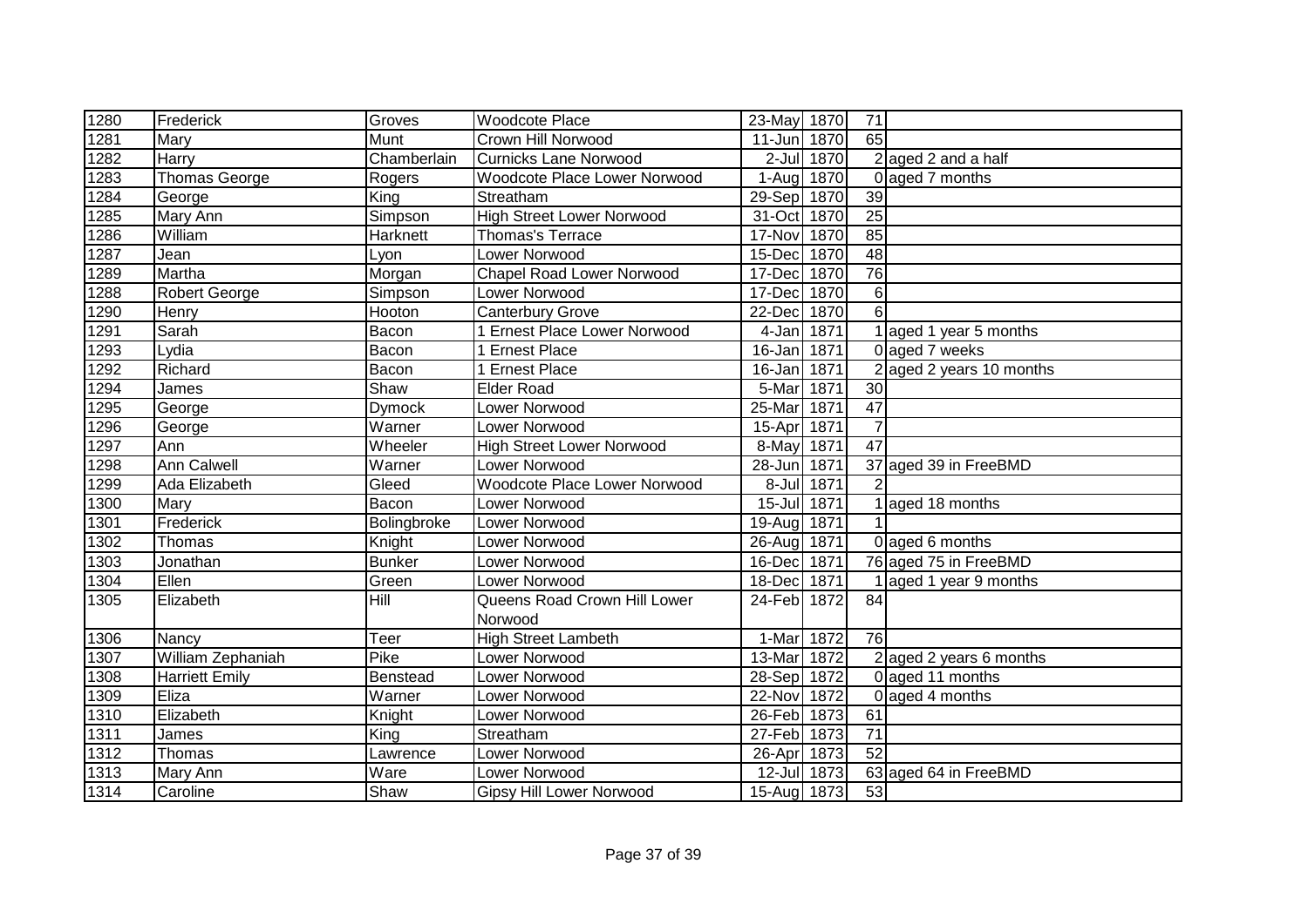| 1280 | Frederick | Groves | Woodcote Place | 23-May | 1870 | 71 | |
|---|---|---|---|---|---|---|---|
| 1281 | Mary | Munt | Crown Hill Norwood | 11-Jun | 1870 | 65 | |
| 1282 | Harry | Chamberlain | Curnicks Lane Norwood | 2-Jul | 1870 | 2 | aged 2 and a half |
| 1283 | Thomas George | Rogers | Woodcote Place Lower Norwood | 1-Aug | 1870 | 0 | aged 7 months |
| 1284 | George | King | Streatham | 29-Sep | 1870 | 39 | |
| 1285 | Mary Ann | Simpson | High Street Lower Norwood | 31-Oct | 1870 | 25 | |
| 1286 | William | Harknett | Thomas's Terrace | 17-Nov | 1870 | 85 | |
| 1287 | Jean | Lyon | Lower Norwood | 15-Dec | 1870 | 48 | |
| 1289 | Martha | Morgan | Chapel Road Lower Norwood | 17-Dec | 1870 | 76 | |
| 1288 | Robert George | Simpson | Lower Norwood | 17-Dec | 1870 | 6 | |
| 1290 | Henry | Hooton | Canterbury Grove | 22-Dec | 1870 | 6 | |
| 1291 | Sarah | Bacon | 1 Ernest Place Lower Norwood | 4-Jan | 1871 | 1 | aged 1 year 5 months |
| 1293 | Lydia | Bacon | 1 Ernest Place | 16-Jan | 1871 | 0 | aged 7 weeks |
| 1292 | Richard | Bacon | 1 Ernest Place | 16-Jan | 1871 | 2 | aged 2 years 10 months |
| 1294 | James | Shaw | Elder Road | 5-Mar | 1871 | 30 | |
| 1295 | George | Dymock | Lower Norwood | 25-Mar | 1871 | 47 | |
| 1296 | George | Warner | Lower Norwood | 15-Apr | 1871 | 7 | |
| 1297 | Ann | Wheeler | High Street Lower Norwood | 8-May | 1871 | 47 | |
| 1298 | Ann Calwell | Warner | Lower Norwood | 28-Jun | 1871 | 37 | aged 39 in FreeBMD |
| 1299 | Ada Elizabeth | Gleed | Woodcote Place Lower Norwood | 8-Jul | 1871 | 2 | |
| 1300 | Mary | Bacon | Lower Norwood | 15-Jul | 1871 | 1 | aged 18 months |
| 1301 | Frederick | Bolingbroke | Lower Norwood | 19-Aug | 1871 | 1 | |
| 1302 | Thomas | Knight | Lower Norwood | 26-Aug | 1871 | 0 | aged 6 months |
| 1303 | Jonathan | Bunker | Lower Norwood | 16-Dec | 1871 | 76 | aged 75 in FreeBMD |
| 1304 | Ellen | Green | Lower Norwood | 18-Dec | 1871 | 1 | aged 1 year 9 months |
| 1305 | Elizabeth | Hill | Queens Road Crown Hill Lower Norwood | 24-Feb | 1872 | 84 | |
| 1306 | Nancy | Teer | High Street Lambeth | 1-Mar | 1872 | 76 | |
| 1307 | William Zephaniah | Pike | Lower Norwood | 13-Mar | 1872 | 2 | aged 2 years 6 months |
| 1308 | Harriett Emily | Benstead | Lower Norwood | 28-Sep | 1872 | 0 | aged 11 months |
| 1309 | Eliza | Warner | Lower Norwood | 22-Nov | 1872 | 0 | aged 4 months |
| 1310 | Elizabeth | Knight | Lower Norwood | 26-Feb | 1873 | 61 | |
| 1311 | James | King | Streatham | 27-Feb | 1873 | 71 | |
| 1312 | Thomas | Lawrence | Lower Norwood | 26-Apr | 1873 | 52 | |
| 1313 | Mary Ann | Ware | Lower Norwood | 12-Jul | 1873 | 63 | aged 64 in FreeBMD |
| 1314 | Caroline | Shaw | Gipsy Hill Lower Norwood | 15-Aug | 1873 | 53 | |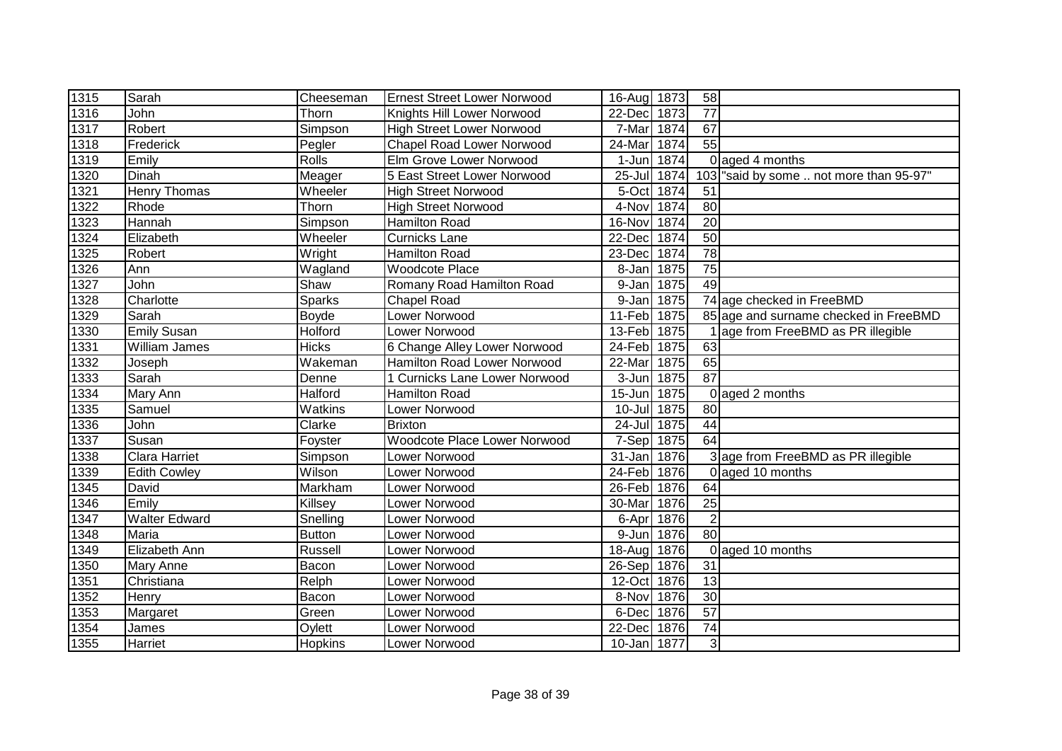| | | | | | | | |
|---|---|---|---|---|---|---|---|
| 1315 | Sarah | Cheeseman | Ernest Street Lower Norwood | 16-Aug | 1873 | 58 | |
| 1316 | John | Thorn | Knights Hill Lower Norwood | 22-Dec | 1873 | 77 | |
| 1317 | Robert | Simpson | High Street Lower Norwood | 7-Mar | 1874 | 67 | |
| 1318 | Frederick | Pegler | Chapel Road Lower Norwood | 24-Mar | 1874 | 55 | |
| 1319 | Emily | Rolls | Elm Grove Lower Norwood | 1-Jun | 1874 | 0 | aged 4 months |
| 1320 | Dinah | Meager | 5 East Street Lower Norwood | 25-Jul | 1874 | 103 | "said by some .. not more than 95-97" |
| 1321 | Henry Thomas | Wheeler | High Street Norwood | 5-Oct | 1874 | 51 | |
| 1322 | Rhode | Thorn | High Street Norwood | 4-Nov | 1874 | 80 | |
| 1323 | Hannah | Simpson | Hamilton Road | 16-Nov | 1874 | 20 | |
| 1324 | Elizabeth | Wheeler | Curnicks Lane | 22-Dec | 1874 | 50 | |
| 1325 | Robert | Wright | Hamilton Road | 23-Dec | 1874 | 78 | |
| 1326 | Ann | Wagland | Woodcote Place | 8-Jan | 1875 | 75 | |
| 1327 | John | Shaw | Romany Road Hamilton Road | 9-Jan | 1875 | 49 | |
| 1328 | Charlotte | Sparks | Chapel Road | 9-Jan | 1875 | 74 | age checked in FreeBMD |
| 1329 | Sarah | Boyde | Lower Norwood | 11-Feb | 1875 | 85 | age and surname checked in FreeBMD |
| 1330 | Emily Susan | Holford | Lower Norwood | 13-Feb | 1875 | 1 | age from FreeBMD as PR illegible |
| 1331 | William James | Hicks | 6 Change Alley Lower Norwood | 24-Feb | 1875 | 63 | |
| 1332 | Joseph | Wakeman | Hamilton Road Lower Norwood | 22-Mar | 1875 | 65 | |
| 1333 | Sarah | Denne | 1 Curnicks Lane Lower Norwood | 3-Jun | 1875 | 87 | |
| 1334 | Mary Ann | Halford | Hamilton Road | 15-Jun | 1875 | 0 | aged 2 months |
| 1335 | Samuel | Watkins | Lower Norwood | 10-Jul | 1875 | 80 | |
| 1336 | John | Clarke | Brixton | 24-Jul | 1875 | 44 | |
| 1337 | Susan | Foyster | Woodcote Place Lower Norwood | 7-Sep | 1875 | 64 | |
| 1338 | Clara Harriet | Simpson | Lower Norwood | 31-Jan | 1876 | 3 | age from FreeBMD as PR illegible |
| 1339 | Edith Cowley | Wilson | Lower Norwood | 24-Feb | 1876 | 0 | aged 10 months |
| 1345 | David | Markham | Lower Norwood | 26-Feb | 1876 | 64 | |
| 1346 | Emily | Killsey | Lower Norwood | 30-Mar | 1876 | 25 | |
| 1347 | Walter Edward | Snelling | Lower Norwood | 6-Apr | 1876 | 2 | |
| 1348 | Maria | Button | Lower Norwood | 9-Jun | 1876 | 80 | |
| 1349 | Elizabeth Ann | Russell | Lower Norwood | 18-Aug | 1876 | 0 | aged 10 months |
| 1350 | Mary Anne | Bacon | Lower Norwood | 26-Sep | 1876 | 31 | |
| 1351 | Christiana | Relph | Lower Norwood | 12-Oct | 1876 | 13 | |
| 1352 | Henry | Bacon | Lower Norwood | 8-Nov | 1876 | 30 | |
| 1353 | Margaret | Green | Lower Norwood | 6-Dec | 1876 | 57 | |
| 1354 | James | Oylett | Lower Norwood | 22-Dec | 1876 | 74 | |
| 1355 | Harriet | Hopkins | Lower Norwood | 10-Jan | 1877 | 3 | |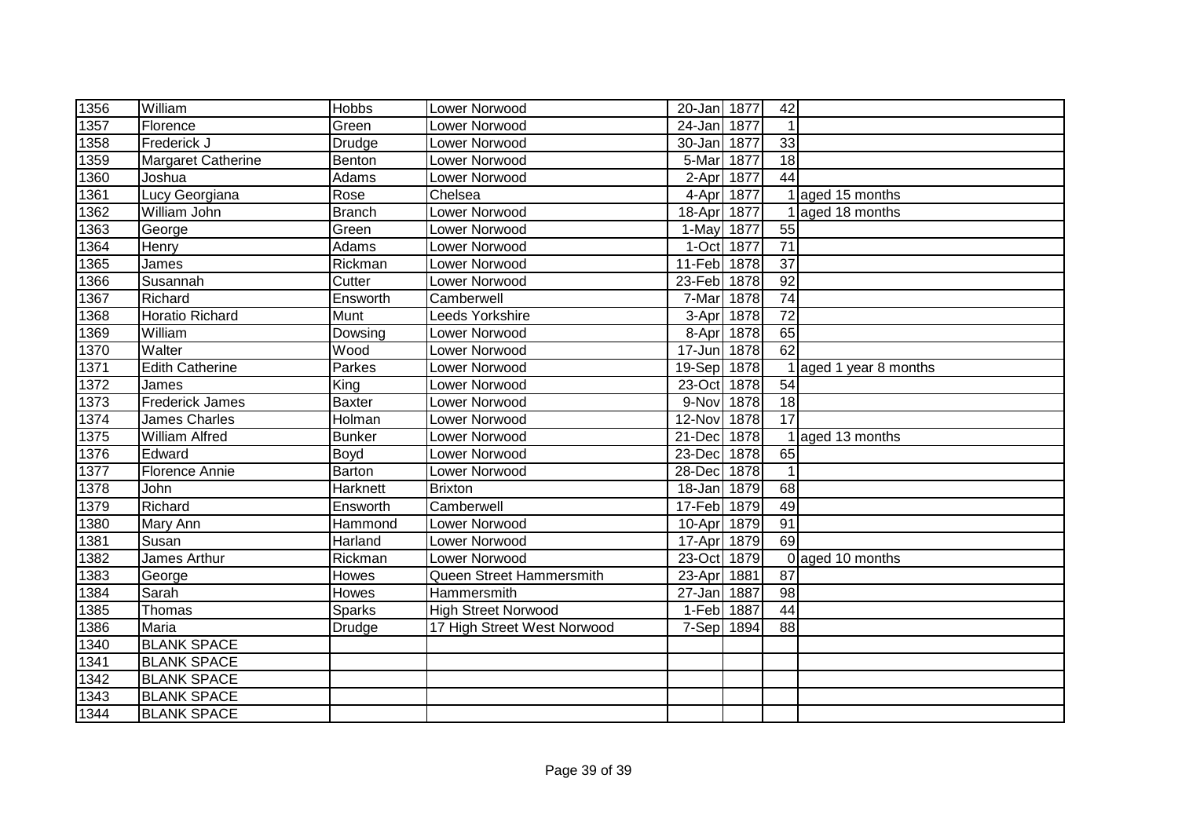| | | | | | | | |
|---|---|---|---|---|---|---|---|
| 1356 | William | Hobbs | Lower Norwood | 20-Jan | 1877 | 42 | |
| 1357 | Florence | Green | Lower Norwood | 24-Jan | 1877 | 1 | |
| 1358 | Frederick J | Drudge | Lower Norwood | 30-Jan | 1877 | 33 | |
| 1359 | Margaret Catherine | Benton | Lower Norwood | 5-Mar | 1877 | 18 | |
| 1360 | Joshua | Adams | Lower Norwood | 2-Apr | 1877 | 44 | |
| 1361 | Lucy Georgiana | Rose | Chelsea | 4-Apr | 1877 | 1 | aged 15 months |
| 1362 | William John | Branch | Lower Norwood | 18-Apr | 1877 | 1 | aged 18 months |
| 1363 | George | Green | Lower Norwood | 1-May | 1877 | 55 | |
| 1364 | Henry | Adams | Lower Norwood | 1-Oct | 1877 | 71 | |
| 1365 | James | Rickman | Lower Norwood | 11-Feb | 1878 | 37 | |
| 1366 | Susannah | Cutter | Lower Norwood | 23-Feb | 1878 | 92 | |
| 1367 | Richard | Ensworth | Camberwell | 7-Mar | 1878 | 74 | |
| 1368 | Horatio Richard | Munt | Leeds Yorkshire | 3-Apr | 1878 | 72 | |
| 1369 | William | Dowsing | Lower Norwood | 8-Apr | 1878 | 65 | |
| 1370 | Walter | Wood | Lower Norwood | 17-Jun | 1878 | 62 | |
| 1371 | Edith Catherine | Parkes | Lower Norwood | 19-Sep | 1878 | 1 | aged 1 year 8 months |
| 1372 | James | King | Lower Norwood | 23-Oct | 1878 | 54 | |
| 1373 | Frederick James | Baxter | Lower Norwood | 9-Nov | 1878 | 18 | |
| 1374 | James Charles | Holman | Lower Norwood | 12-Nov | 1878 | 17 | |
| 1375 | William Alfred | Bunker | Lower Norwood | 21-Dec | 1878 | 1 | aged 13 months |
| 1376 | Edward | Boyd | Lower Norwood | 23-Dec | 1878 | 65 | |
| 1377 | Florence Annie | Barton | Lower Norwood | 28-Dec | 1878 | 1 | |
| 1378 | John | Harknett | Brixton | 18-Jan | 1879 | 68 | |
| 1379 | Richard | Ensworth | Camberwell | 17-Feb | 1879 | 49 | |
| 1380 | Mary Ann | Hammond | Lower Norwood | 10-Apr | 1879 | 91 | |
| 1381 | Susan | Harland | Lower Norwood | 17-Apr | 1879 | 69 | |
| 1382 | James Arthur | Rickman | Lower Norwood | 23-Oct | 1879 | 0 | aged 10 months |
| 1383 | George | Howes | Queen Street Hammersmith | 23-Apr | 1881 | 87 | |
| 1384 | Sarah | Howes | Hammersmith | 27-Jan | 1887 | 98 | |
| 1385 | Thomas | Sparks | High Street Norwood | 1-Feb | 1887 | 44 | |
| 1386 | Maria | Drudge | 17 High Street West Norwood | 7-Sep | 1894 | 88 | |
| 1340 | BLANK SPACE | | | | | | |
| 1341 | BLANK SPACE | | | | | | |
| 1342 | BLANK SPACE | | | | | | |
| 1343 | BLANK SPACE | | | | | | |
| 1344 | BLANK SPACE | | | | | | |